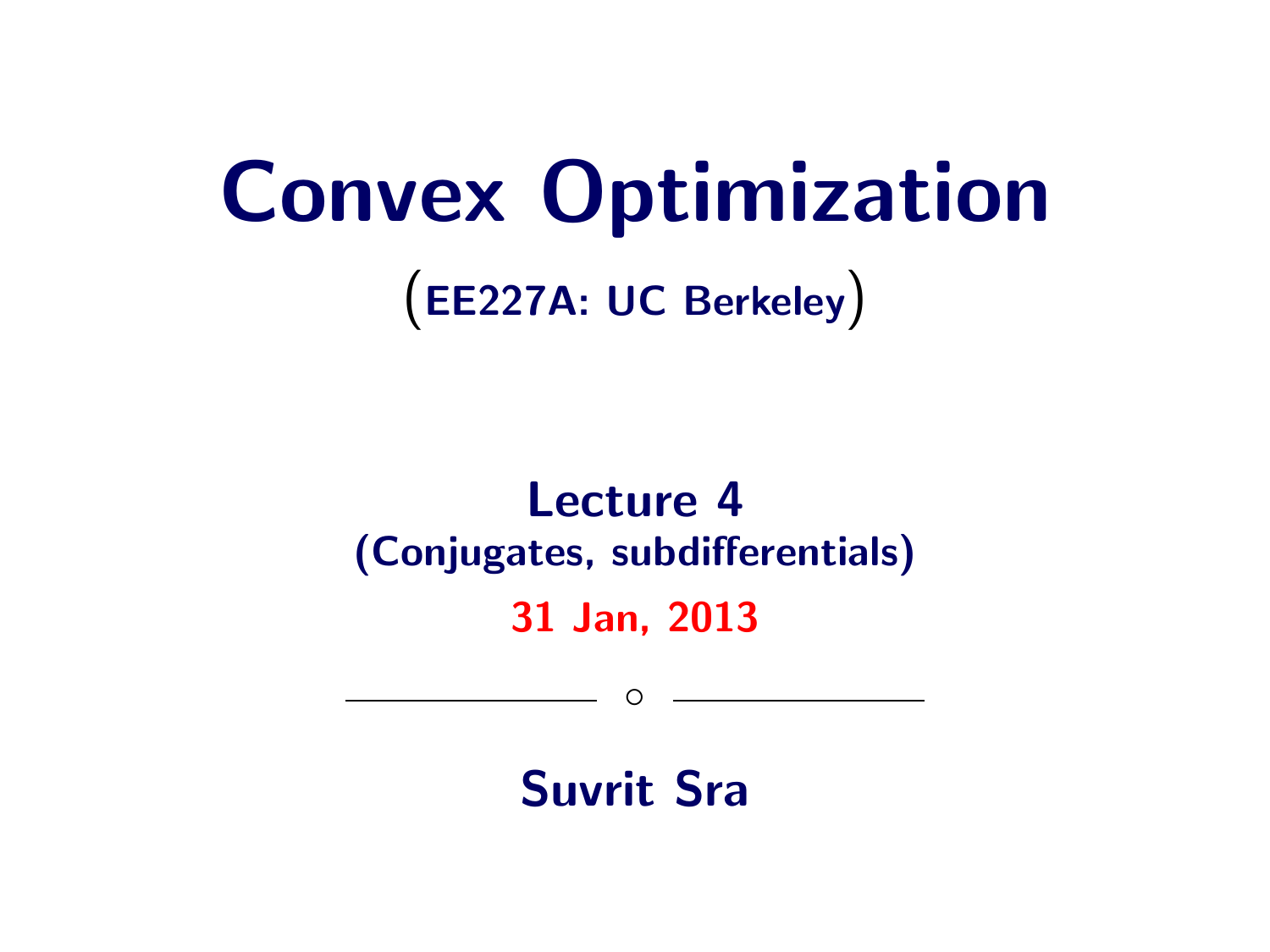# Convex Optimization

(EE227A: UC Berkeley)

## Lecture 4

(Conjugates, subdifferentials)

31 Jan, 2013

—————— ○ ——————

**Suvrit Sra**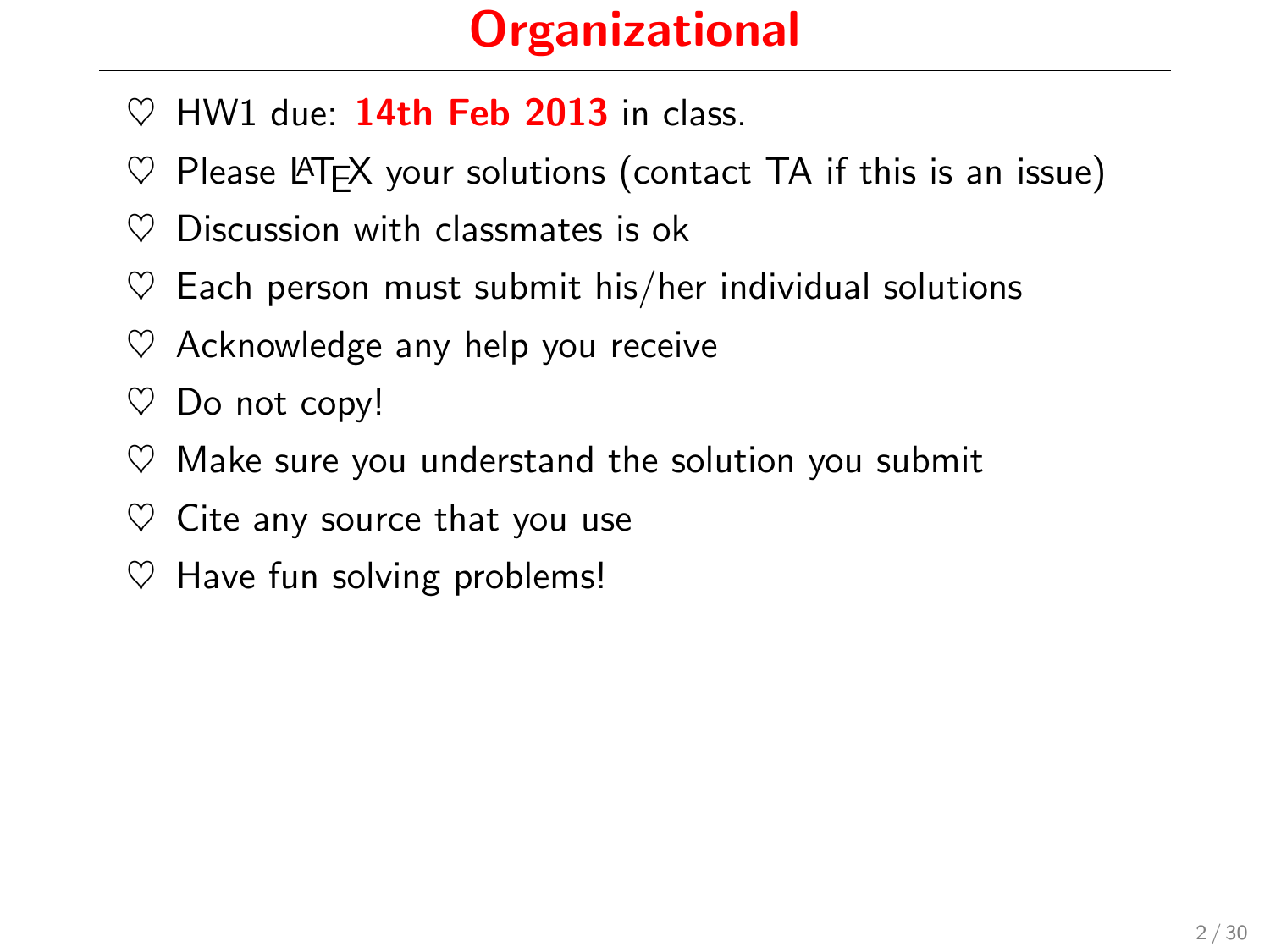# Organizational

- ♡ HW1 due: **14th Feb 2013** in class.
- ♡ Please LaTeX your solutions (contact TA if this is an issue)
- ♡ Discussion with classmates is ok
- ♡ Each person must submit his/her individual solutions
- ♡ Acknowledge any help you receive
- ♡ Do not copy!
- ♡ Make sure you understand the solution you submit
- ♡ Cite any source that you use
- ♡ Have fun solving problems!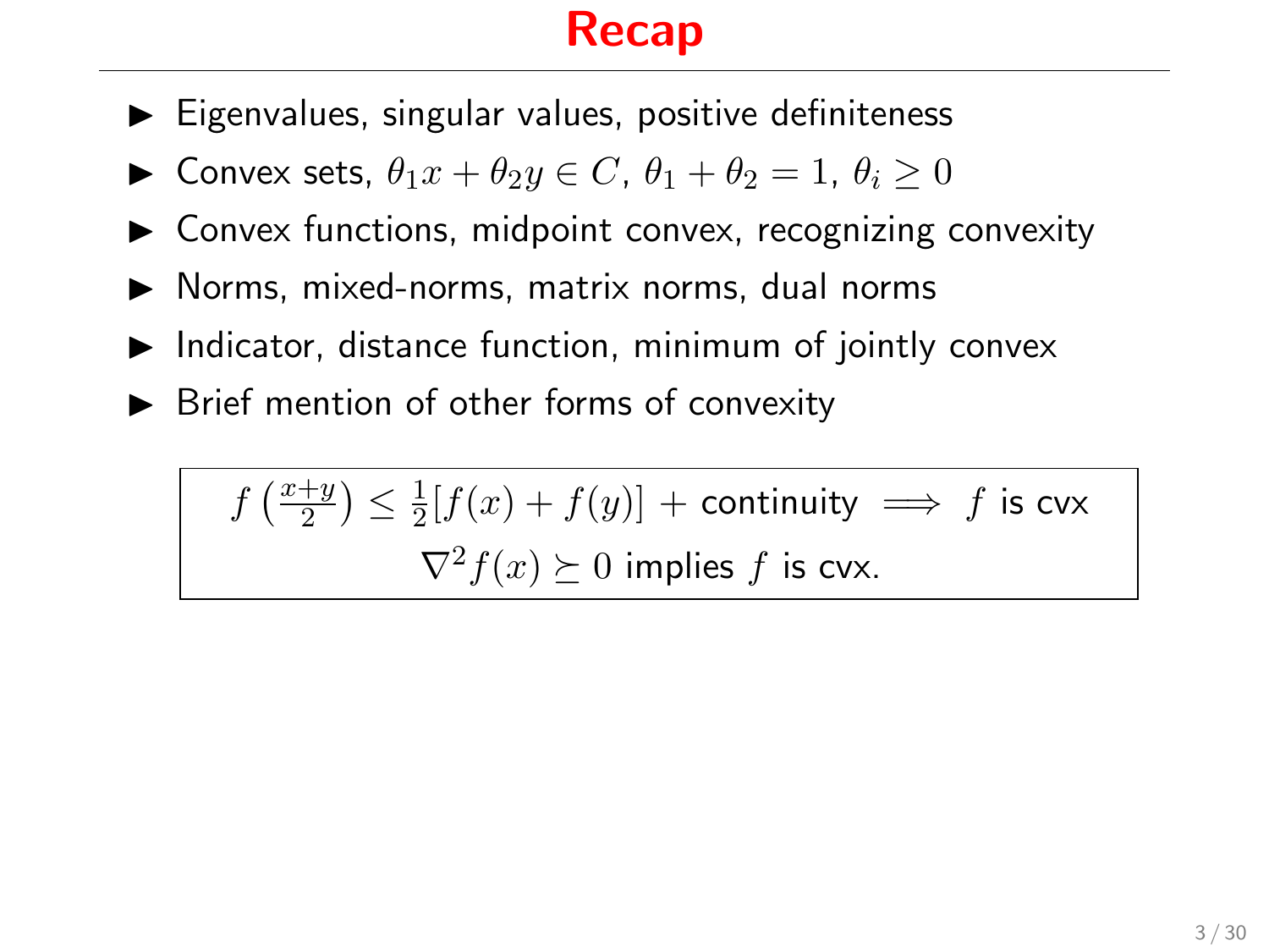# Recap

- Eigenvalues, singular values, positive definiteness
- Convex sets, $\theta_1 x + \theta_2 y \in C$, $\theta_1 + \theta_2 = 1$, $\theta_i \geq 0$
- Convex functions, midpoint convex, recognizing convexity
- Norms, mixed-norms, matrix norms, dual norms
- Indicator, distance function, minimum of jointly convex
- Brief mention of other forms of convexity

$$f\left(\tfrac{x+y}{2}\right) \leq \tfrac{1}{2}[f(x) + f(y)] + \text{continuity} \implies f \text{ is cvx}$$

$$\nabla^2 f(x) \succeq 0 \text{ implies } f \text{ is cvx.}$$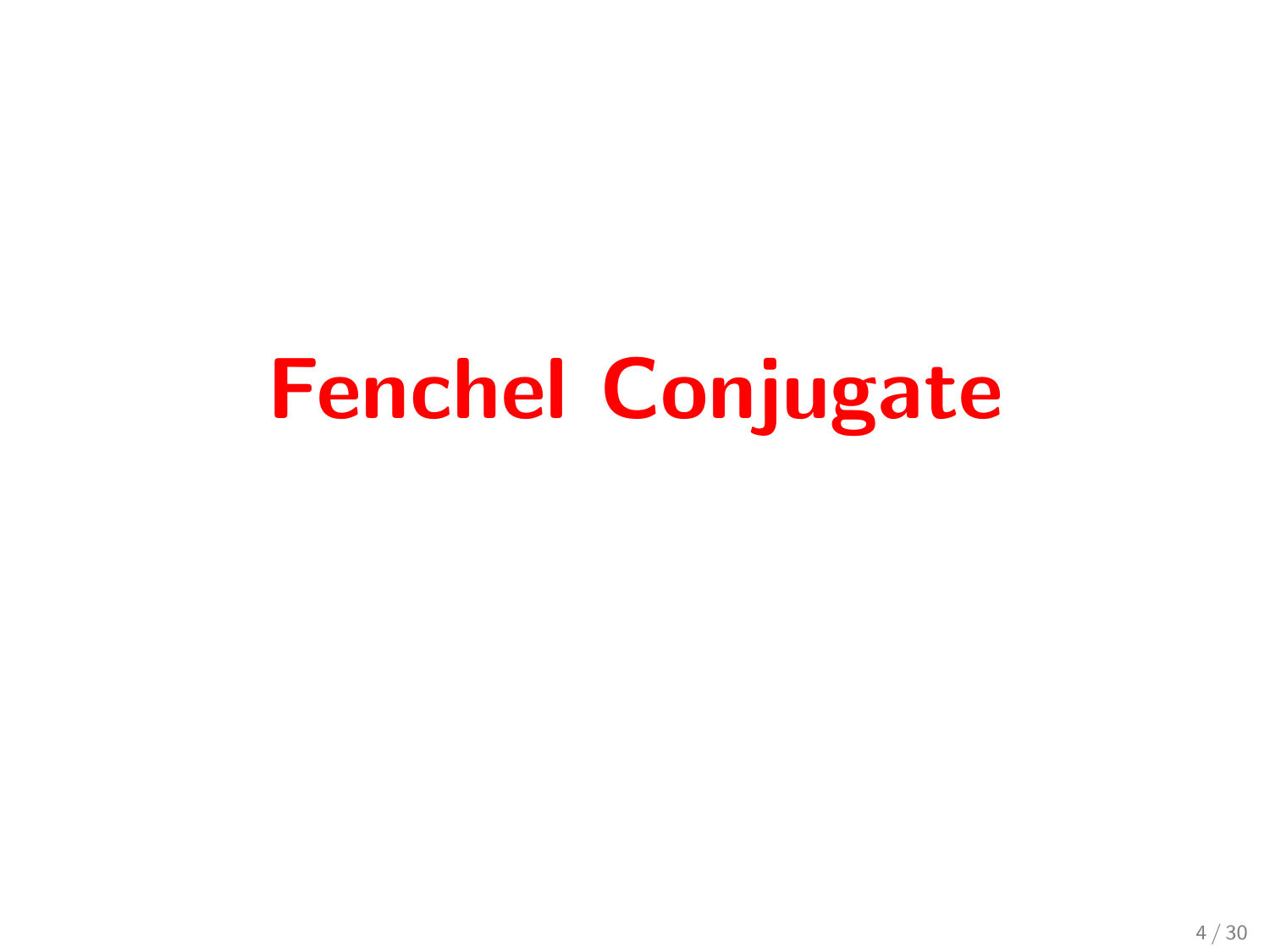# Fenchel Conjugate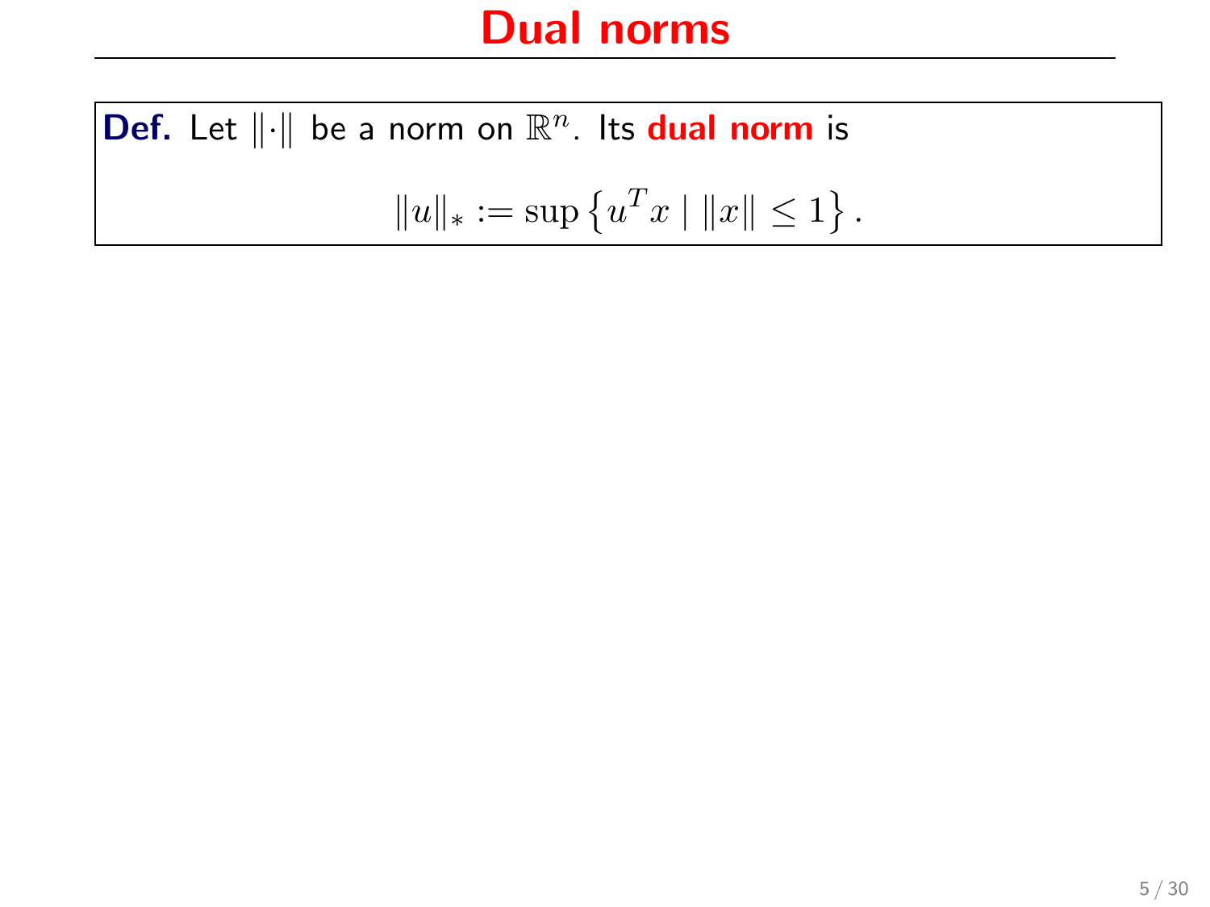# Dual norms

**Def.** Let $\|\cdot\|$ be a norm on $\mathbb{R}^n$. Its **dual norm** is

$$\|u\|_* := \sup\left\{u^T x \mid \|x\| \leq 1\right\}.$$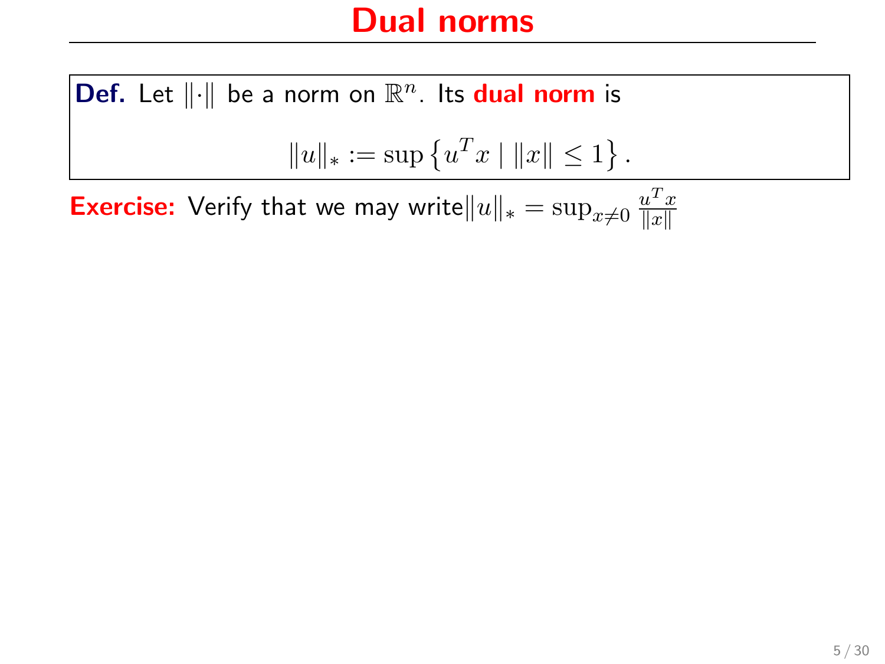# Dual norms

**Def.** Let $\|\cdot\|$ be a norm on $\mathbb{R}^n$. Its **dual norm** is

$$\|u\|_* := \sup \left\{ u^T x \mid \|x\| \leq 1 \right\}.$$

**Exercise:** Verify that we may write $\|u\|_* = \sup_{x \neq 0} \frac{u^T x}{\|x\|}$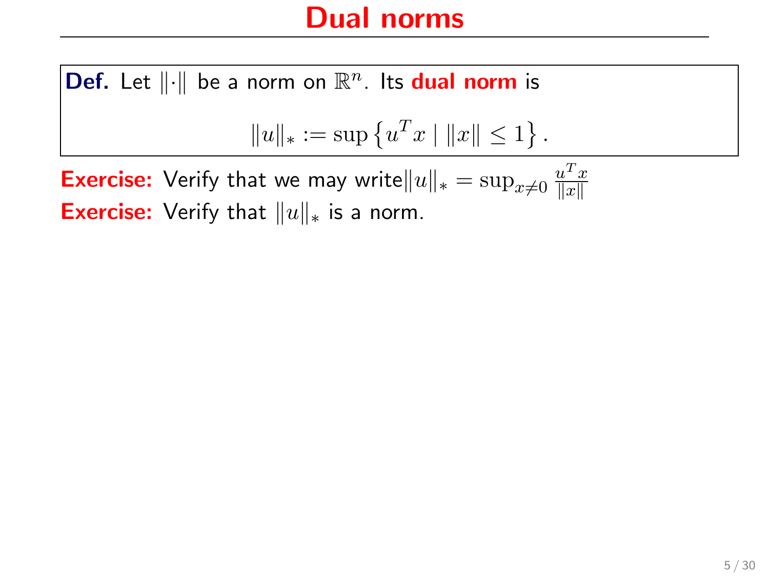# Dual norms

**Def.** Let $\|\cdot\|$ be a norm on $\mathbb{R}^n$. Its **dual norm** is

$$\|u\|_* := \sup \left\{ u^T x \mid \|x\| \leq 1 \right\}.$$

**Exercise:** Verify that we may write $\|u\|_* = \sup_{x \neq 0} \frac{u^T x}{\|x\|}$

**Exercise:** Verify that $\|u\|_*$ is a norm.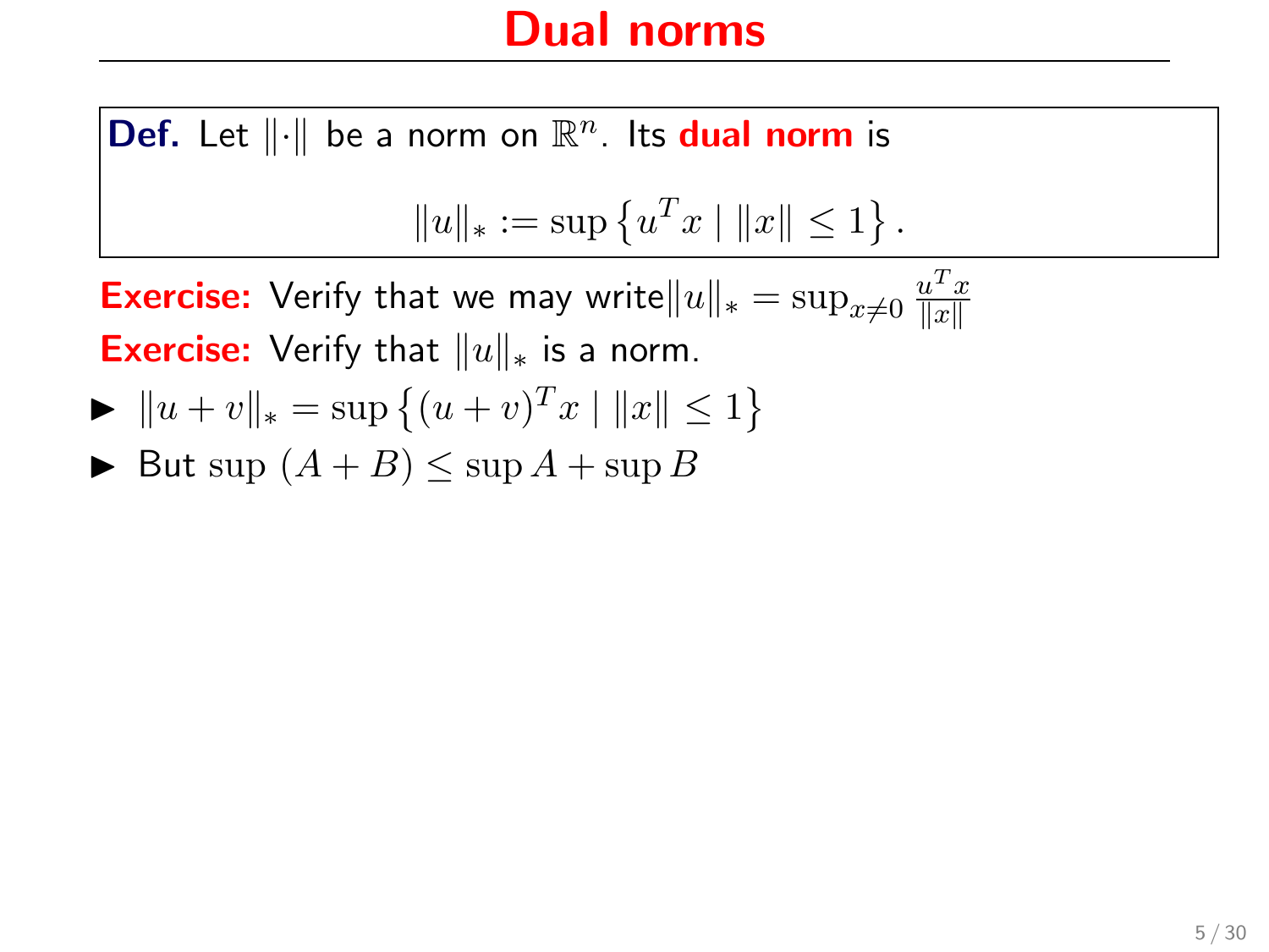# Dual norms

**Def.** Let $\|\cdot\|$ be a norm on $\mathbb{R}^n$. Its **dual norm** is

$$\|u\|_* := \sup\left\{u^T x \mid \|x\| \leq 1\right\}.$$

**Exercise:** Verify that we may write $\|u\|_* = \sup_{x \neq 0} \frac{u^T x}{\|x\|}$

**Exercise:** Verify that $\|u\|_*$ is a norm.

- $\|u+v\|_* = \sup\left\{(u+v)^T x \mid \|x\| \leq 1\right\}$
- But $\sup\,(A+B) \leq \sup A + \sup B$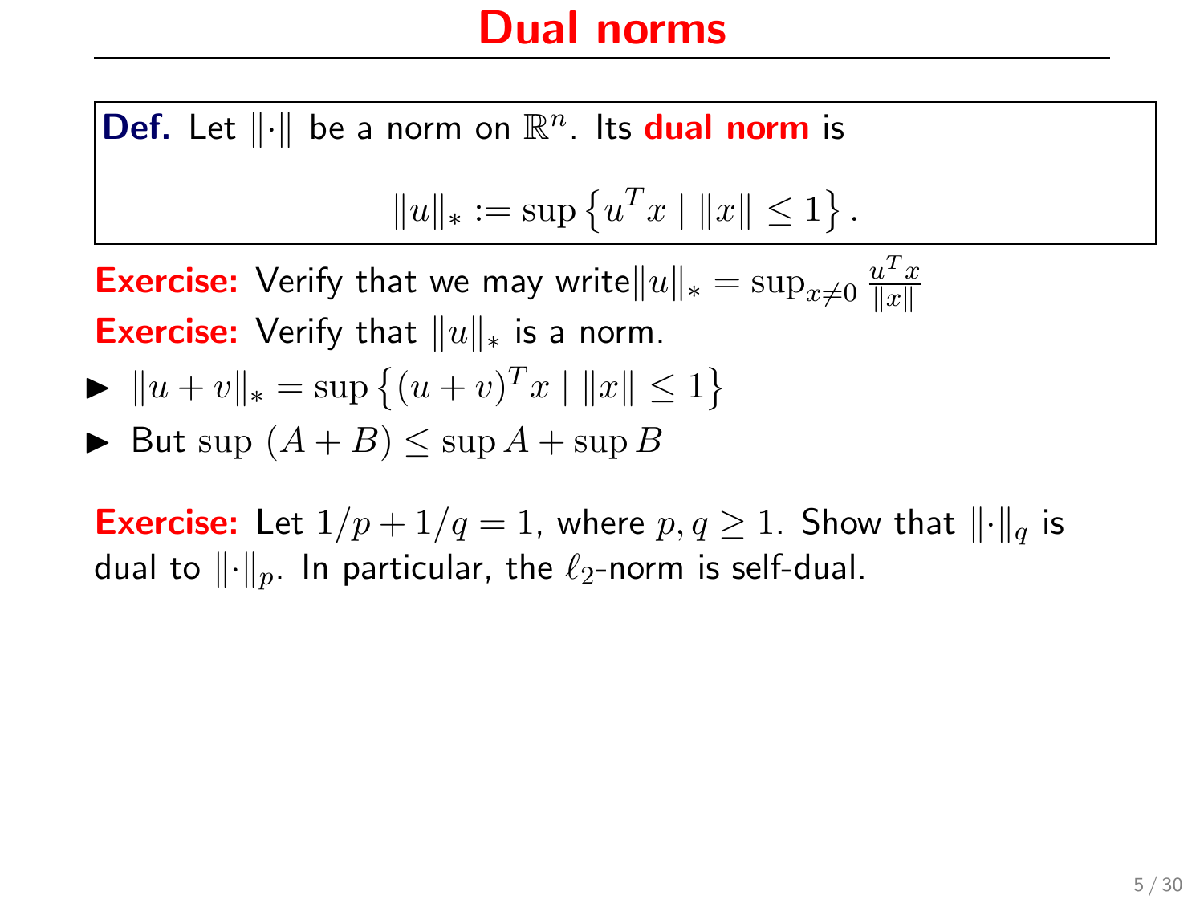# Dual norms

**Def.** Let $\|\cdot\|$ be a norm on $\mathbb{R}^n$. Its **dual norm** is

$$\|u\|_* := \sup\left\{u^T x \mid \|x\| \leq 1\right\}.$$

**Exercise:** Verify that we may write $\|u\|_* = \sup_{x \neq 0} \frac{u^T x}{\|x\|}$

**Exercise:** Verify that $\|u\|_*$ is a norm.

- $\|u+v\|_* = \sup\left\{(u+v)^T x \mid \|x\| \leq 1\right\}$
- But $\sup\,(A+B) \leq \sup A + \sup B$

**Exercise:** Let $1/p + 1/q = 1$, where $p, q \geq 1$. Show that $\|\cdot\|_q$ is dual to $\|\cdot\|_p$. In particular, the $\ell_2$-norm is self-dual.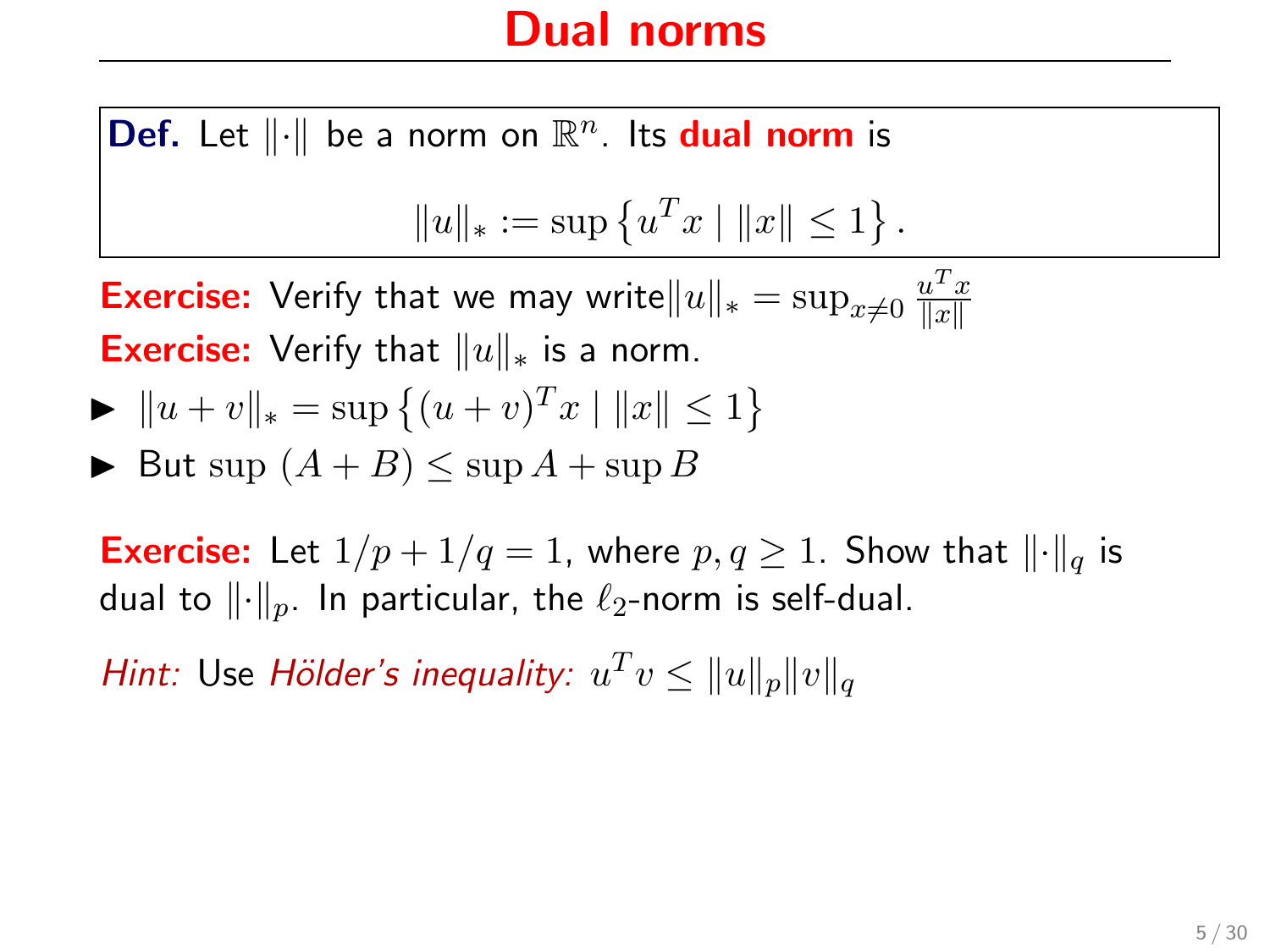# Dual norms

**Def.** Let $\|\cdot\|$ be a norm on $\mathbb{R}^n$. Its **dual norm** is

$$\|u\|_* := \sup\left\{u^T x \mid \|x\| \leq 1\right\}.$$

**Exercise:** Verify that we may write $\|u\|_* = \sup_{x \neq 0} \frac{u^T x}{\|x\|}$

**Exercise:** Verify that $\|u\|_*$ is a norm.

- $\|u + v\|_* = \sup\left\{(u+v)^T x \mid \|x\| \leq 1\right\}$
- But $\sup\,(A + B) \leq \sup A + \sup B$

**Exercise:** Let $1/p + 1/q = 1$, where $p, q \geq 1$. Show that $\|\cdot\|_q$ is dual to $\|\cdot\|_p$. In particular, the $\ell_2$-norm is self-dual.

*Hint:* Use *Hölder's inequality:* $u^T v \leq \|u\|_p \|v\|_q$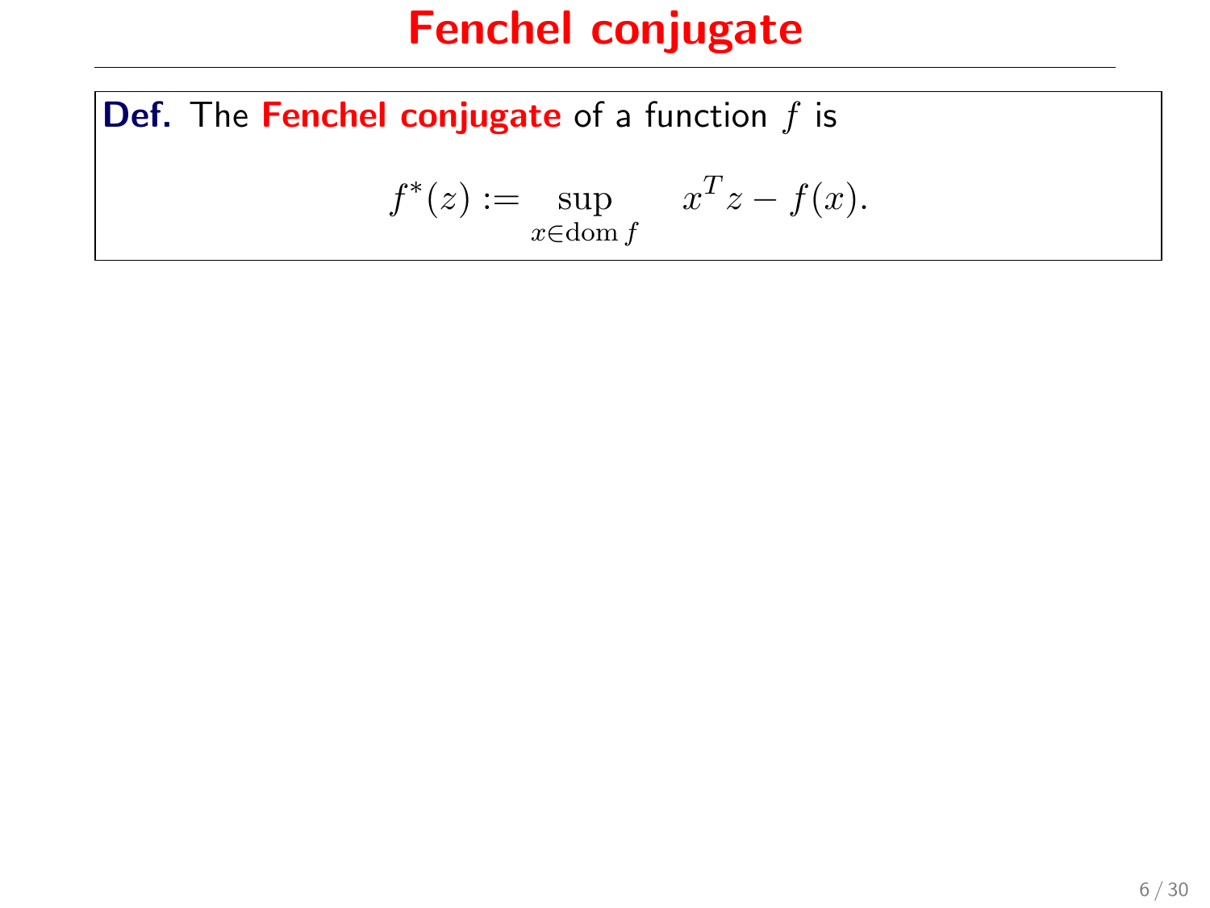# Fenchel conjugate

**Def.** The **Fenchel conjugate** of a function $f$ is

$$f^*(z) := \sup_{x \in \operatorname{dom} f} \quad x^T z - f(x).$$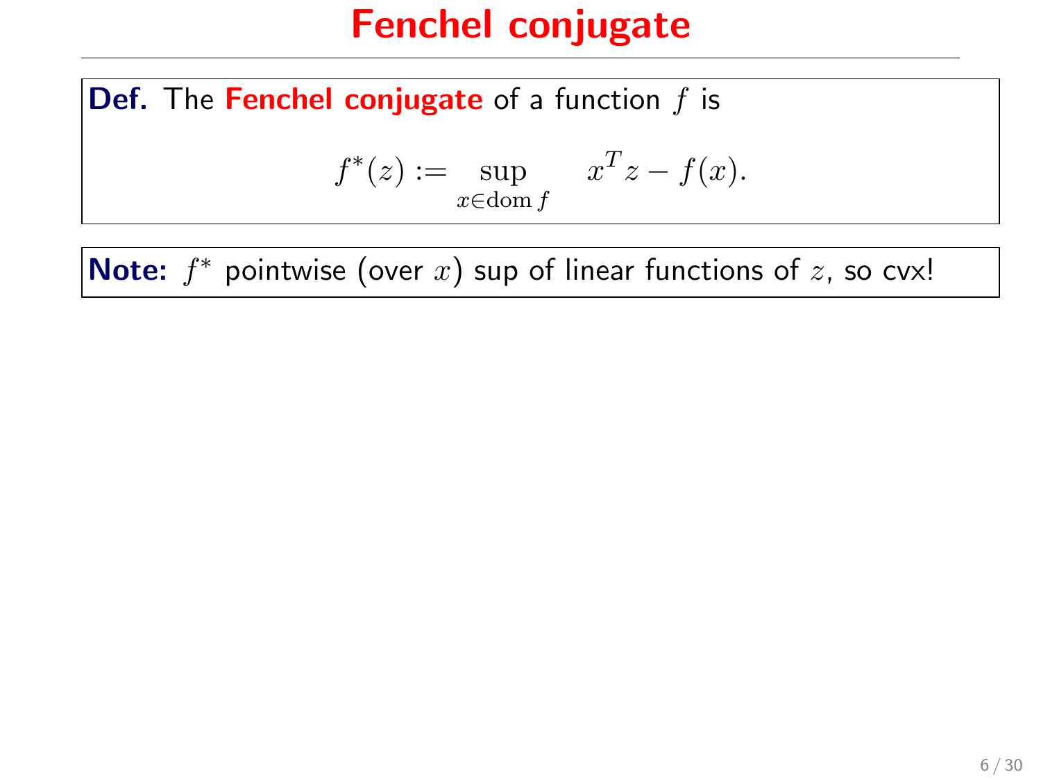# Fenchel conjugate

**Def.** The **Fenchel conjugate** of a function $f$ is

$$f^*(z) := \sup_{x \in \operatorname{dom} f} \quad x^T z - f(x).$$

**Note:** $f^*$ pointwise (over $x$) sup of linear functions of $z$, so cvx!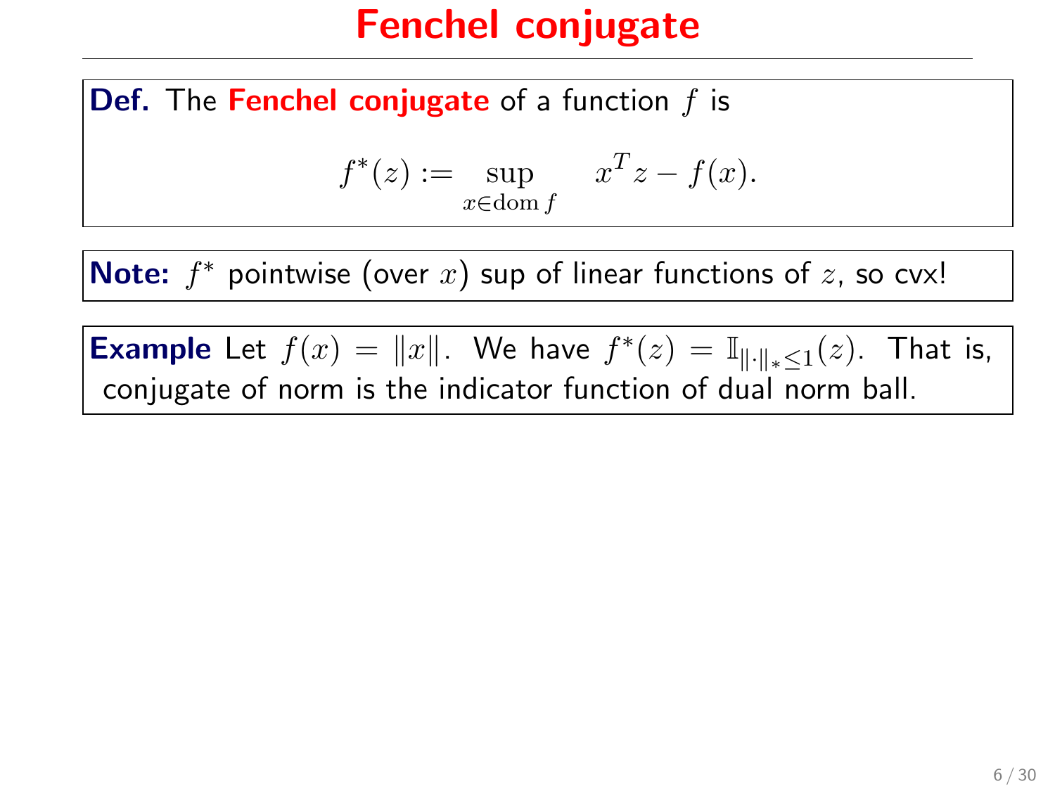# Fenchel conjugate

**Def.** The **Fenchel conjugate** of a function $f$ is

$$f^*(z) := \sup_{x \in \mathrm{dom}\, f} \quad x^T z - f(x).$$

**Note:** $f^*$ pointwise (over $x$) sup of linear functions of $z$, so cvx!

**Example** Let $f(x) = \|x\|$. We have $f^*(z) = \mathbb{I}_{\|\cdot\|_* \leq 1}(z)$. That is, conjugate of norm is the indicator function of dual norm ball.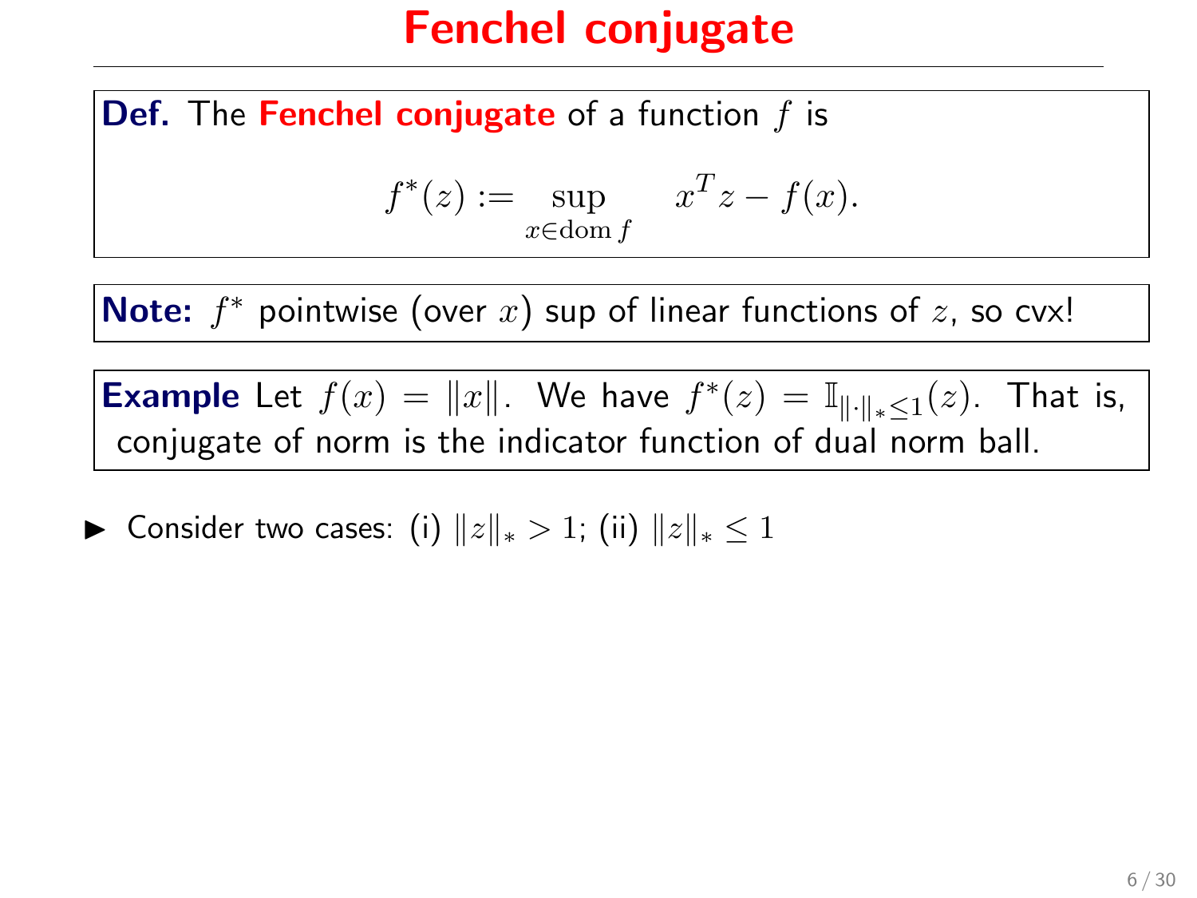# Fenchel conjugate

**Def.** The **Fenchel conjugate** of a function $f$ is

$$f^*(z) := \sup_{x \in \operatorname{dom} f} \quad x^T z - f(x).$$

**Note:** $f^*$ pointwise (over $x$) sup of linear functions of $z$, so cvx!

**Example** Let $f(x) = \|x\|$. We have $f^*(z) = \mathbb{I}_{\|\cdot\|_* \leq 1}(z)$. That is, conjugate of norm is the indicator function of dual norm ball.

- Consider two cases: (i) $\|z\|_* > 1$; (ii) $\|z\|_* \leq 1$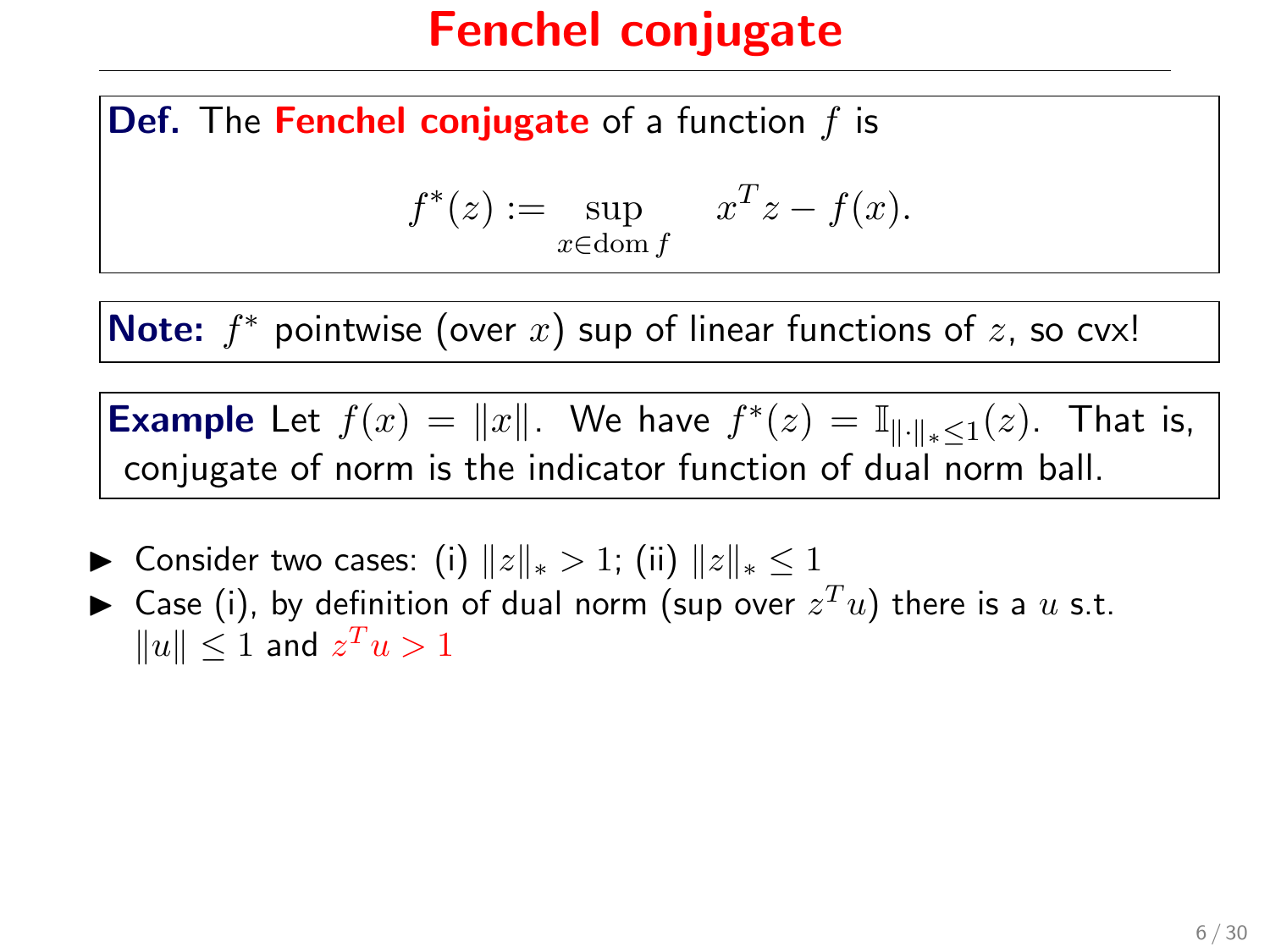# Fenchel conjugate

**Def.** The **Fenchel conjugate** of a function $f$ is

$$f^*(z) := \sup_{x \in \operatorname{dom} f} \quad x^T z - f(x).$$

**Note:** $f^*$ pointwise (over $x$) sup of linear functions of $z$, so cvx!

**Example** Let $f(x) = \|x\|$. We have $f^*(z) = \mathbb{I}_{\|\cdot\|_* \leq 1}(z)$. That is, conjugate of norm is the indicator function of dual norm ball.

- Consider two cases: (i) $\|z\|_* > 1$; (ii) $\|z\|_* \leq 1$
- Case (i), by definition of dual norm (sup over $z^T u$) there is a $u$ s.t. $\|u\| \leq 1$ and $z^T u > 1$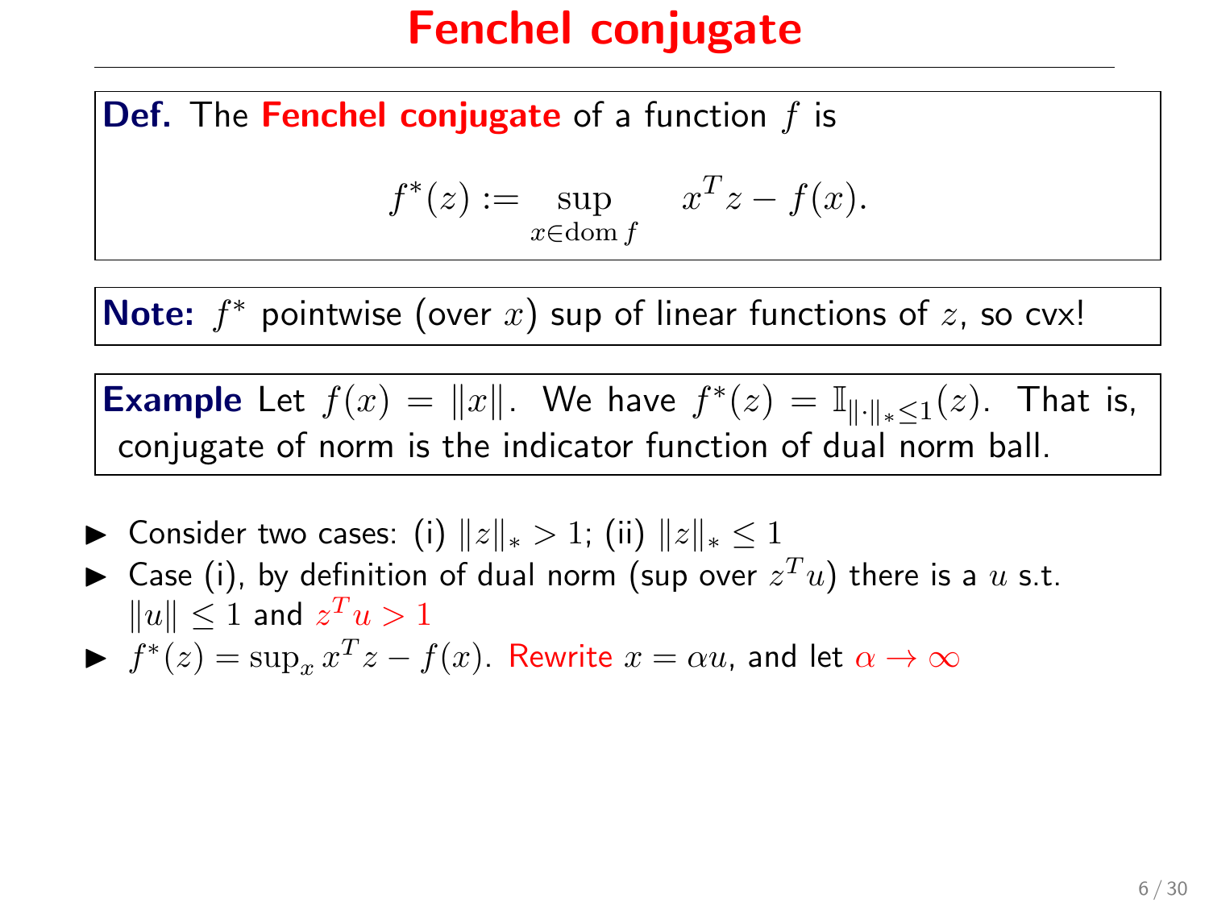# Fenchel conjugate

**Def.** The **Fenchel conjugate** of a function $f$ is

$$f^*(z) := \sup_{x \in \operatorname{dom} f} \quad x^T z - f(x).$$

**Note:** $f^*$ pointwise (over $x$) sup of linear functions of $z$, so cvx!

**Example** Let $f(x) = \|x\|$. We have $f^*(z) = \mathbb{I}_{\|\cdot\|_* \leq 1}(z)$. That is, conjugate of norm is the indicator function of dual norm ball.

- Consider two cases: (i) $\|z\|_* > 1$; (ii) $\|z\|_* \leq 1$
- Case (i), by definition of dual norm (sup over $z^T u$) there is a $u$ s.t. $\|u\| \leq 1$ and $z^T u > 1$
- $f^*(z) = \sup_x x^T z - f(x)$. Rewrite $x = \alpha u$, and let $\alpha \to \infty$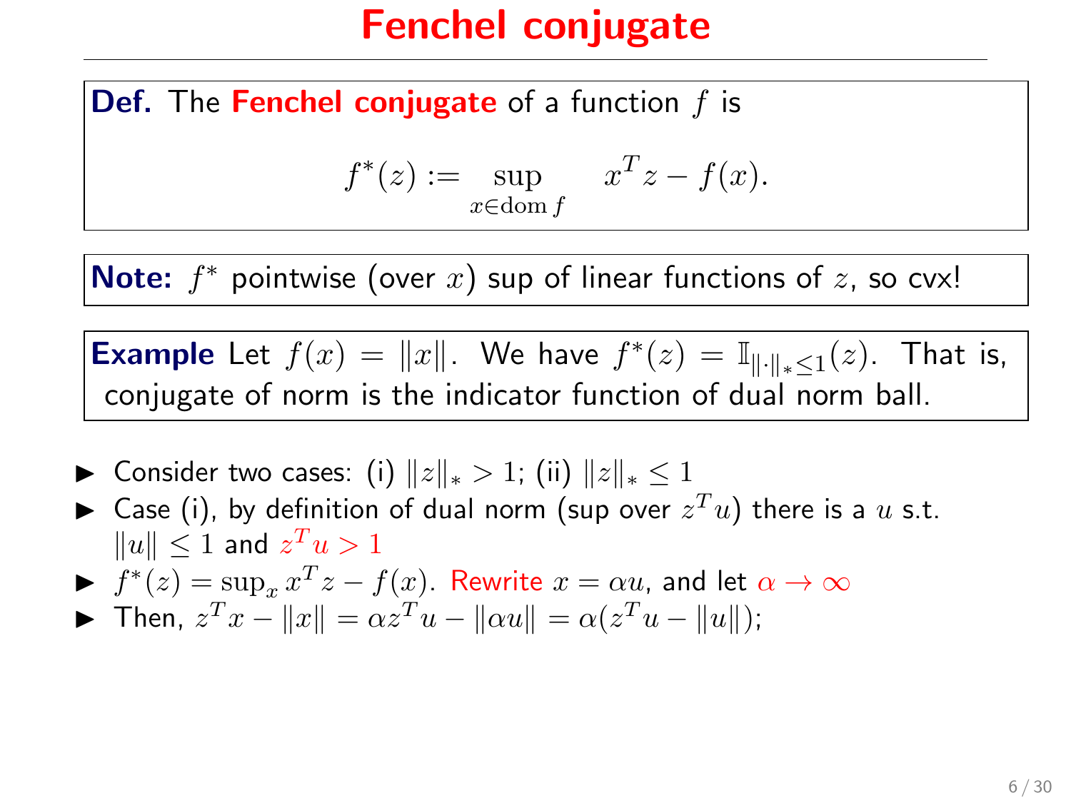# Fenchel conjugate

**Def.** The **Fenchel conjugate** of a function $f$ is

$$f^*(z) := \sup_{x \in \operatorname{dom} f} \quad x^T z - f(x).$$

**Note:** $f^*$ pointwise (over $x$) sup of linear functions of $z$, so cvx!

**Example** Let $f(x) = \|x\|$. We have $f^*(z) = \mathbb{I}_{\|\cdot\|_* \le 1}(z)$. That is, conjugate of norm is the indicator function of dual norm ball.

- Consider two cases: (i) $\|z\|_* > 1$; (ii) $\|z\|_* \le 1$
- Case (i), by definition of dual norm (sup over $z^T u$) there is a $u$ s.t. $\|u\| \le 1$ and $z^T u > 1$
- $f^*(z) = \sup_x x^T z - f(x)$. Rewrite $x = \alpha u$, and let $\alpha \to \infty$
- Then, $z^T x - \|x\| = \alpha z^T u - \|\alpha u\| = \alpha(z^T u - \|u\|)$;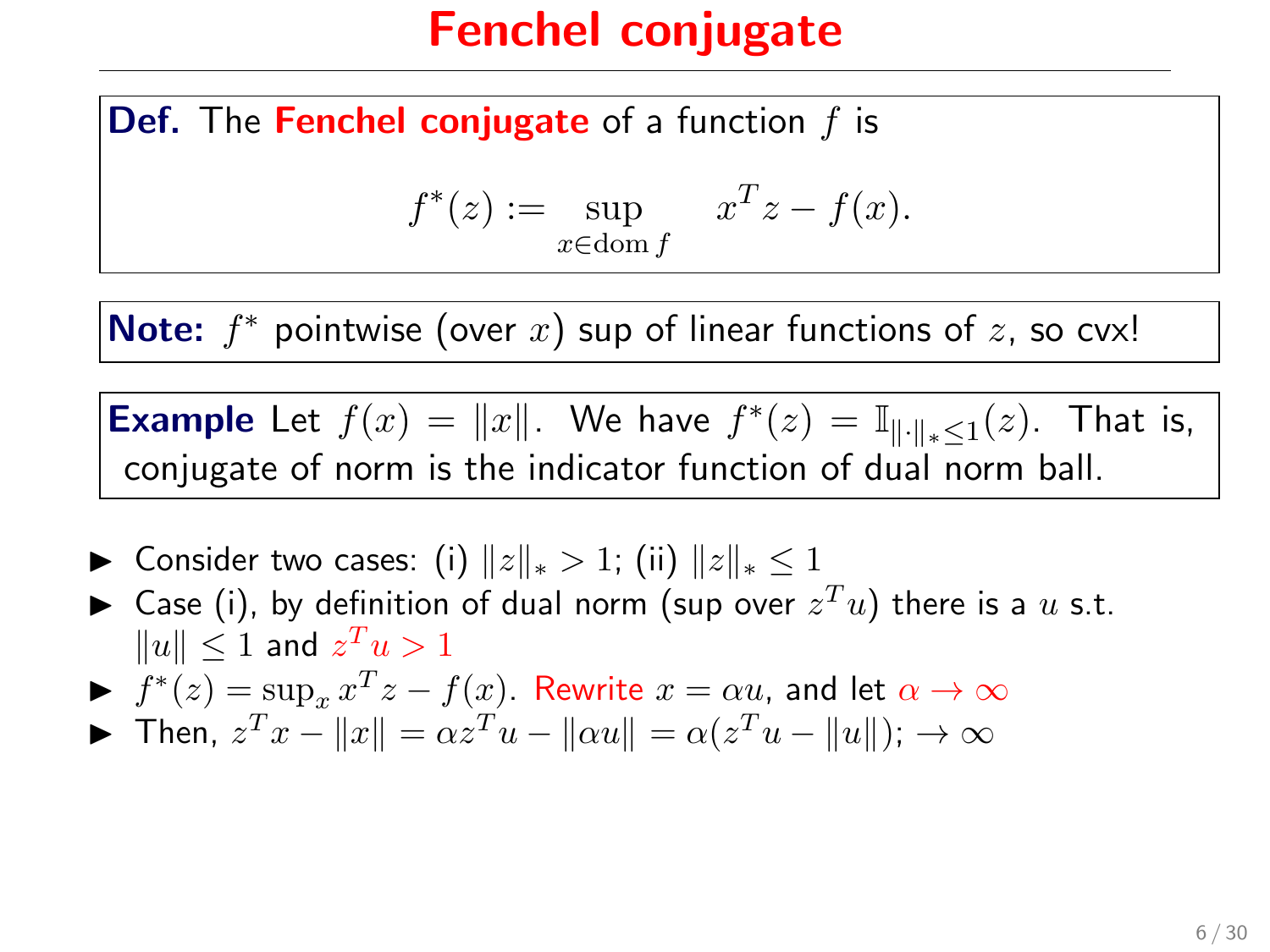# Fenchel conjugate

**Def.** The **Fenchel conjugate** of a function $f$ is

$$f^*(z) := \sup_{x \in \operatorname{dom} f} \quad x^T z - f(x).$$

**Note:** $f^*$ pointwise (over $x$) sup of linear functions of $z$, so cvx!

**Example** Let $f(x) = \|x\|$. We have $f^*(z) = \mathbb{I}_{\|\cdot\|_* \le 1}(z)$. That is, conjugate of norm is the indicator function of dual norm ball.

- Consider two cases: (i) $\|z\|_* > 1$; (ii) $\|z\|_* \le 1$
- Case (i), by definition of dual norm (sup over $z^T u$) there is a $u$ s.t. $\|u\| \le 1$ and $z^T u > 1$
- $f^*(z) = \sup_x x^T z - f(x)$. Rewrite $x = \alpha u$, and let $\alpha \to \infty$
- Then, $z^T x - \|x\| = \alpha z^T u - \|\alpha u\| = \alpha(z^T u - \|u\|)$; $\to \infty$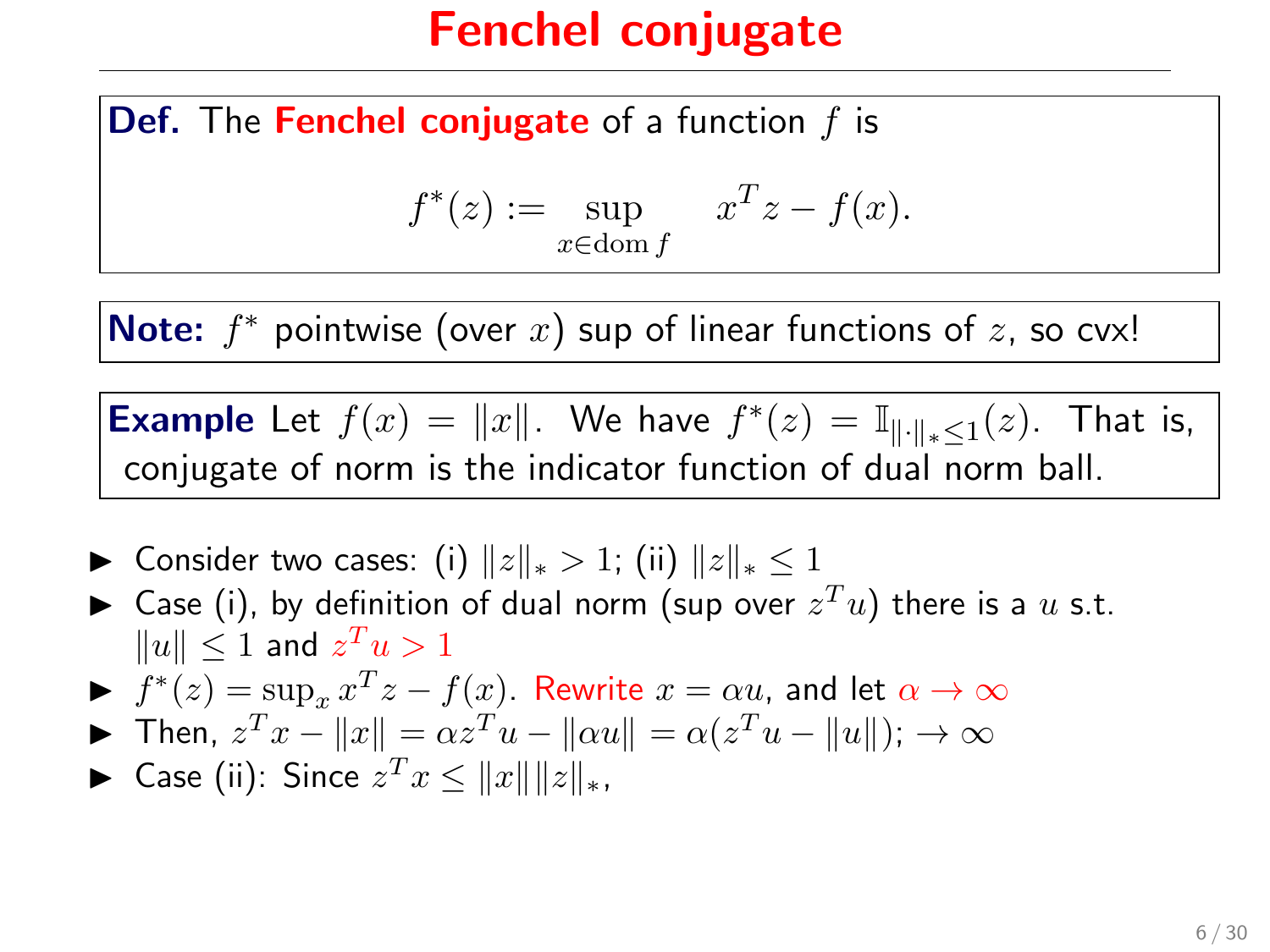# Fenchel conjugate

**Def.** The **Fenchel conjugate** of a function $f$ is

$$f^*(z) := \sup_{x \in \operatorname{dom} f} \quad x^T z - f(x).$$

**Note:** $f^*$ pointwise (over $x$) sup of linear functions of $z$, so cvx!

**Example** Let $f(x) = \|x\|$. We have $f^*(z) = \mathbb{I}_{\|\cdot\|_* \leq 1}(z)$. That is, conjugate of norm is the indicator function of dual norm ball.

- Consider two cases: (i) $\|z\|_* > 1$; (ii) $\|z\|_* \leq 1$
- Case (i), by definition of dual norm (sup over $z^T u$) there is a $u$ s.t. $\|u\| \leq 1$ and $z^T u > 1$
- $f^*(z) = \sup_x x^T z - f(x)$. Rewrite $x = \alpha u$, and let $\alpha \to \infty$
- Then, $z^T x - \|x\| = \alpha z^T u - \|\alpha u\| = \alpha(z^T u - \|u\|)$; $\to \infty$
- Case (ii): Since $z^T x \leq \|x\| \|z\|_*$,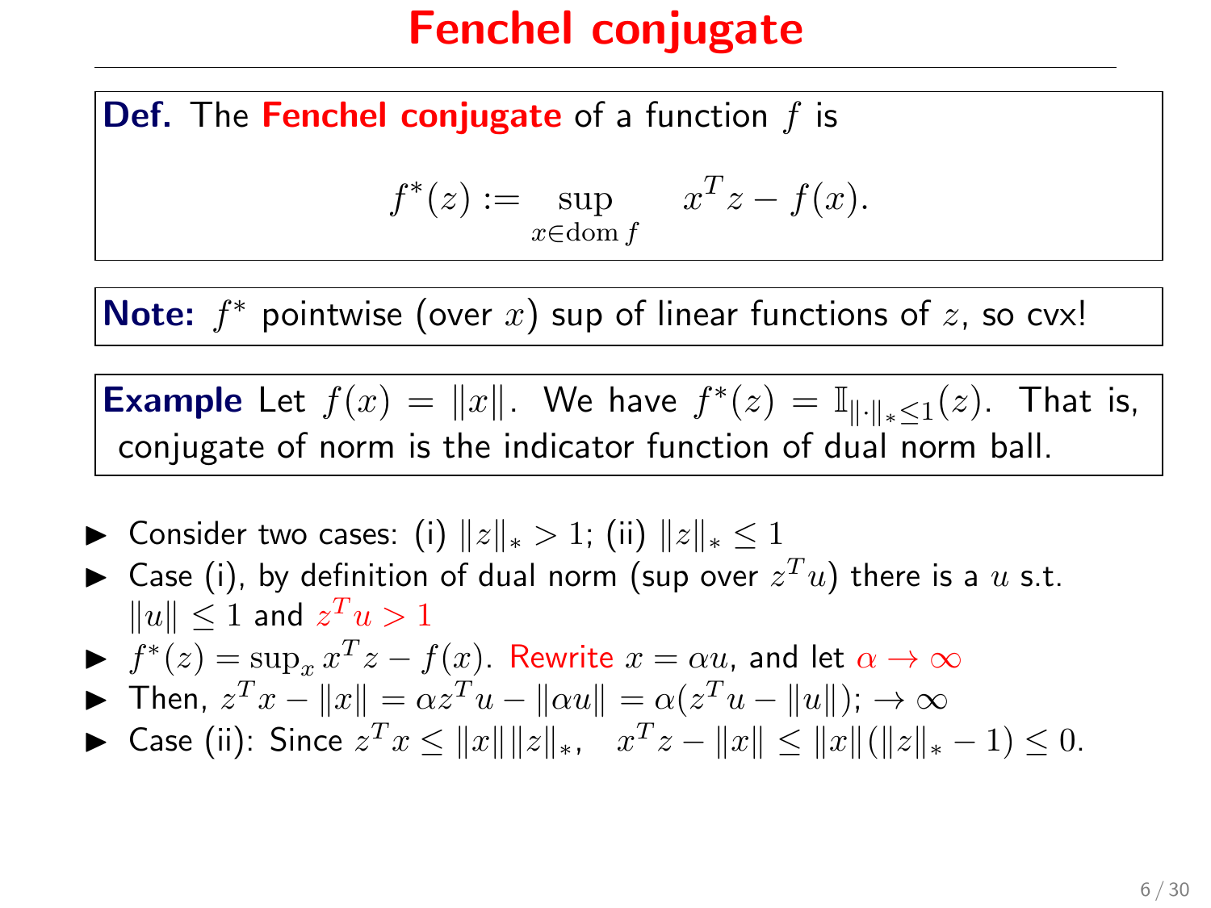# Fenchel conjugate

**Def.** The **Fenchel conjugate** of a function $f$ is

$$f^*(z) := \sup_{x \in \operatorname{dom} f} \quad x^T z - f(x).$$

**Note:** $f^*$ pointwise (over $x$) sup of linear functions of $z$, so cvx!

**Example** Let $f(x) = \|x\|$. We have $f^*(z) = \mathbb{I}_{\|\cdot\|_* \le 1}(z)$. That is, conjugate of norm is the indicator function of dual norm ball.

- Consider two cases: (i) $\|z\|_* > 1$; (ii) $\|z\|_* \le 1$
- Case (i), by definition of dual norm (sup over $z^T u$) there is a $u$ s.t. $\|u\| \le 1$ and $z^T u > 1$
- $f^*(z) = \sup_x x^T z - f(x)$. Rewrite $x = \alpha u$, and let $\alpha \to \infty$
- Then, $z^T x - \|x\| = \alpha z^T u - \|\alpha u\| = \alpha(z^T u - \|u\|)$; $\to \infty$
- Case (ii): Since $z^T x \le \|x\| \|z\|_*$, $\quad x^T z - \|x\| \le \|x\|(\|z\|_* - 1) \le 0$.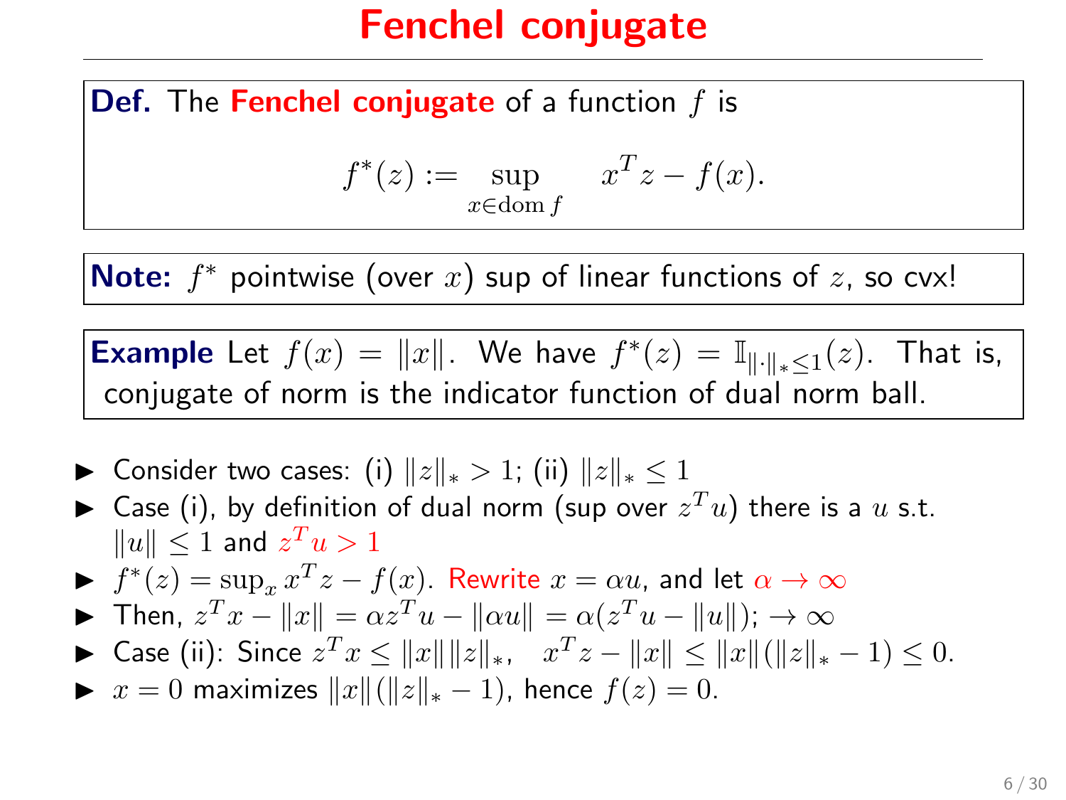# Fenchel conjugate

**Def.** The **Fenchel conjugate** of a function $f$ is

$$f^*(z) := \sup_{x \in \operatorname{dom} f} \quad x^T z - f(x).$$

**Note:** $f^*$ pointwise (over $x$) sup of linear functions of $z$, so cvx!

**Example** Let $f(x) = \|x\|$. We have $f^*(z) = \mathbb{I}_{\|\cdot\|_* \leq 1}(z)$. That is, conjugate of norm is the indicator function of dual norm ball.

- Consider two cases: (i) $\|z\|_* > 1$; (ii) $\|z\|_* \leq 1$
- Case (i), by definition of dual norm (sup over $z^T u$) there is a $u$ s.t. $\|u\| \leq 1$ and $z^T u > 1$
- $f^*(z) = \sup_x x^T z - f(x)$. Rewrite $x = \alpha u$, and let $\alpha \to \infty$
- Then, $z^T x - \|x\| = \alpha z^T u - \|\alpha u\| = \alpha(z^T u - \|u\|)$; $\to \infty$
- Case (ii): Since $z^T x \leq \|x\| \|z\|_*$, $\quad x^T z - \|x\| \leq \|x\| (\|z\|_* - 1) \leq 0$.
- $x = 0$ maximizes $\|x\| (\|z\|_* - 1)$, hence $f(z) = 0$.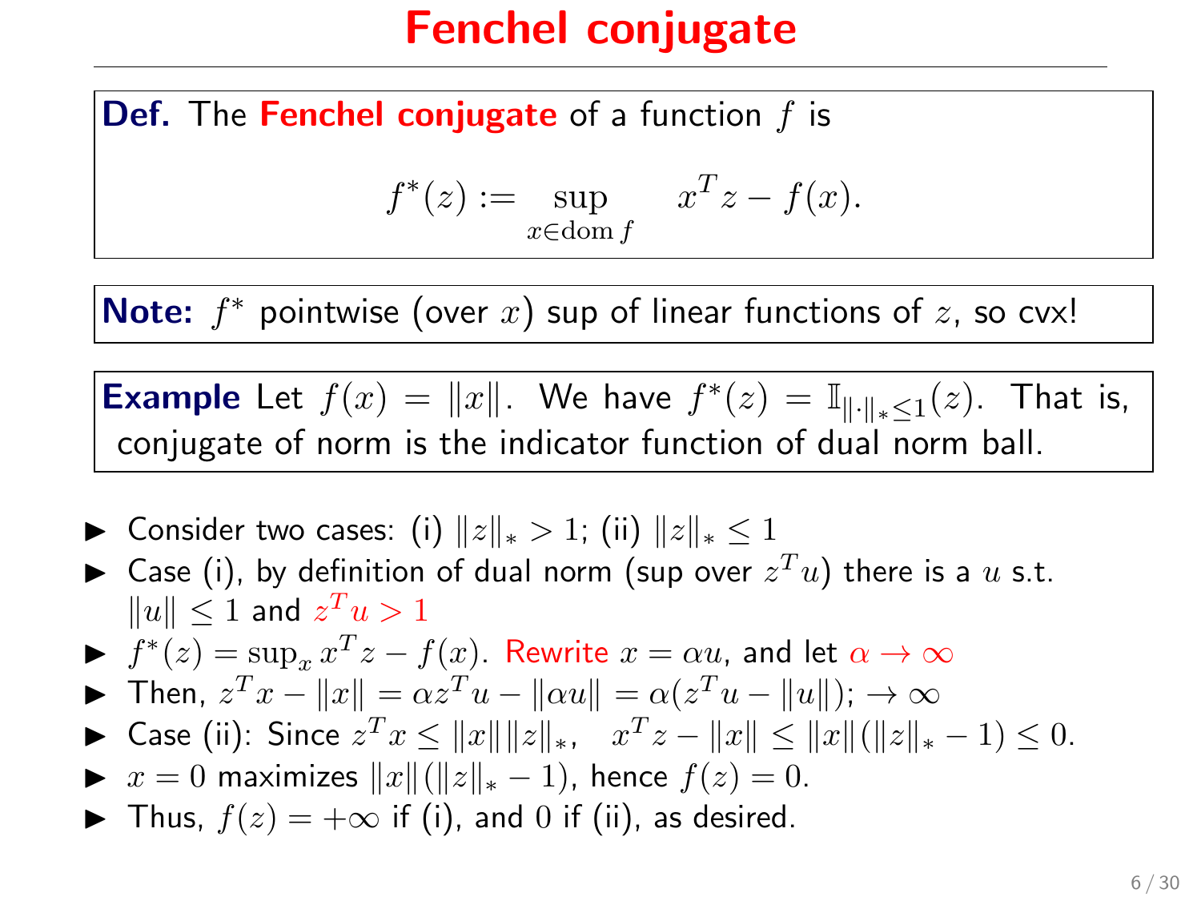# Fenchel conjugate

**Def.** The **Fenchel conjugate** of a function $f$ is

$$f^*(z) := \sup_{x \in \operatorname{dom} f} \quad x^T z - f(x).$$

**Note:** $f^*$ pointwise (over $x$) sup of linear functions of $z$, so cvx!

**Example** Let $f(x) = \|x\|$. We have $f^*(z) = \mathbb{I}_{\|\cdot\|_* \le 1}(z)$. That is, conjugate of norm is the indicator function of dual norm ball.

- Consider two cases: (i) $\|z\|_* > 1$; (ii) $\|z\|_* \le 1$
- Case (i), by definition of dual norm (sup over $z^T u$) there is a $u$ s.t. $\|u\| \le 1$ and $z^T u > 1$
- $f^*(z) = \sup_x x^T z - f(x)$. Rewrite $x = \alpha u$, and let $\alpha \to \infty$
- Then, $z^T x - \|x\| = \alpha z^T u - \|\alpha u\| = \alpha(z^T u - \|u\|)$; $\to \infty$
- Case (ii): Since $z^T x \le \|x\| \|z\|_*$, $\quad x^T z - \|x\| \le \|x\|(\|z\|_* - 1) \le 0$.
- $x = 0$ maximizes $\|x\|(\|z\|_* - 1)$, hence $f(z) = 0$.
- Thus, $f(z) = +\infty$ if (i), and $0$ if (ii), as desired.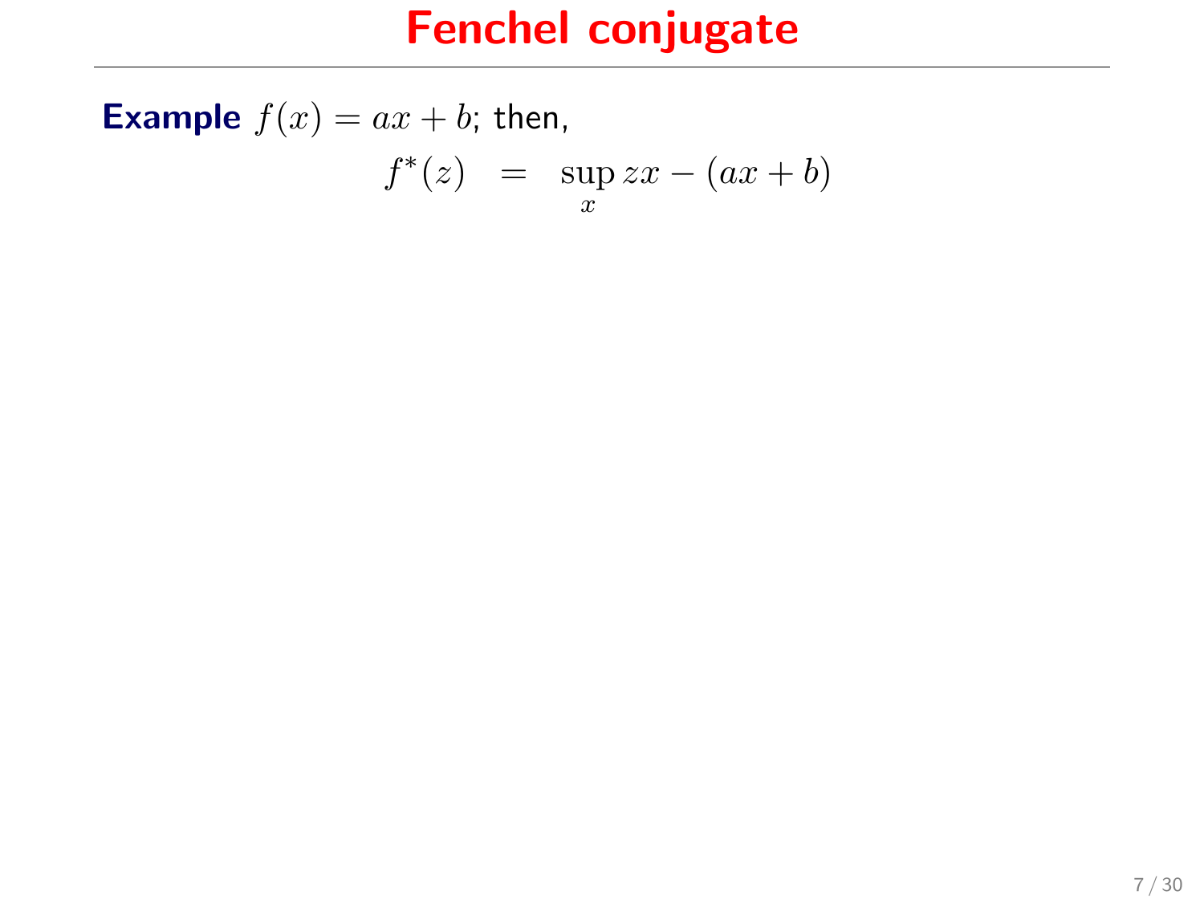# Fenchel conjugate

**Example** $f(x) = ax + b$; then,

$$f^*(z) \quad = \quad \sup_x zx - (ax + b)$$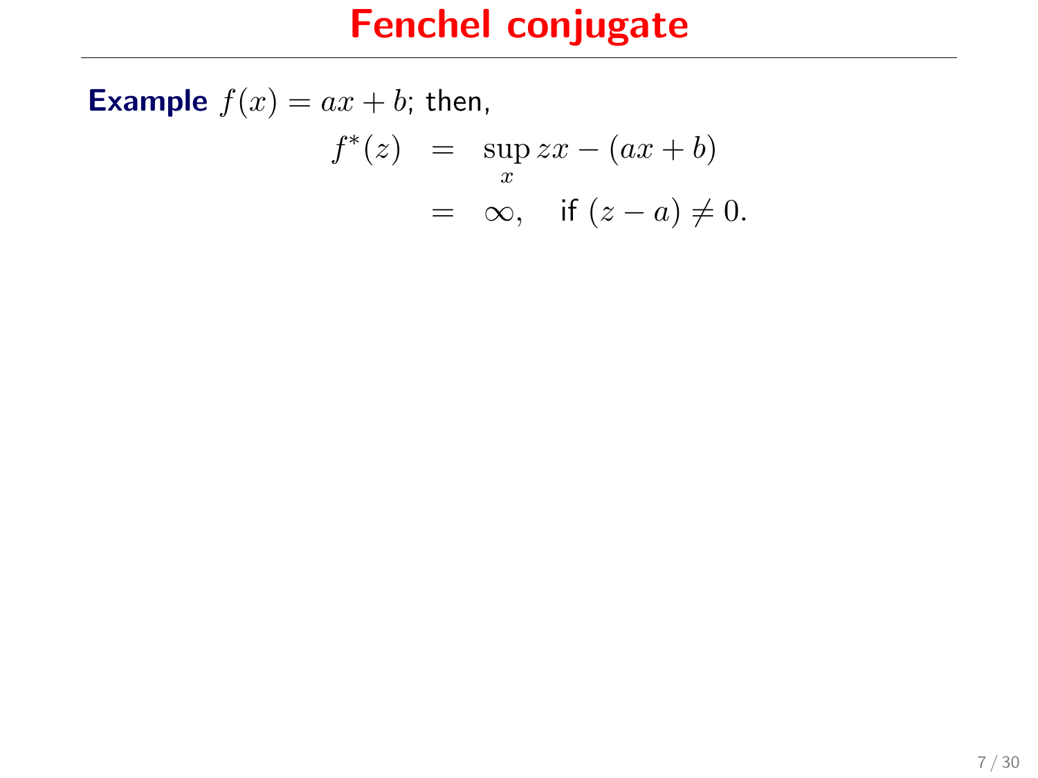# Fenchel conjugate

**Example** $f(x) = ax + b$; then,

$$
\begin{aligned}
f^*(z) &= \sup_x zx - (ax + b) \\
&= \infty, \quad \text{if } (z - a) \neq 0.
\end{aligned}
$$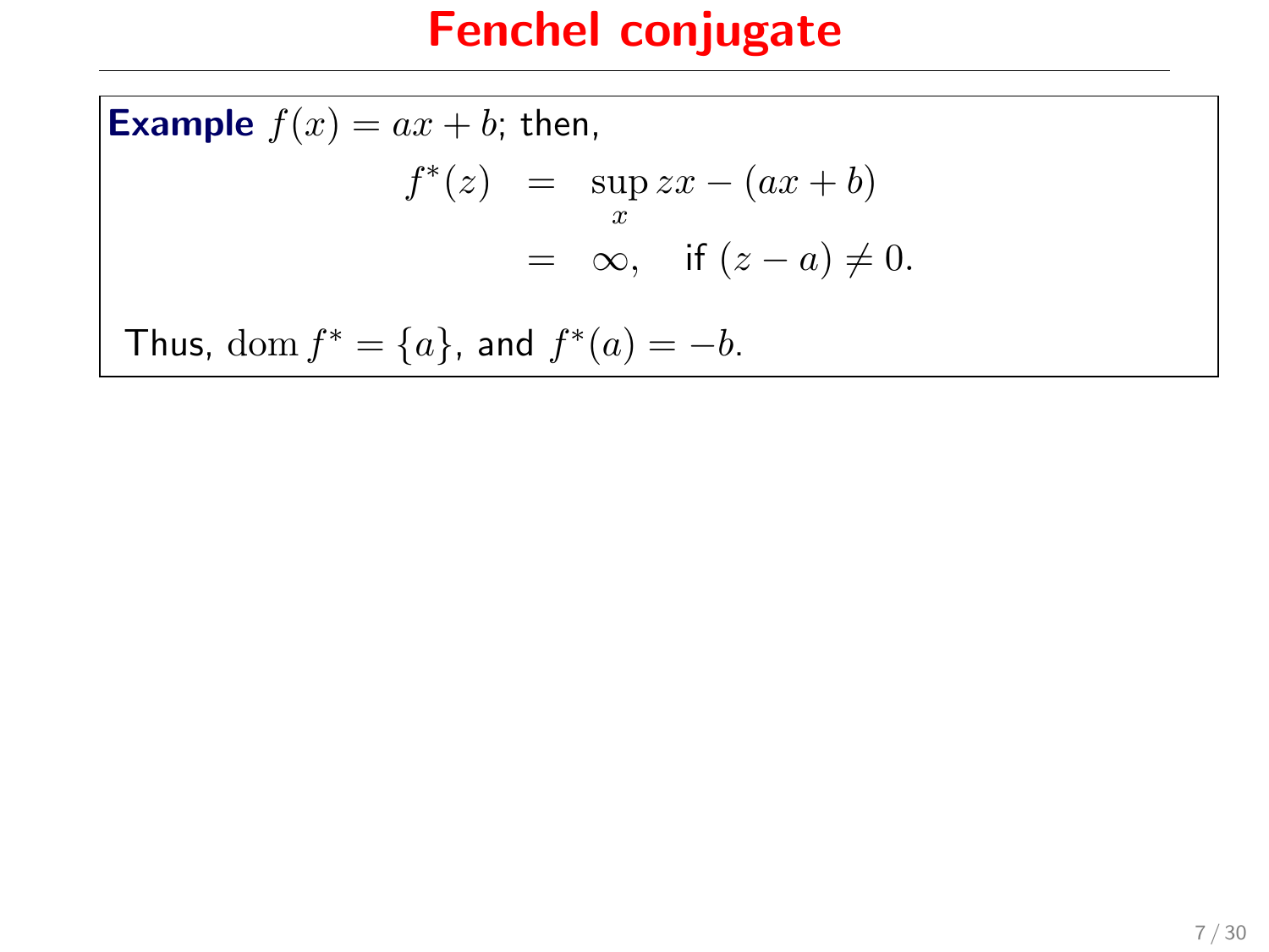# Fenchel conjugate

**Example** $f(x) = ax + b$; then,

$$
\begin{aligned}
f^*(z) &= \sup_x zx - (ax + b) \\
&= \infty, \quad \text{if } (z - a) \neq 0.
\end{aligned}
$$

Thus, $\operatorname{dom} f^* = \{a\}$, and $f^*(a) = -b$.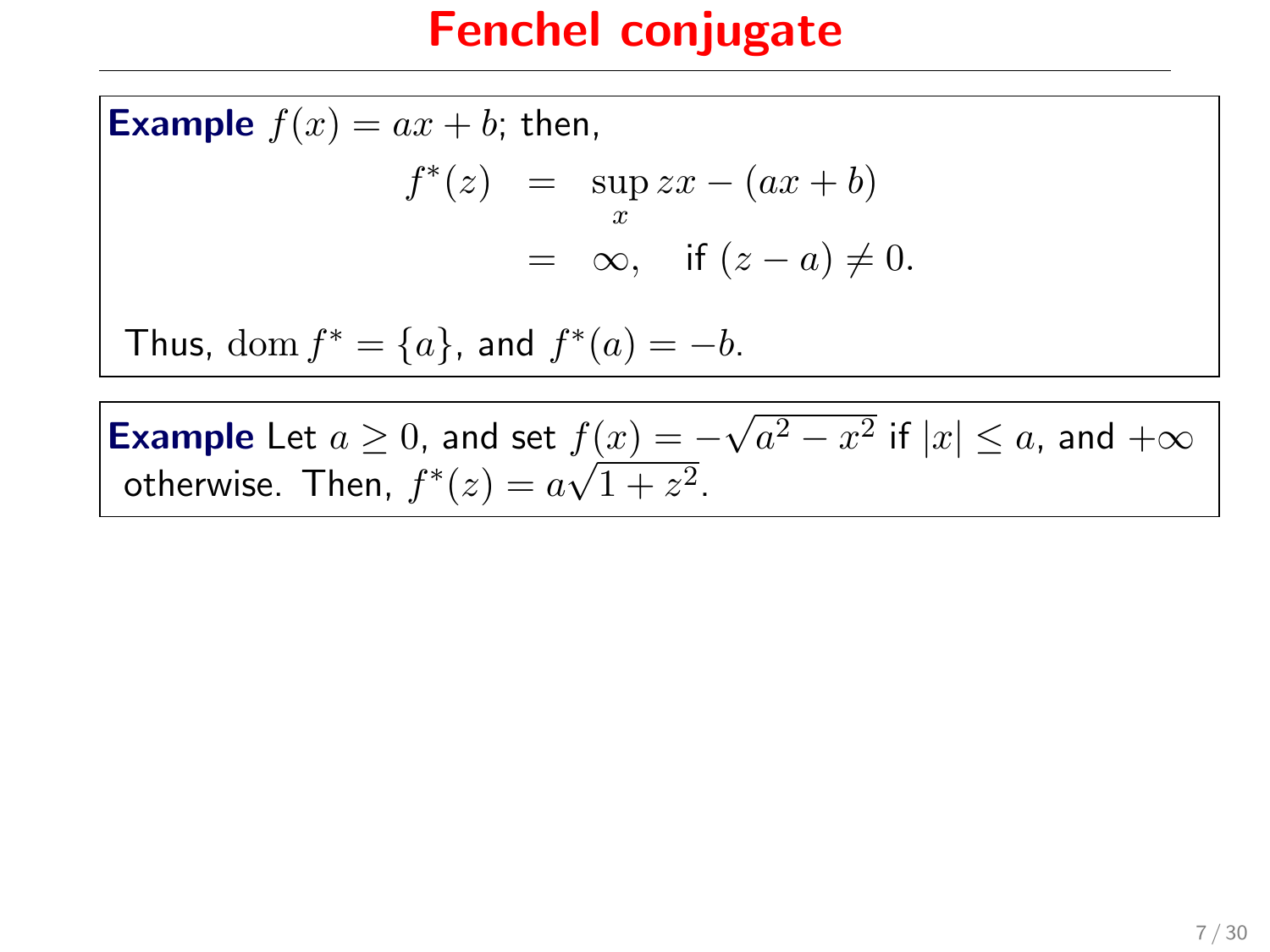# Fenchel conjugate

**Example** $f(x) = ax + b$; then,

$$
\begin{aligned}
f^*(z) &= \sup_x zx - (ax + b) \\
&= \infty, \quad \text{if } (z - a) \neq 0.
\end{aligned}
$$

Thus, $\operatorname{dom} f^* = \{a\}$, and $f^*(a) = -b$.

**Example** Let $a \geq 0$, and set $f(x) = -\sqrt{a^2 - x^2}$ if $|x| \leq a$, and $+\infty$ otherwise. Then, $f^*(z) = a\sqrt{1 + z^2}$.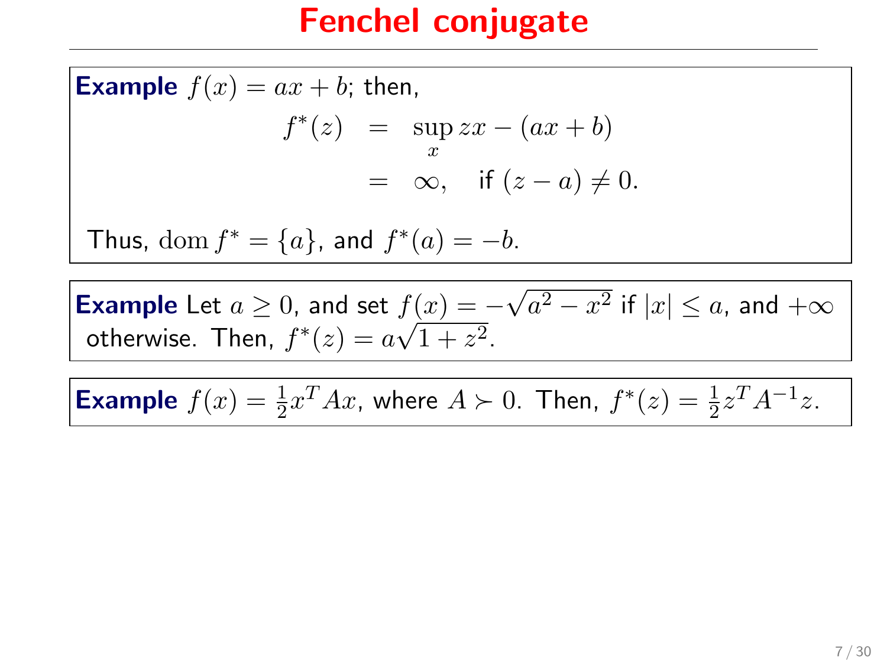# Fenchel conjugate

**Example** $f(x) = ax + b$; then,

$$
\begin{aligned}
f^*(z) &= \sup_x zx - (ax + b) \\
&= \infty, \quad \text{if } (z - a) \neq 0.
\end{aligned}
$$

Thus, $\operatorname{dom} f^* = \{a\}$, and $f^*(a) = -b$.

**Example** Let $a \geq 0$, and set $f(x) = -\sqrt{a^2 - x^2}$ if $|x| \leq a$, and $+\infty$ otherwise. Then, $f^*(z) = a\sqrt{1 + z^2}$.

**Example** $f(x) = \frac{1}{2}x^T Ax$, where $A \succ 0$. Then, $f^*(z) = \frac{1}{2}z^T A^{-1} z$.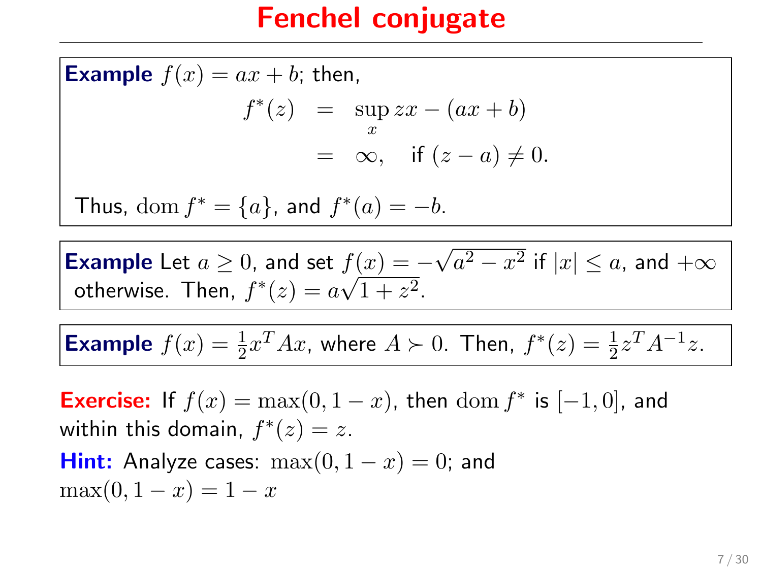# Fenchel conjugate

**Example** $f(x) = ax + b$; then,

$$
\begin{aligned}
f^*(z) &= \sup_x zx - (ax + b) \\
&= \infty, \quad \text{if } (z - a) \neq 0.
\end{aligned}
$$

Thus, $\operatorname{dom} f^* = \{a\}$, and $f^*(a) = -b$.

**Example** Let $a \geq 0$, and set $f(x) = -\sqrt{a^2 - x^2}$ if $|x| \leq a$, and $+\infty$ otherwise. Then, $f^*(z) = a\sqrt{1 + z^2}$.

**Example** $f(x) = \frac{1}{2}x^T Ax$, where $A \succ 0$. Then, $f^*(z) = \frac{1}{2}z^T A^{-1} z$.

**Exercise:** If $f(x) = \max(0, 1 - x)$, then $\operatorname{dom} f^*$ is $[-1, 0]$, and within this domain, $f^*(z) = z$.

**Hint:** Analyze cases: $\max(0, 1 - x) = 0$; and $\max(0, 1 - x) = 1 - x$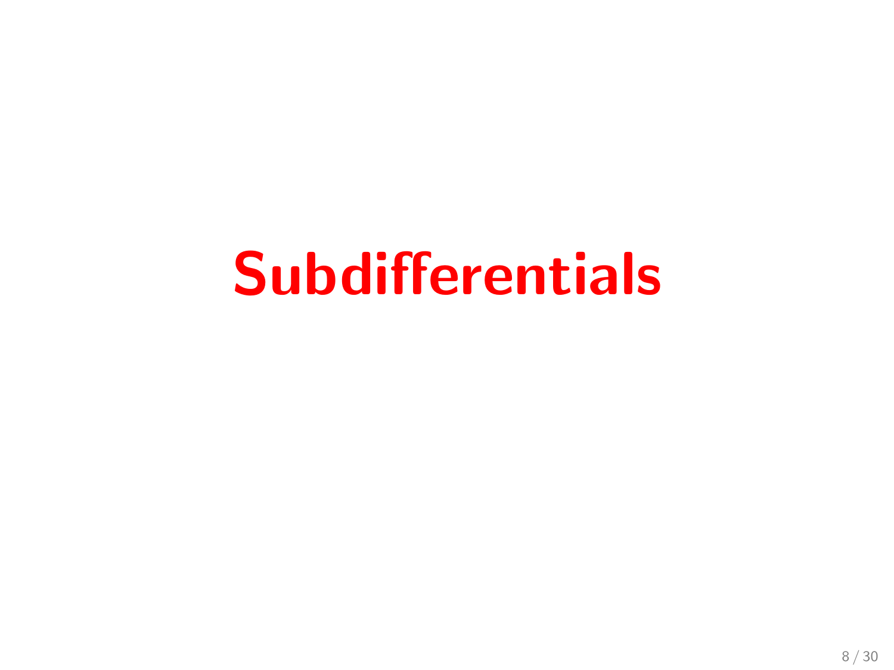# Subdifferentials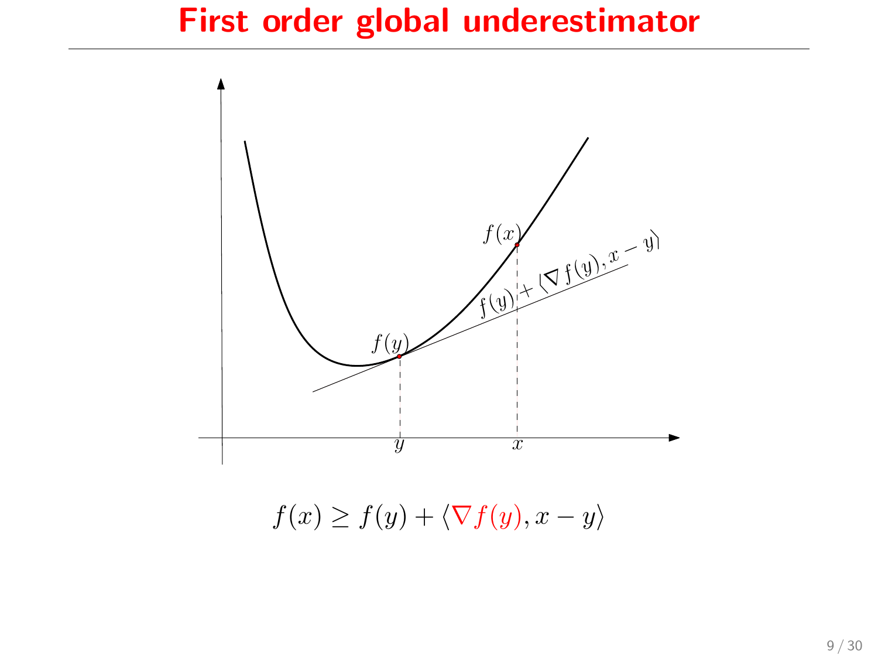# First order global underestimator

$$f(x) \geq f(y) + \langle \nabla f(y), x - y \rangle$$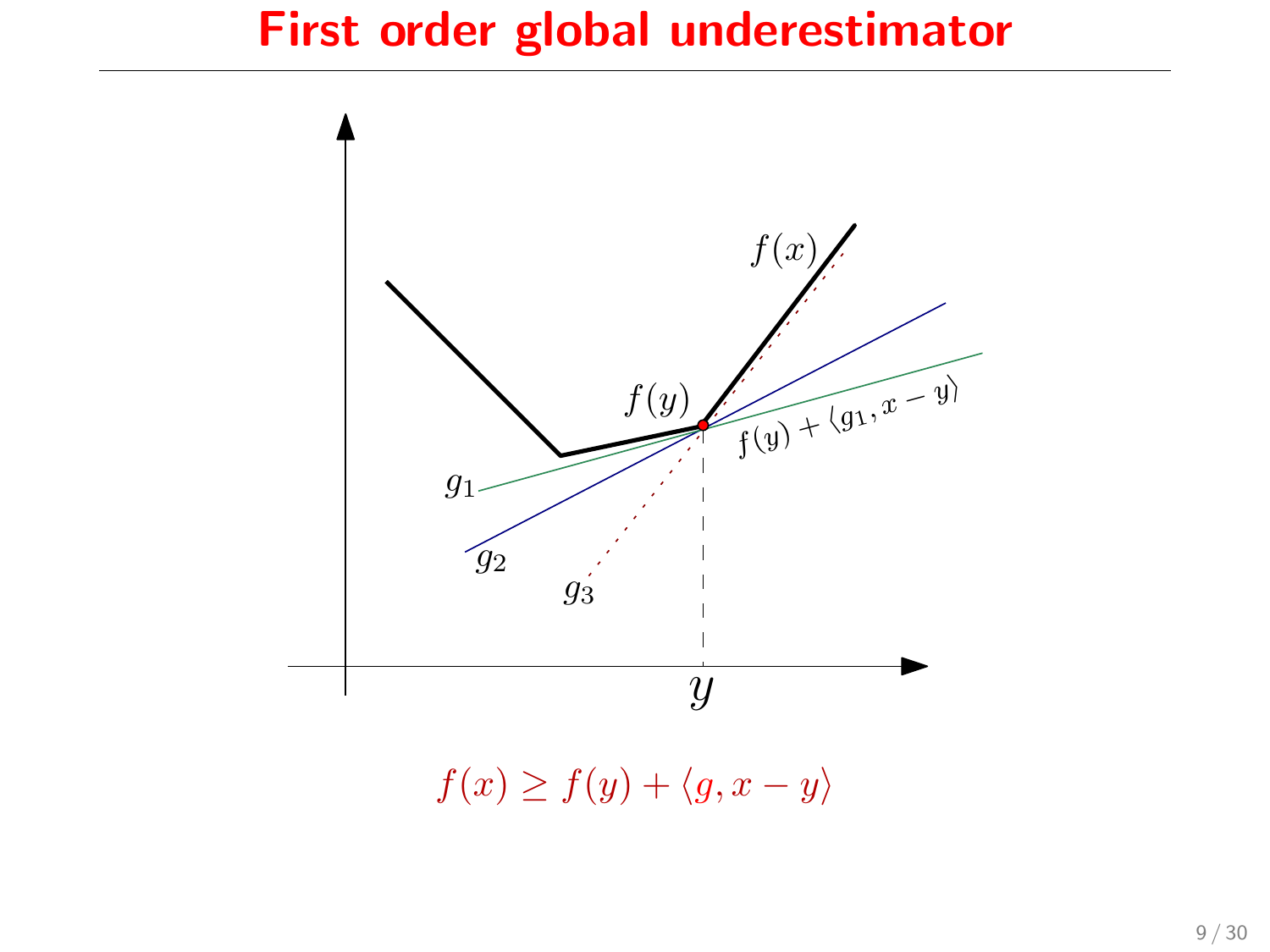# First order global underestimator

$$f(x) \geq f(y) + \langle g, x - y \rangle$$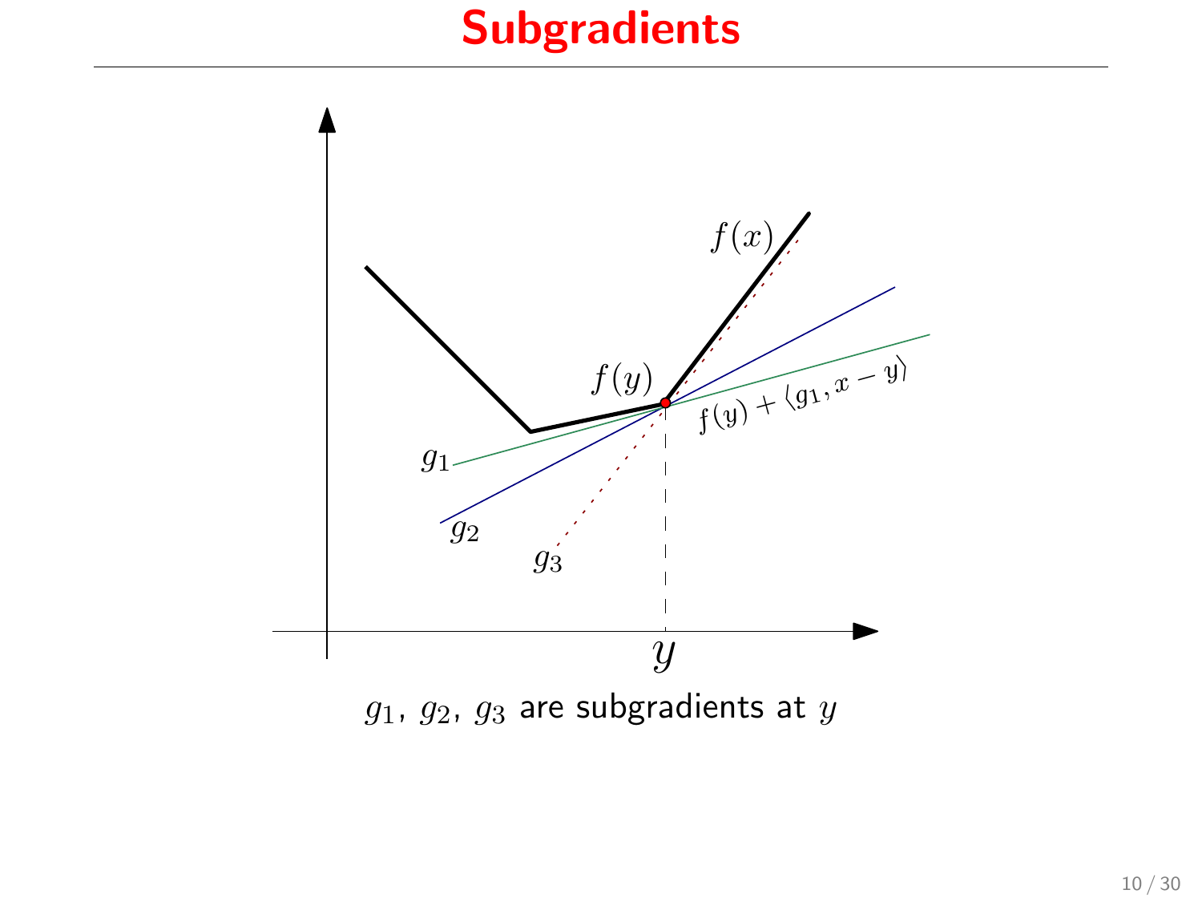# Subgradients

$g_1$, $g_2$, $g_3$ are subgradients at $y$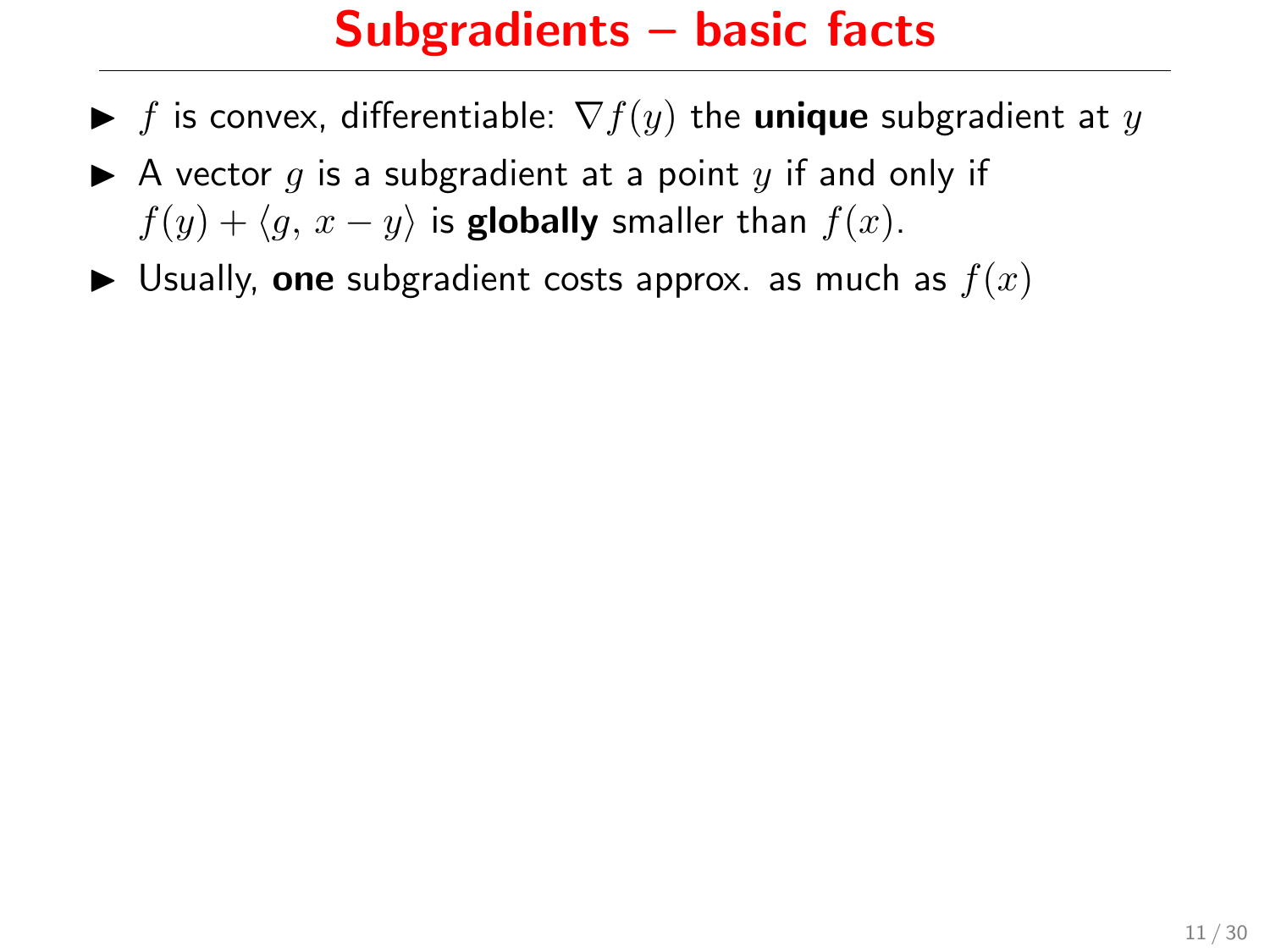# Subgradients – basic facts

- $f$ is convex, differentiable: $\nabla f(y)$ the **unique** subgradient at $y$
- A vector $g$ is a subgradient at a point $y$ if and only if $f(y) + \langle g, \, x - y \rangle$ is **globally** smaller than $f(x)$.
- Usually, **one** subgradient costs approx. as much as $f(x)$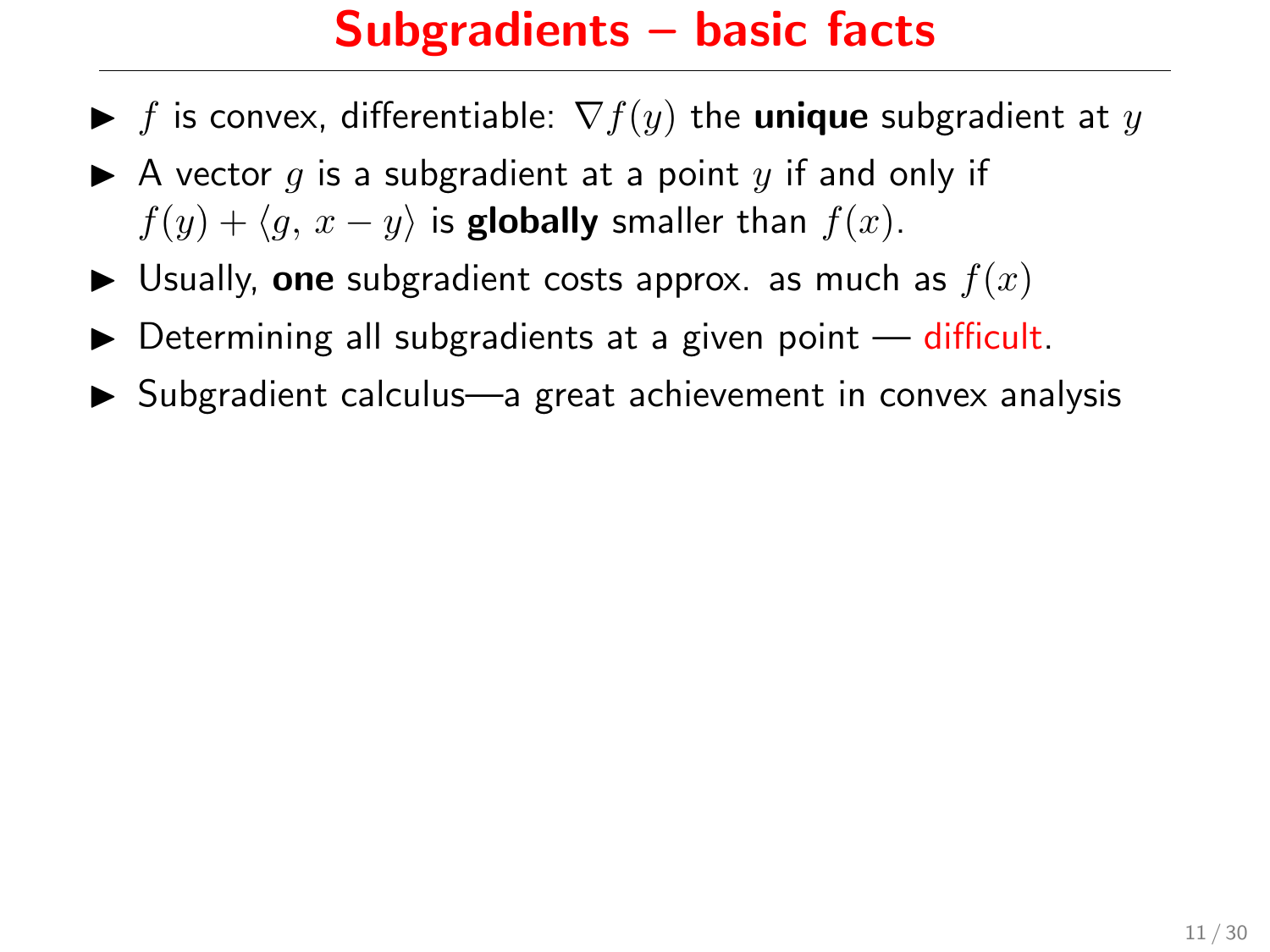# Subgradients – basic facts

- $f$ is convex, differentiable: $\nabla f(y)$ the **unique** subgradient at $y$
- A vector $g$ is a subgradient at a point $y$ if and only if $f(y) + \langle g,\, x - y\rangle$ is **globally** smaller than $f(x)$.
- Usually, **one** subgradient costs approx. as much as $f(x)$
- Determining all subgradients at a given point — difficult.
- Subgradient calculus—a great achievement in convex analysis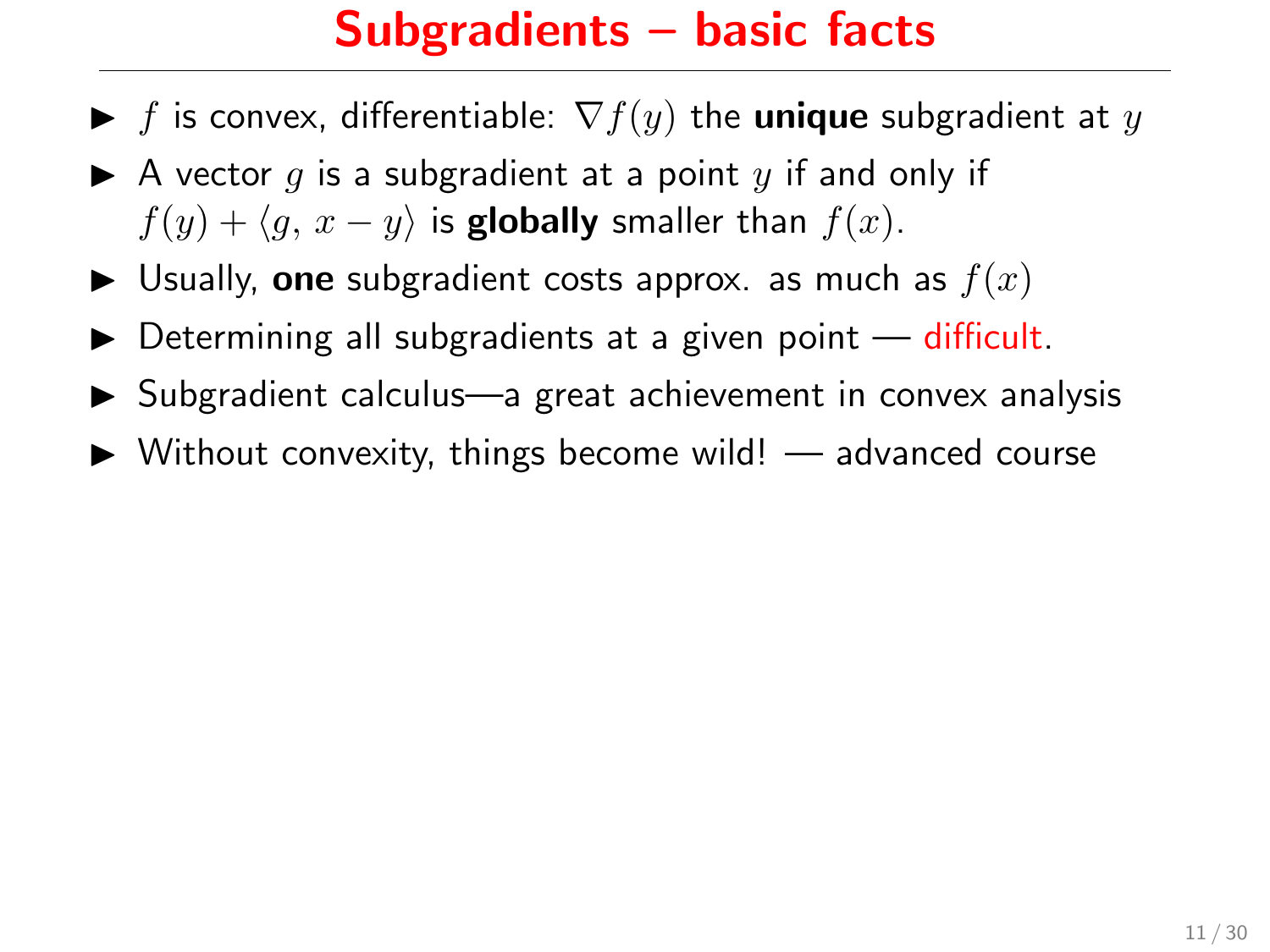# Subgradients – basic facts

- $f$ is convex, differentiable: $\nabla f(y)$ the **unique** subgradient at $y$
- A vector $g$ is a subgradient at a point $y$ if and only if $f(y) + \langle g, x - y \rangle$ is **globally** smaller than $f(x)$.
- Usually, **one** subgradient costs approx. as much as $f(x)$
- Determining all subgradients at a given point — difficult.
- Subgradient calculus—a great achievement in convex analysis
- Without convexity, things become wild! — advanced course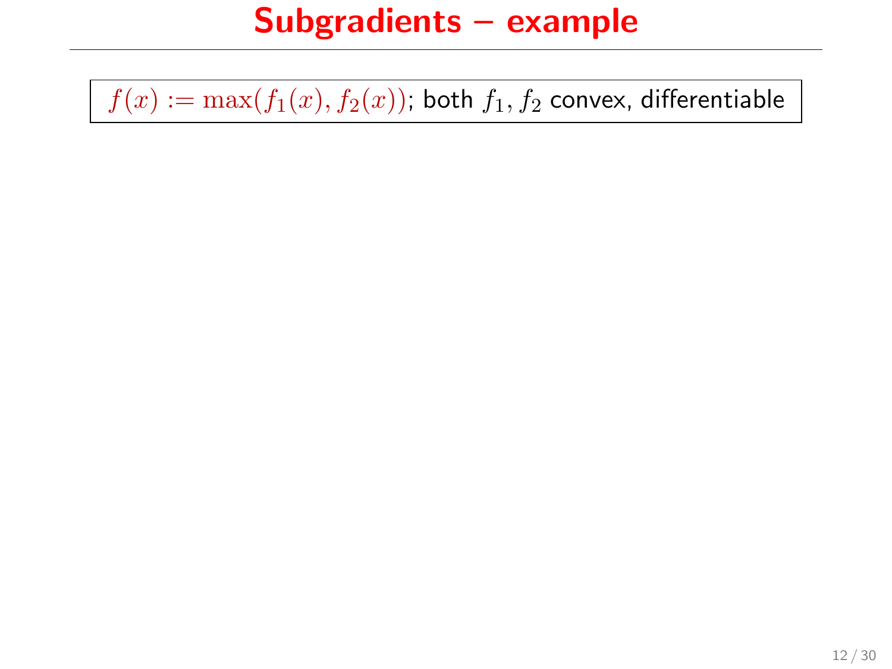# Subgradients – example

$f(x) := \max(f_1(x), f_2(x))$; both $f_1, f_2$ convex, differentiable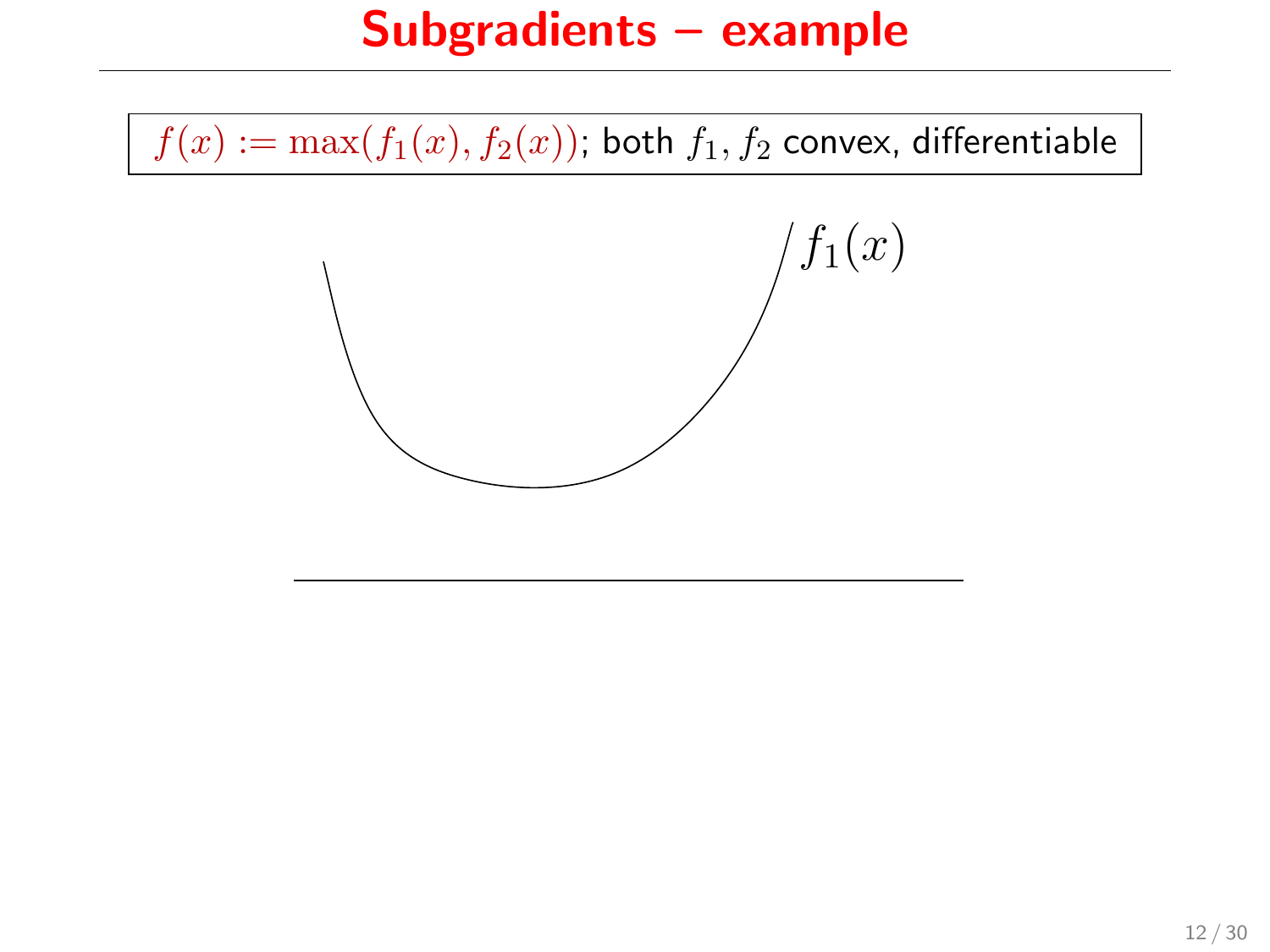# Subgradients – example

$f(x) := \max(f_1(x), f_2(x))$; both $f_1, f_2$ convex, differentiable

$f_1(x)$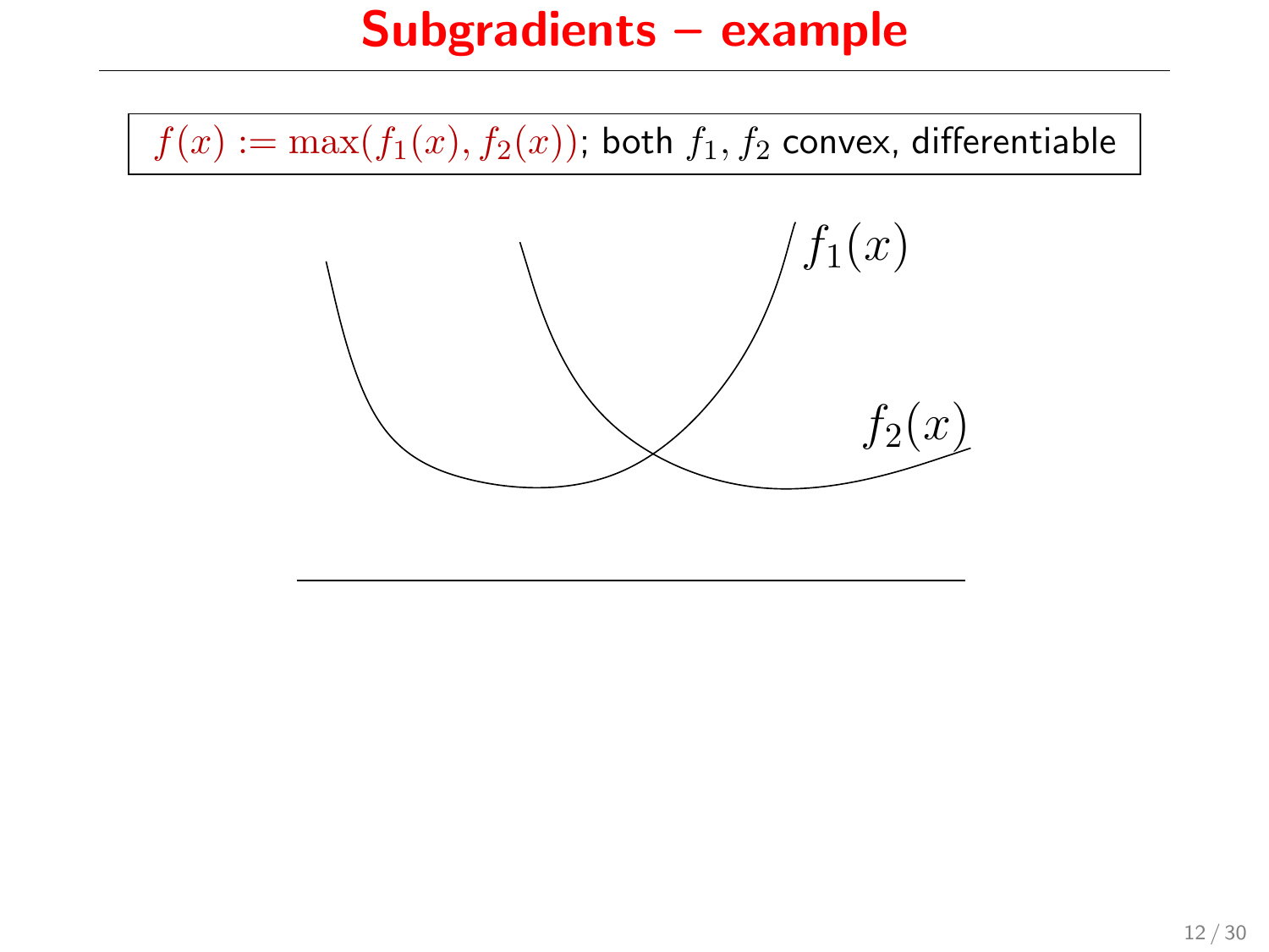# Subgradients – example

$f(x) := \max(f_1(x), f_2(x))$; both $f_1, f_2$ convex, differentiable

$f_1(x)$

$f_2(x)$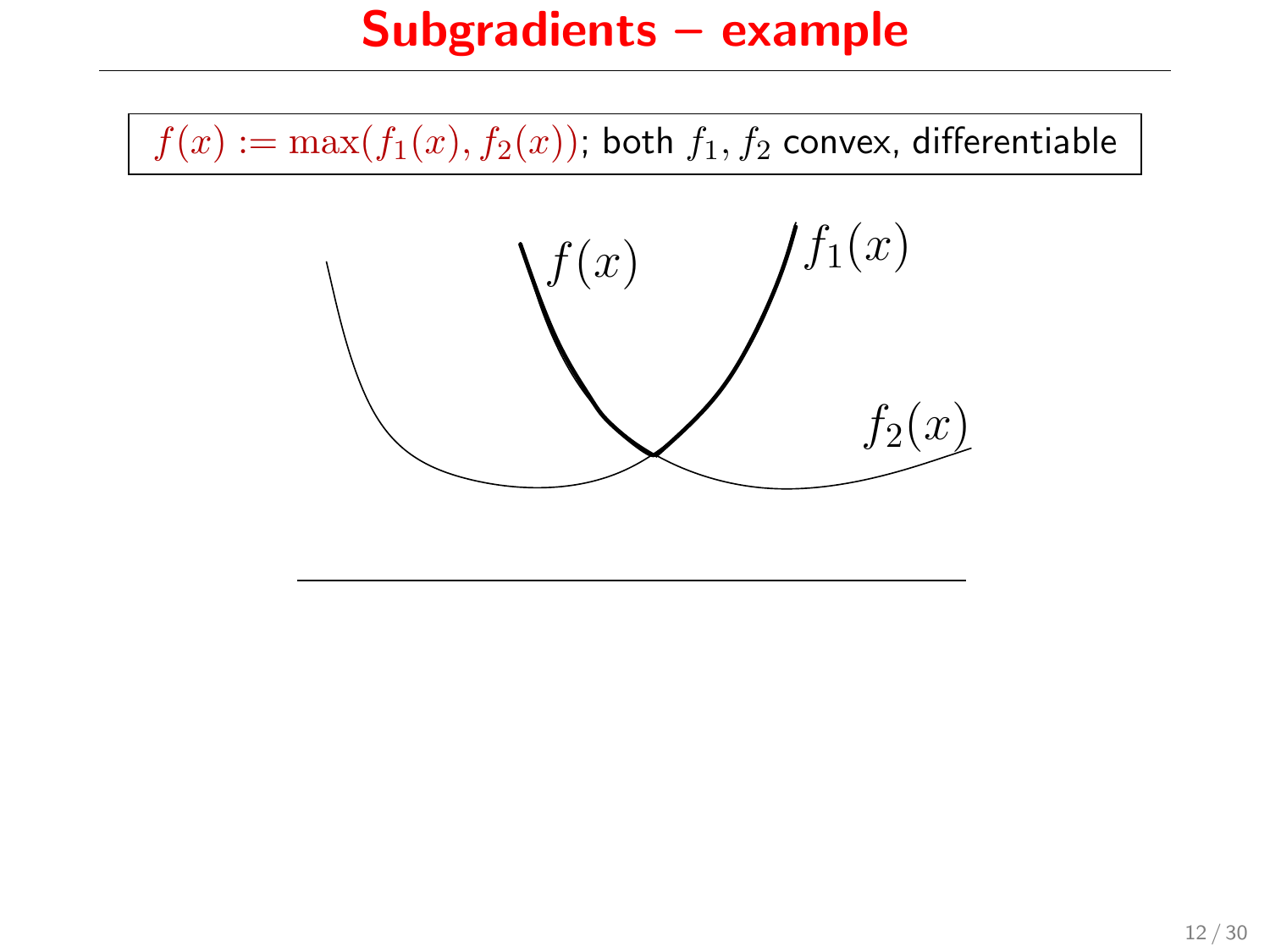# Subgradients – example

$f(x) := \max(f_1(x), f_2(x))$; both $f_1, f_2$ convex, differentiable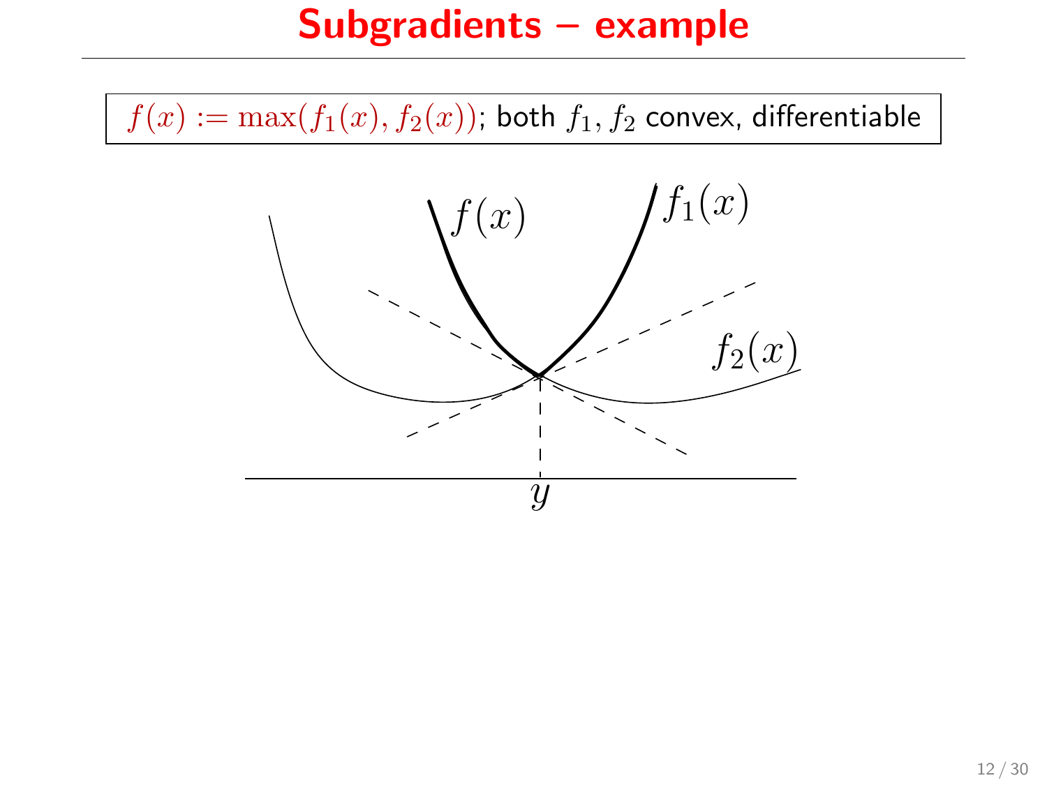# Subgradients – example

$f(x) := \max(f_1(x), f_2(x))$; both $f_1, f_2$ convex, differentiable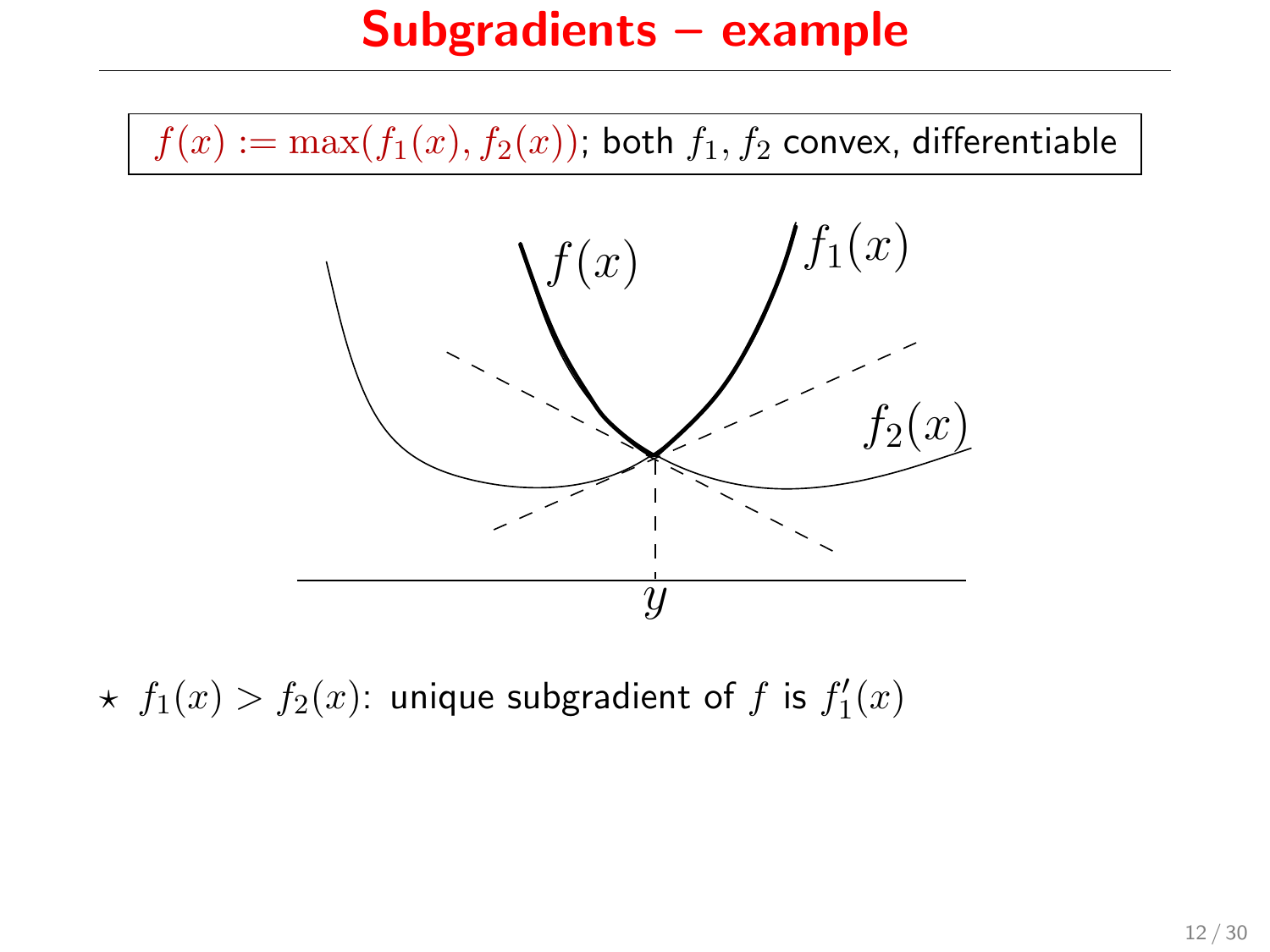# Subgradients – example

$f(x) := \max(f_1(x), f_2(x))$; both $f_1, f_2$ convex, differentiable

⋆ $f_1(x) > f_2(x)$: unique subgradient of $f$ is $f_1'(x)$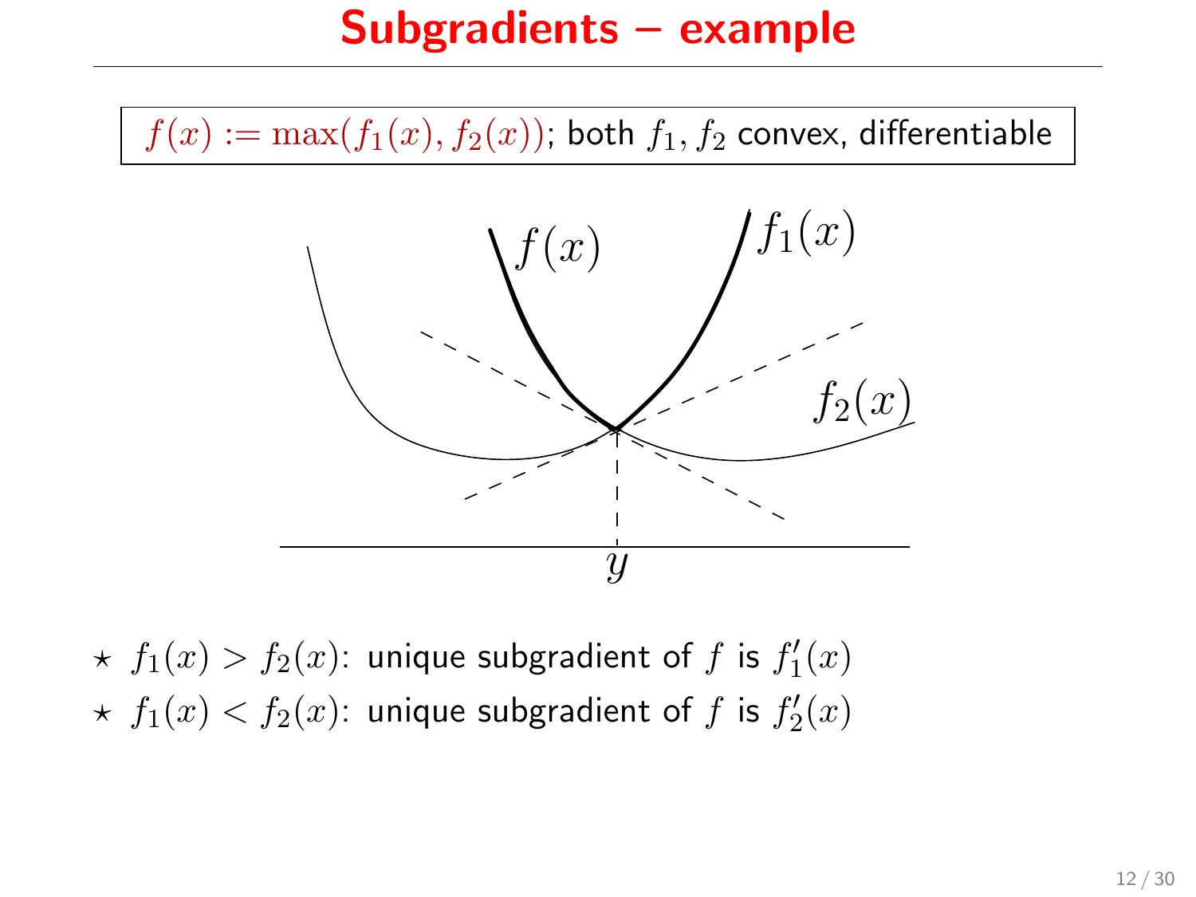# Subgradients – example

$f(x) := \max(f_1(x), f_2(x))$; both $f_1, f_2$ convex, differentiable

- $\star$ $f_1(x) > f_2(x)$: unique subgradient of $f$ is $f_1'(x)$
- $\star$ $f_1(x) < f_2(x)$: unique subgradient of $f$ is $f_2'(x)$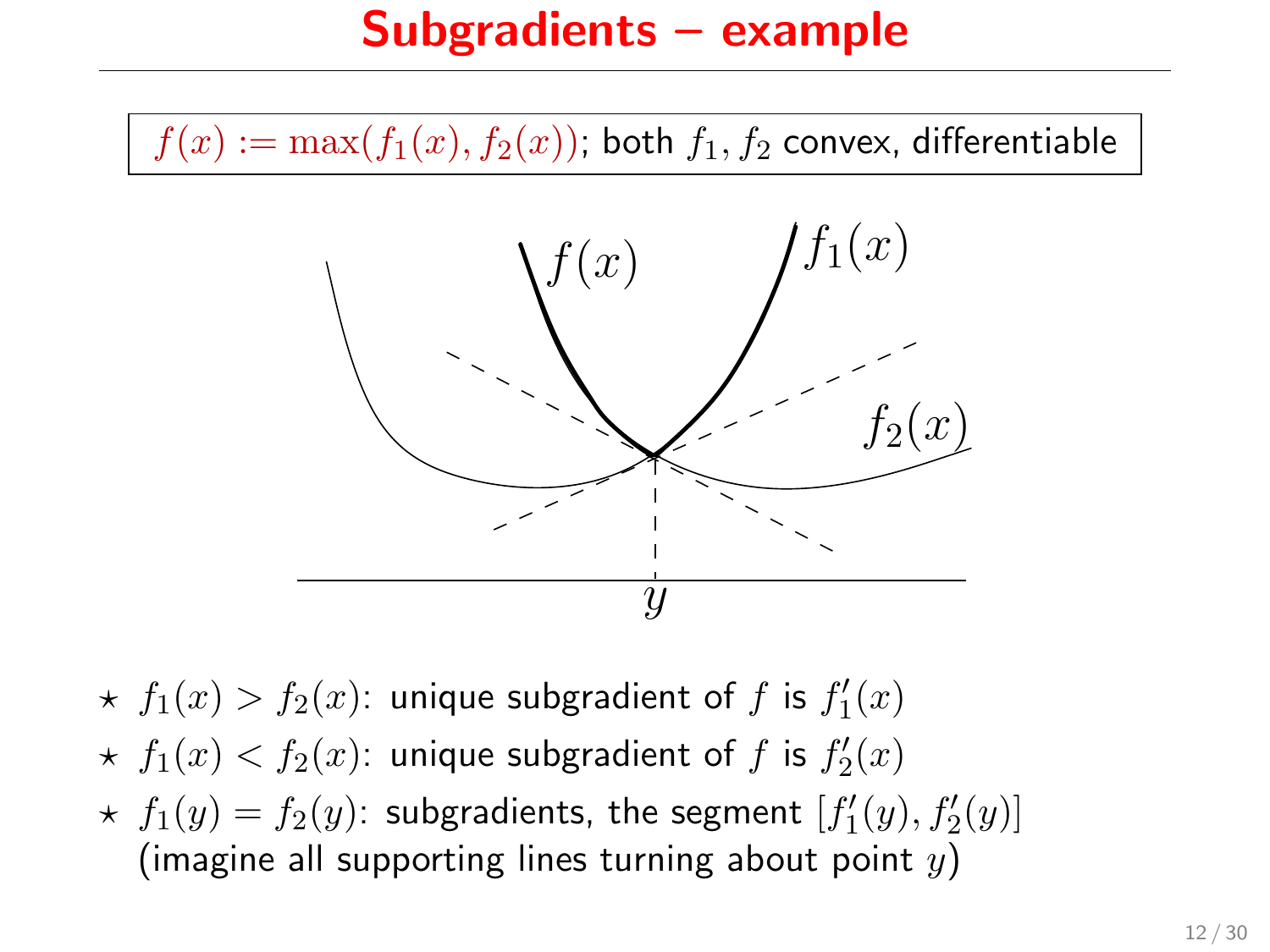# Subgradients – example

$f(x) := \max(f_1(x), f_2(x))$; both $f_1, f_2$ convex, differentiable

* $f_1(x) > f_2(x)$: unique subgradient of $f$ is $f_1'(x)$
* $f_1(x) < f_2(x)$: unique subgradient of $f$ is $f_2'(x)$
* $f_1(y) = f_2(y)$: subgradients, the segment $[f_1'(y), f_2'(y)]$ (imagine all supporting lines turning about point $y$)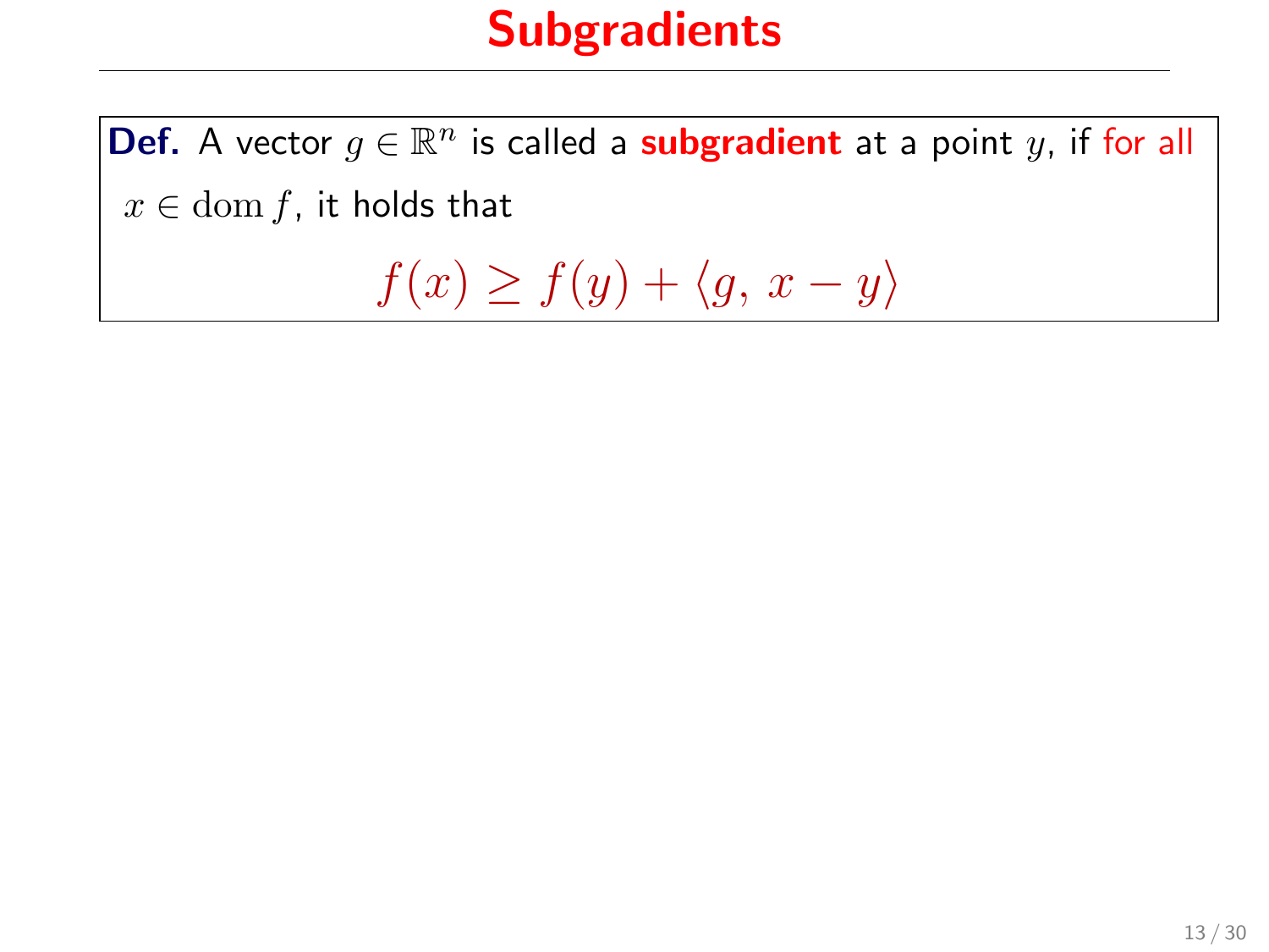# Subgradients

**Def.** A vector $g \in \mathbb{R}^n$ is called a **subgradient** at a point $y$, if for all $x \in \operatorname{dom} f$, it holds that

$$f(x) \geq f(y) + \langle g, x - y \rangle$$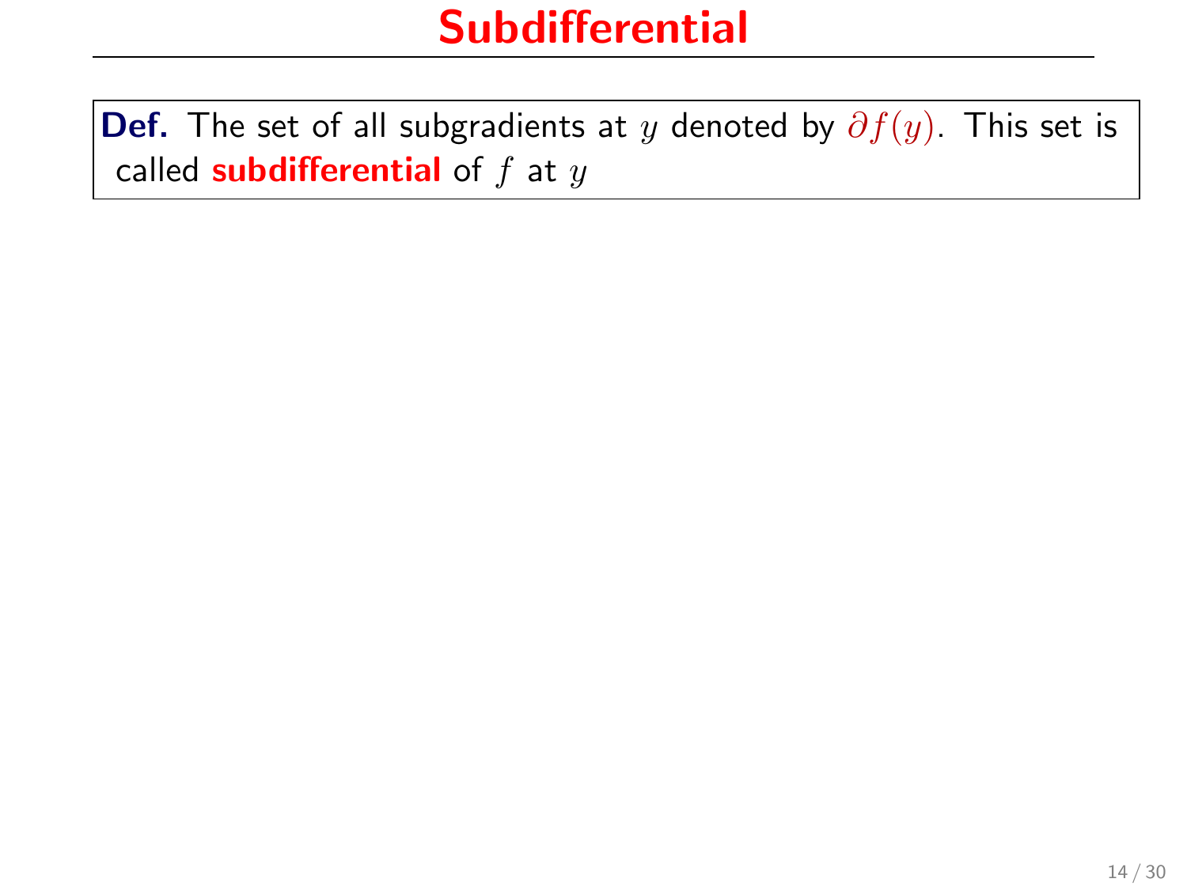# Subdifferential

**Def.** The set of all subgradients at $y$ denoted by $\partial f(y)$. This set is called **subdifferential** of $f$ at $y$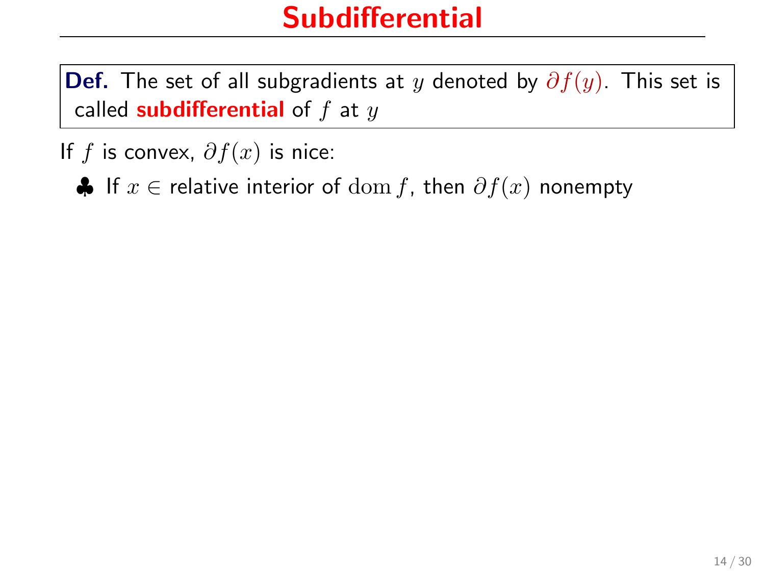# Subdifferential

**Def.** The set of all subgradients at $y$ denoted by $\partial f(y)$. This set is called **subdifferential** of $f$ at $y$

If $f$ is convex, $\partial f(x)$ is nice:

- ♣ If $x \in$ relative interior of $\operatorname{dom} f$, then $\partial f(x)$ nonempty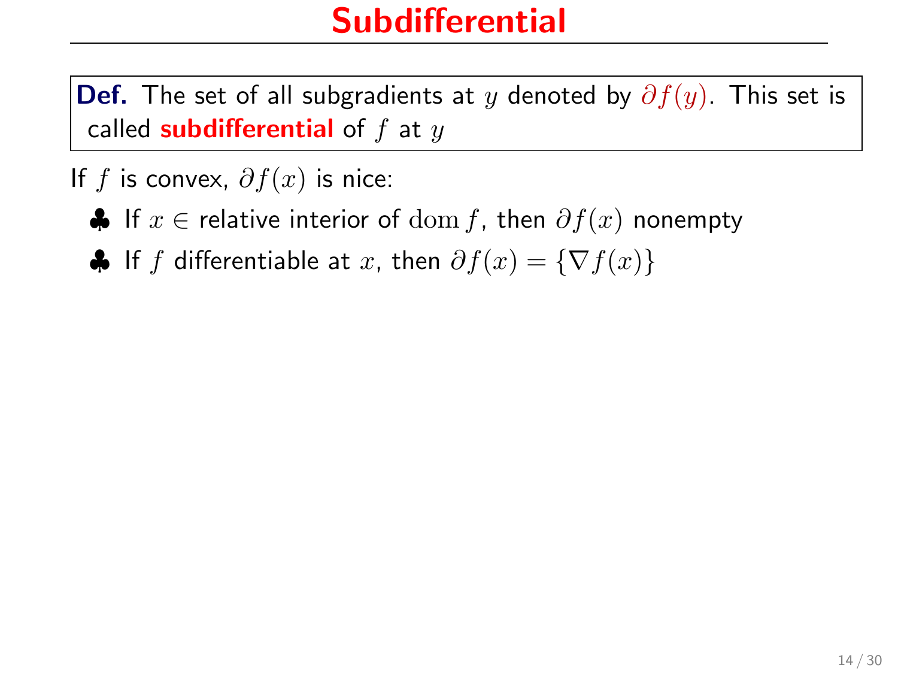# Subdifferential

**Def.** The set of all subgradients at $y$ denoted by $\partial f(y)$. This set is called **subdifferential** of $f$ at $y$

If $f$ is convex, $\partial f(x)$ is nice:

- ♣ If $x \in$ relative interior of $\operatorname{dom} f$, then $\partial f(x)$ nonempty
- ♣ If $f$ differentiable at $x$, then $\partial f(x) = \{\nabla f(x)\}$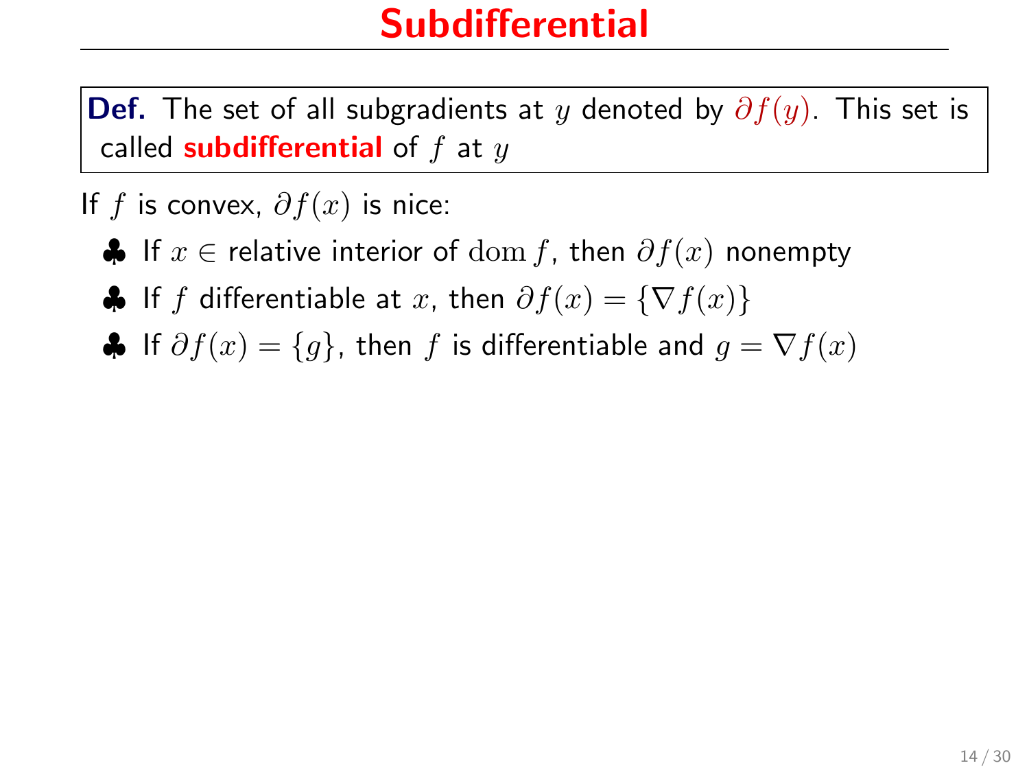# Subdifferential

**Def.** The set of all subgradients at $y$ denoted by $\partial f(y)$. This set is called **subdifferential** of $f$ at $y$

If $f$ is convex, $\partial f(x)$ is nice:

- ♣ If $x \in$ relative interior of $\operatorname{dom} f$, then $\partial f(x)$ nonempty
- ♣ If $f$ differentiable at $x$, then $\partial f(x) = \{\nabla f(x)\}$
- ♣ If $\partial f(x) = \{g\}$, then $f$ is differentiable and $g = \nabla f(x)$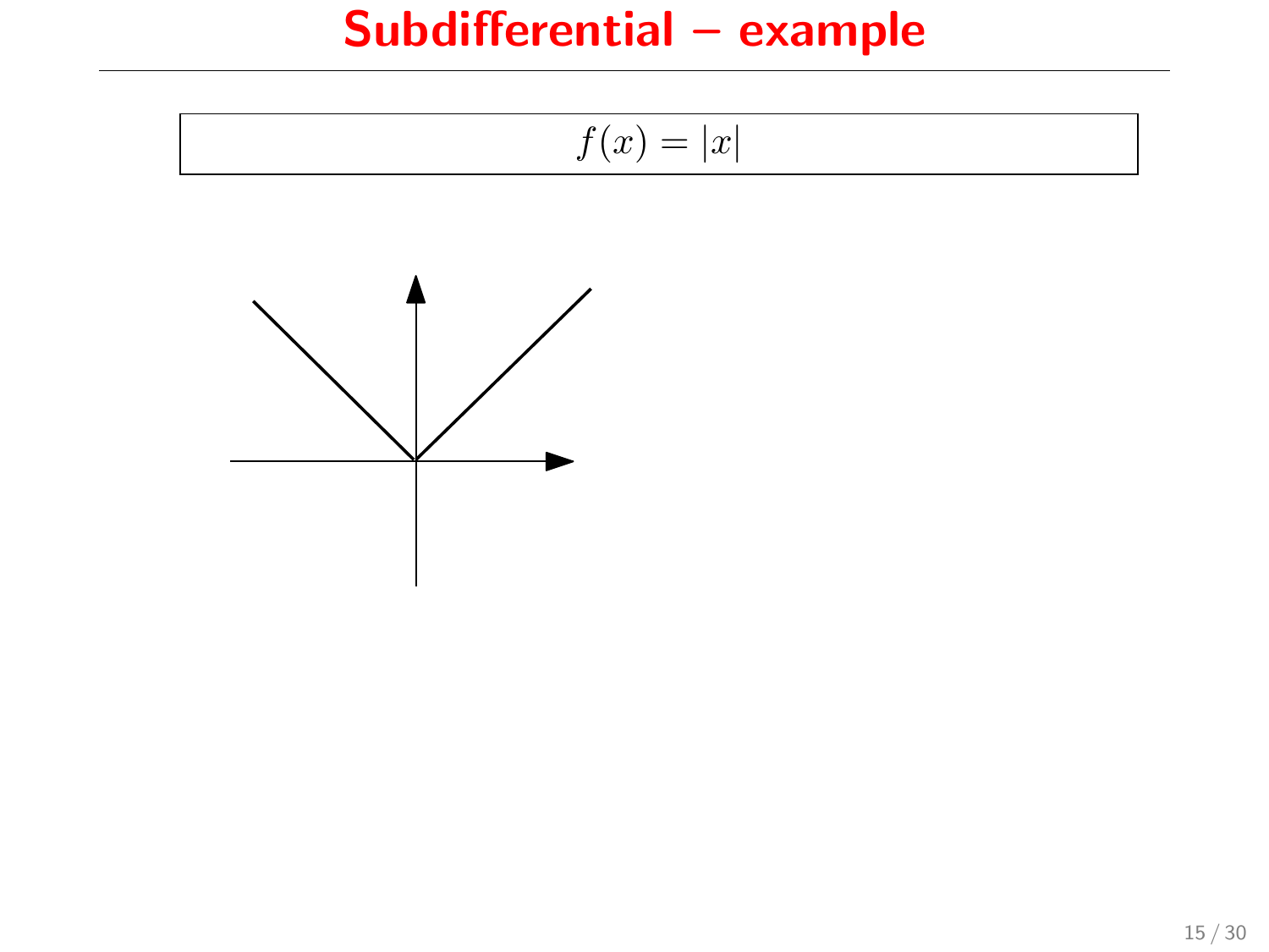# Subdifferential – example

$$f(x) = |x|$$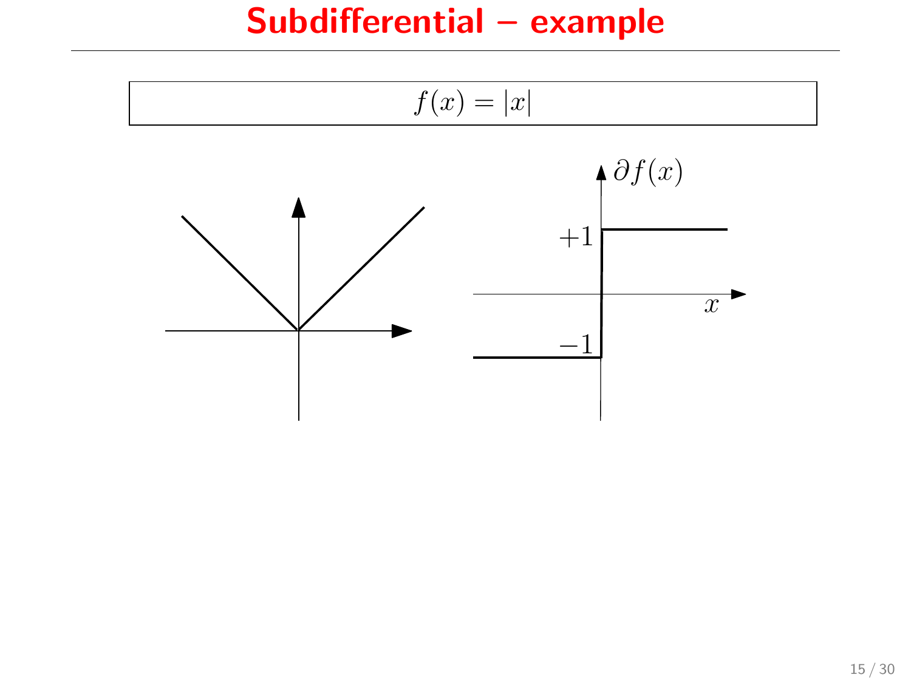# Subdifferential – example

$$f(x) = |x|$$

$\partial f(x)$

$+1$

$x$

$-1$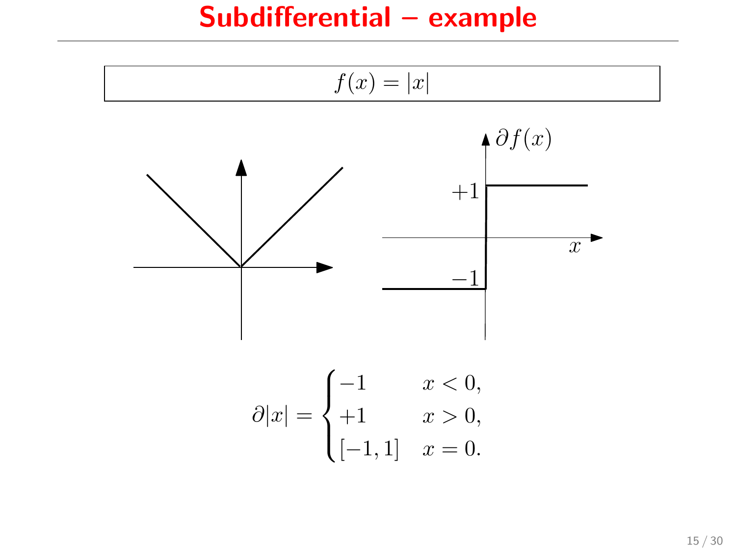# Subdifferential – example

$$f(x) = |x|$$

$$\partial |x| = \begin{cases} -1 & x < 0, \\ +1 & x > 0, \\ [-1, 1] & x = 0. \end{cases}$$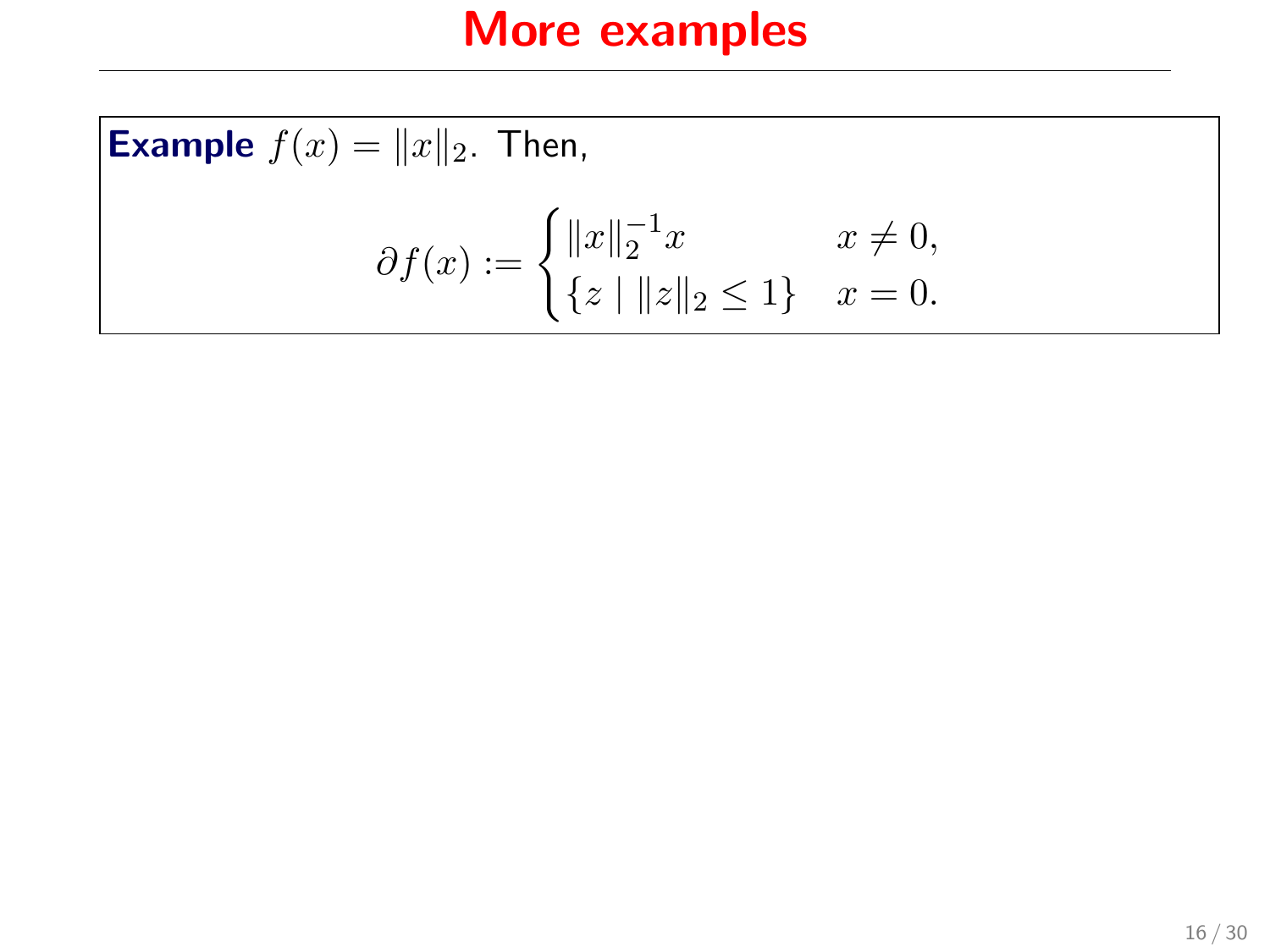# More examples

**Example** $f(x) = \|x\|_2$. Then,

$$\partial f(x) := \begin{cases} \|x\|_2^{-1} x & x \neq 0, \\ \{z \mid \|z\|_2 \leq 1\} & x = 0. \end{cases}$$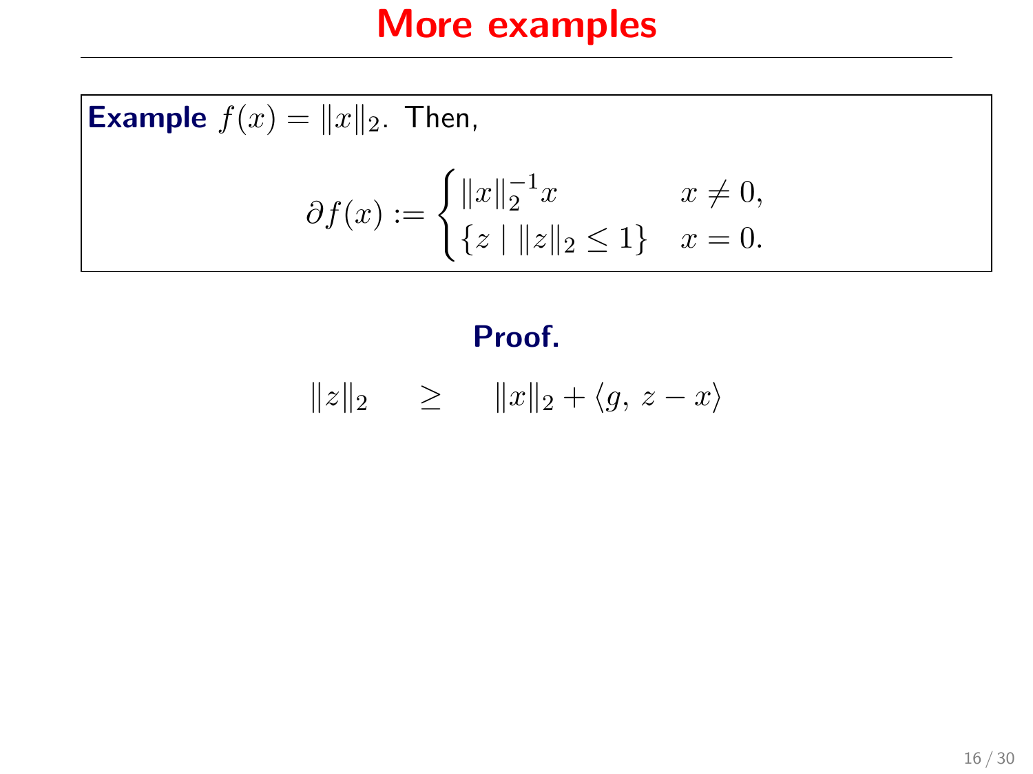# More examples

**Example** $f(x) = \|x\|_2$. Then,

$$\partial f(x) := \begin{cases} \|x\|_2^{-1} x & x \neq 0, \\ \{z \mid \|z\|_2 \leq 1\} & x = 0. \end{cases}$$

**Proof.**

$$\|z\|_2 \quad \geq \quad \|x\|_2 + \langle g,\, z - x \rangle$$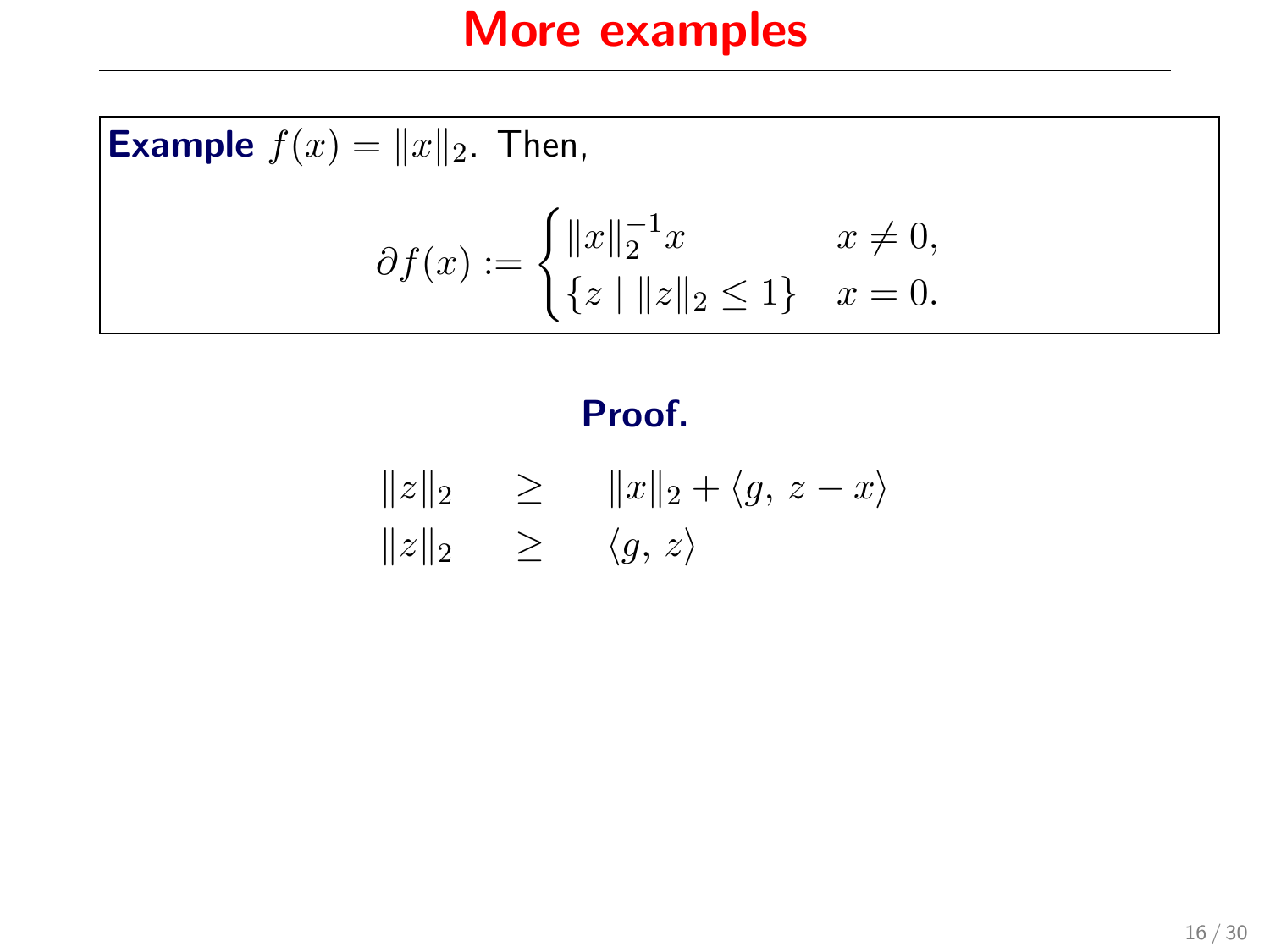# More examples

**Example** $f(x) = \|x\|_2$. Then,

$$\partial f(x) := \begin{cases} \|x\|_2^{-1} x & x \neq 0, \\ \{z \mid \|z\|_2 \leq 1\} & x = 0. \end{cases}$$

**Proof.**

$$\begin{aligned} \|z\|_2 &\geq \|x\|_2 + \langle g,\, z - x \rangle \\ \|z\|_2 &\geq \langle g,\, z \rangle \end{aligned}$$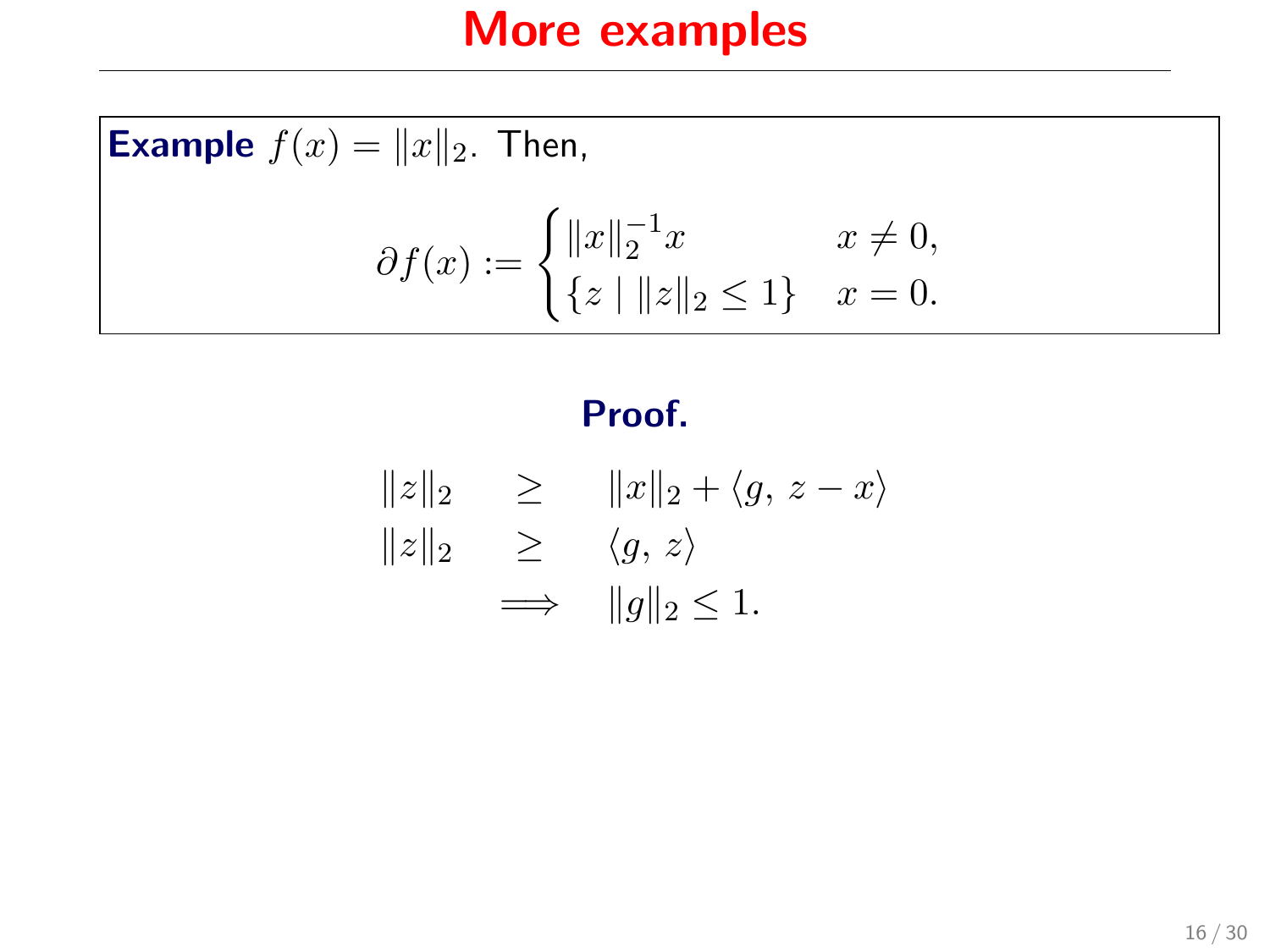# More examples

**Example** $f(x) = \|x\|_2$. Then,

$$\partial f(x) := \begin{cases} \|x\|_2^{-1} x & x \neq 0, \\ \{z \mid \|z\|_2 \leq 1\} & x = 0. \end{cases}$$

**Proof.**

$$\begin{aligned} \|z\|_2 &\geq \|x\|_2 + \langle g, \, z - x \rangle \\ \|z\|_2 &\geq \langle g, \, z \rangle \\ &\implies \|g\|_2 \leq 1. \end{aligned}$$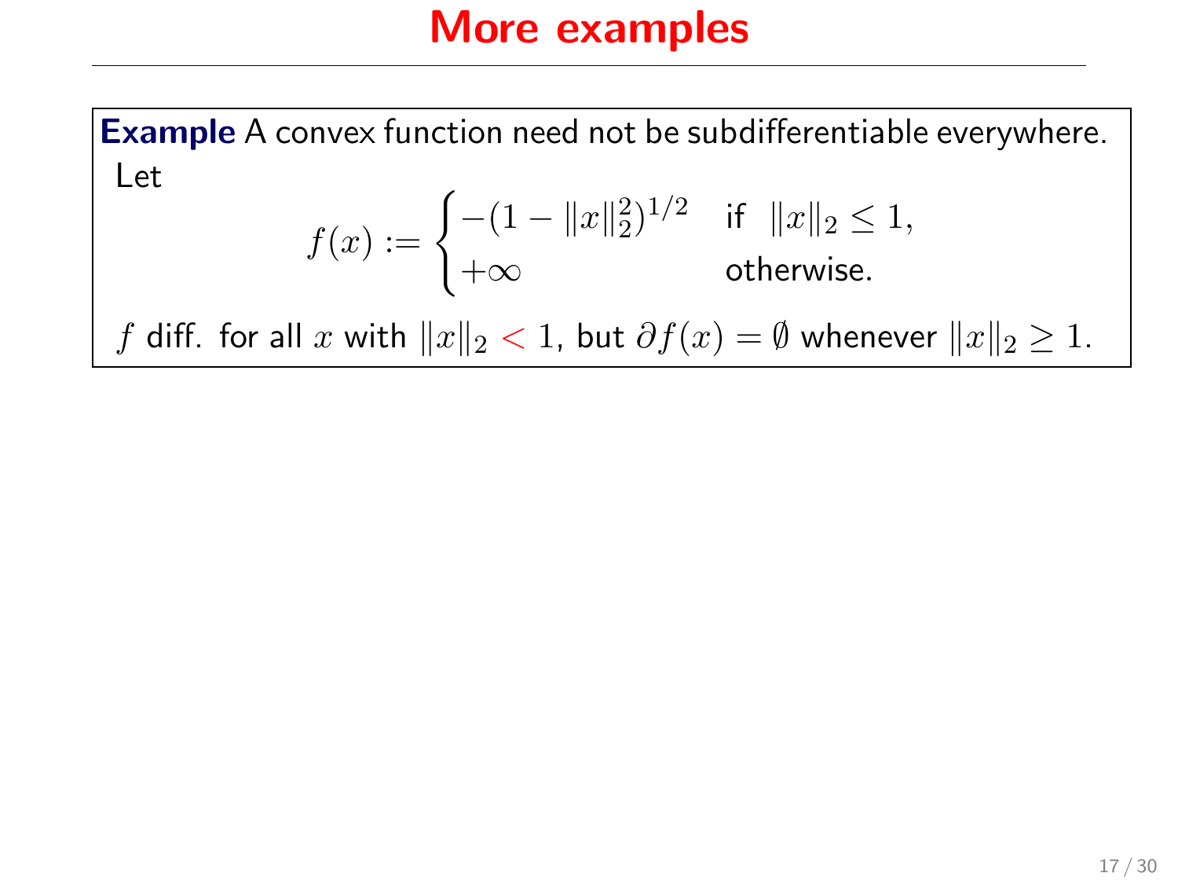# More examples

**Example** A convex function need not be subdifferentiable everywhere. Let

$$f(x) := \begin{cases} -(1 - \|x\|_2^2)^{1/2} & \text{if } \|x\|_2 \leq 1, \\ +\infty & \text{otherwise.} \end{cases}$$

$f$ diff. for all $x$ with $\|x\|_2 < 1$, but $\partial f(x) = \emptyset$ whenever $\|x\|_2 \geq 1$.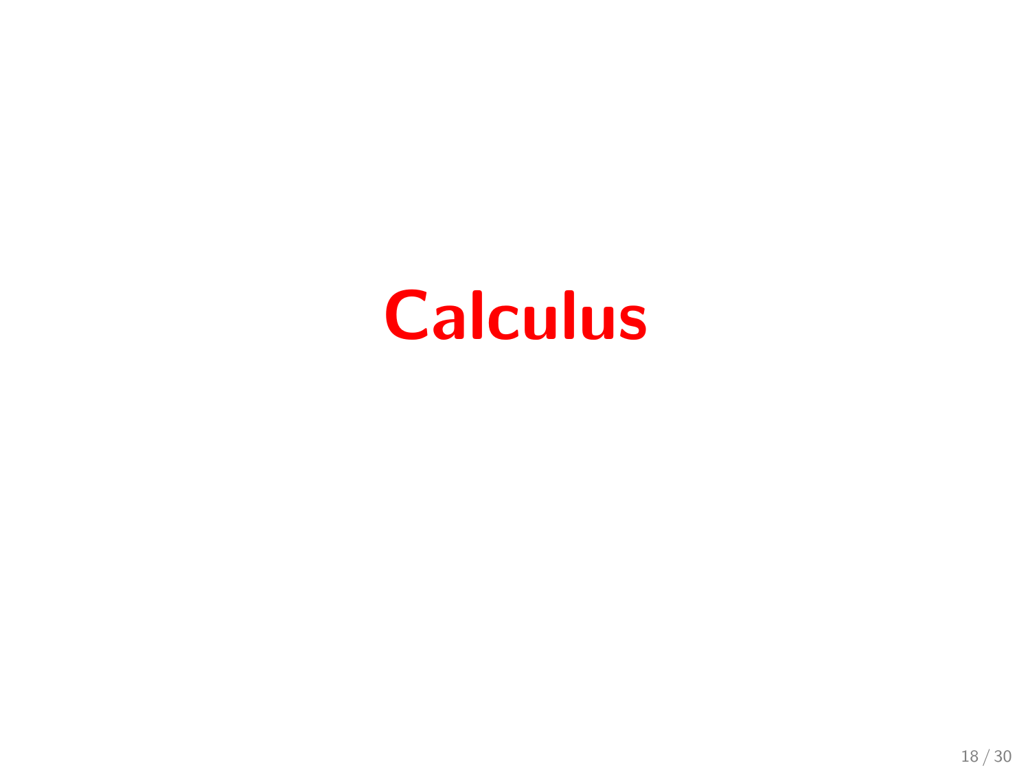# Calculus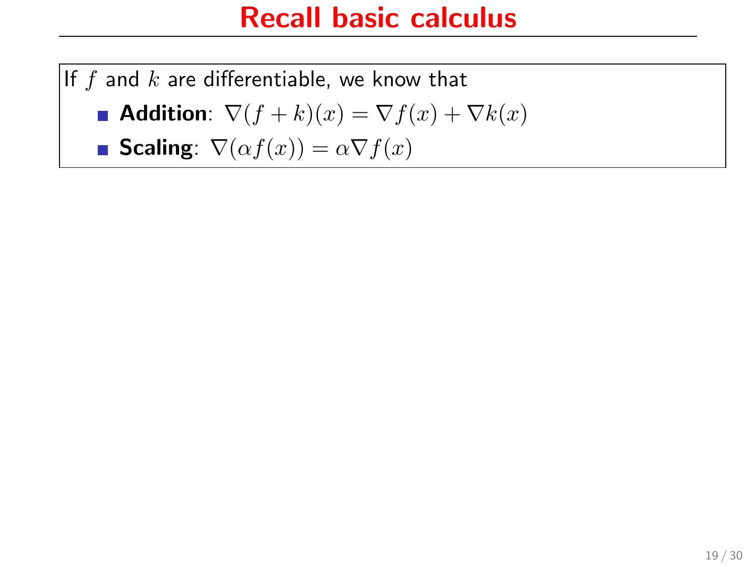# Recall basic calculus

If $f$ and $k$ are differentiable, we know that

- **Addition**: $\nabla(f + k)(x) = \nabla f(x) + \nabla k(x)$
- **Scaling**: $\nabla(\alpha f(x)) = \alpha \nabla f(x)$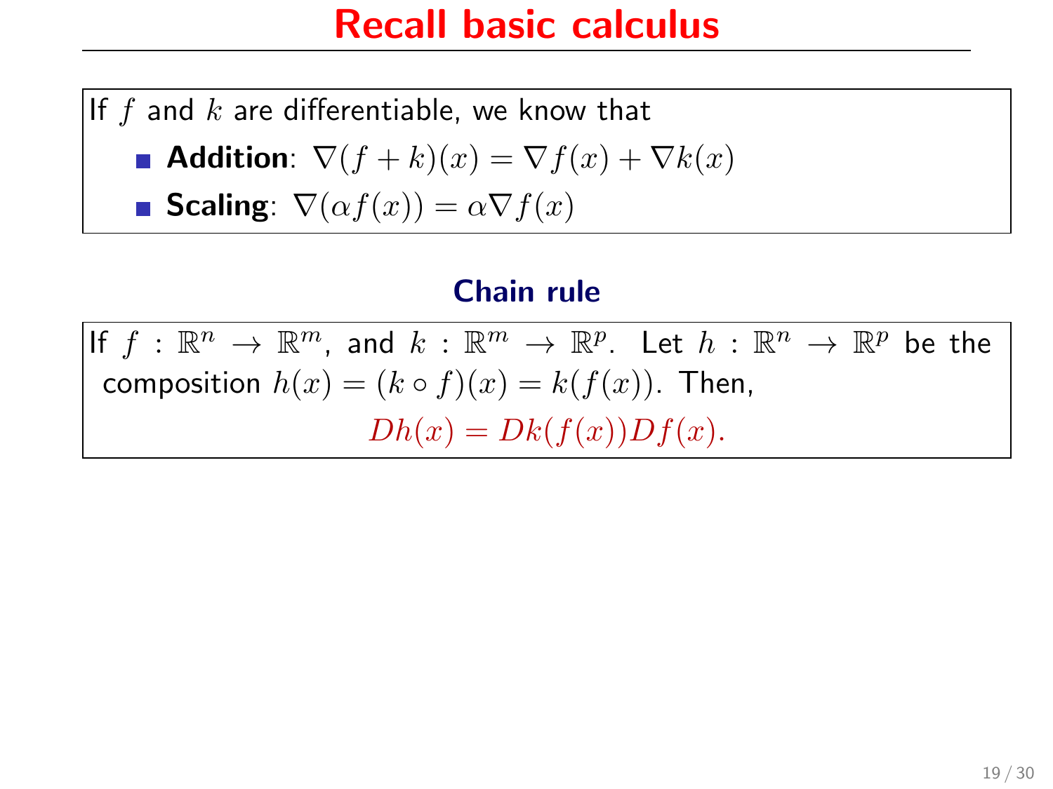# Recall basic calculus

If $f$ and $k$ are differentiable, we know that

- **Addition**: $\nabla(f + k)(x) = \nabla f(x) + \nabla k(x)$
- **Scaling**: $\nabla(\alpha f(x)) = \alpha \nabla f(x)$

### Chain rule

If $f : \mathbb{R}^n \to \mathbb{R}^m$, and $k : \mathbb{R}^m \to \mathbb{R}^p$. Let $h : \mathbb{R}^n \to \mathbb{R}^p$ be the composition $h(x) = (k \circ f)(x) = k(f(x))$. Then,

$$Dh(x) = Dk(f(x))Df(x).$$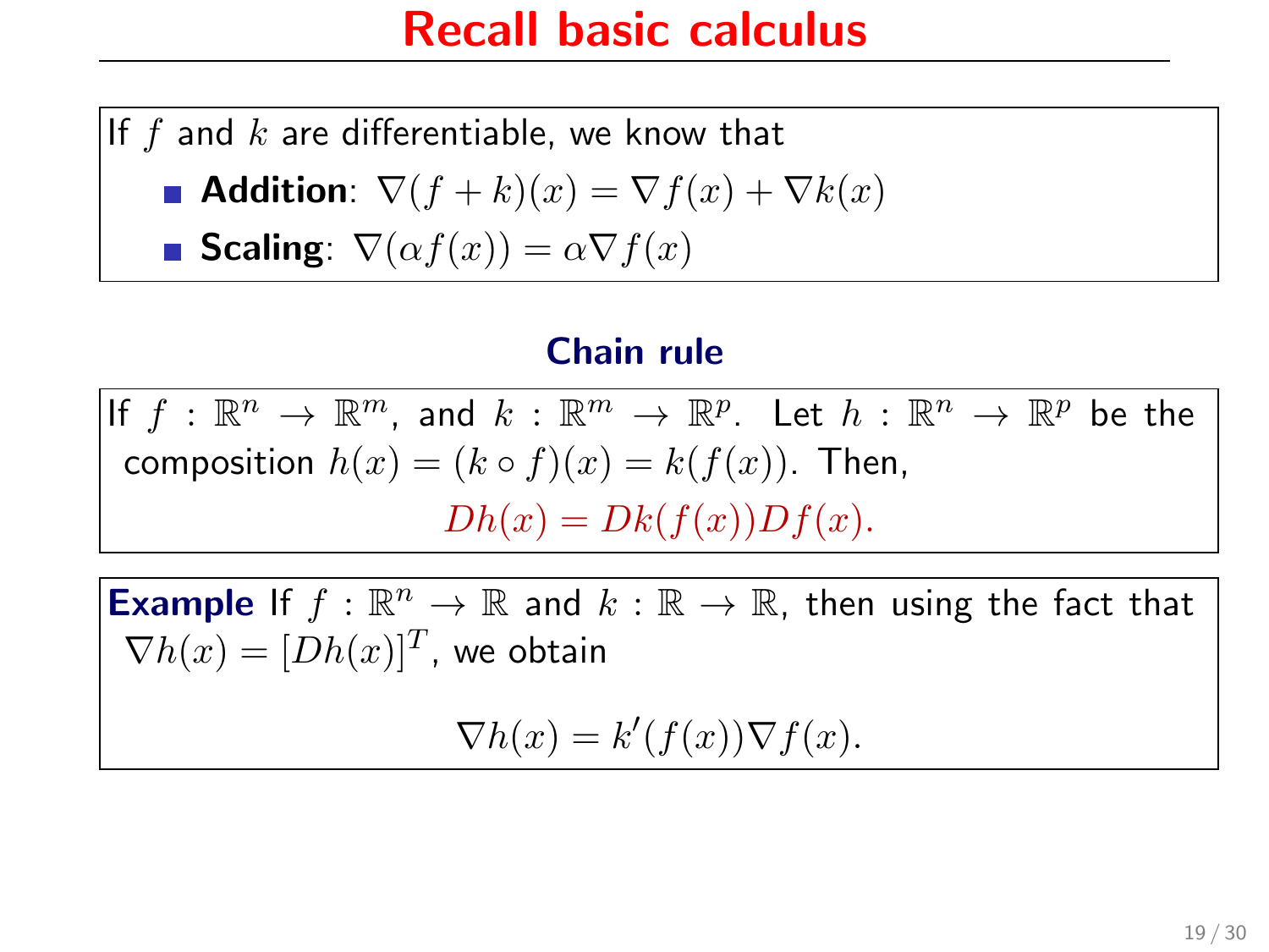# Recall basic calculus

If $f$ and $k$ are differentiable, we know that

- **Addition**: $\nabla(f + k)(x) = \nabla f(x) + \nabla k(x)$
- **Scaling**: $\nabla(\alpha f(x)) = \alpha \nabla f(x)$

## Chain rule

If $f : \mathbb{R}^n \to \mathbb{R}^m$, and $k : \mathbb{R}^m \to \mathbb{R}^p$. Let $h : \mathbb{R}^n \to \mathbb{R}^p$ be the composition $h(x) = (k \circ f)(x) = k(f(x))$. Then,

$$Dh(x) = Dk(f(x))Df(x).$$

**Example** If $f : \mathbb{R}^n \to \mathbb{R}$ and $k : \mathbb{R} \to \mathbb{R}$, then using the fact that $\nabla h(x) = [Dh(x)]^T$, we obtain

$$\nabla h(x) = k'(f(x))\nabla f(x).$$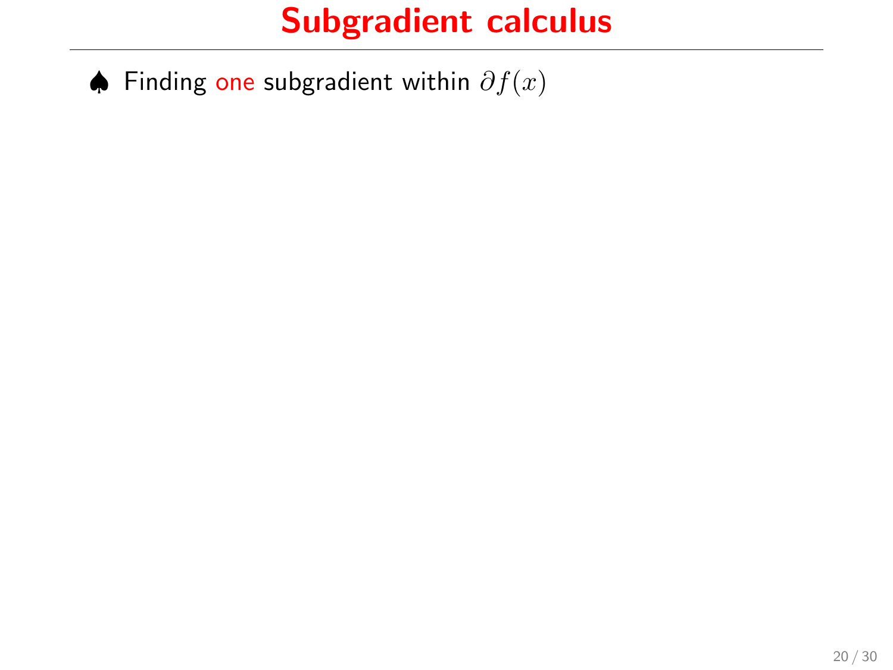# Subgradient calculus

♠ Finding one subgradient within $\partial f(x)$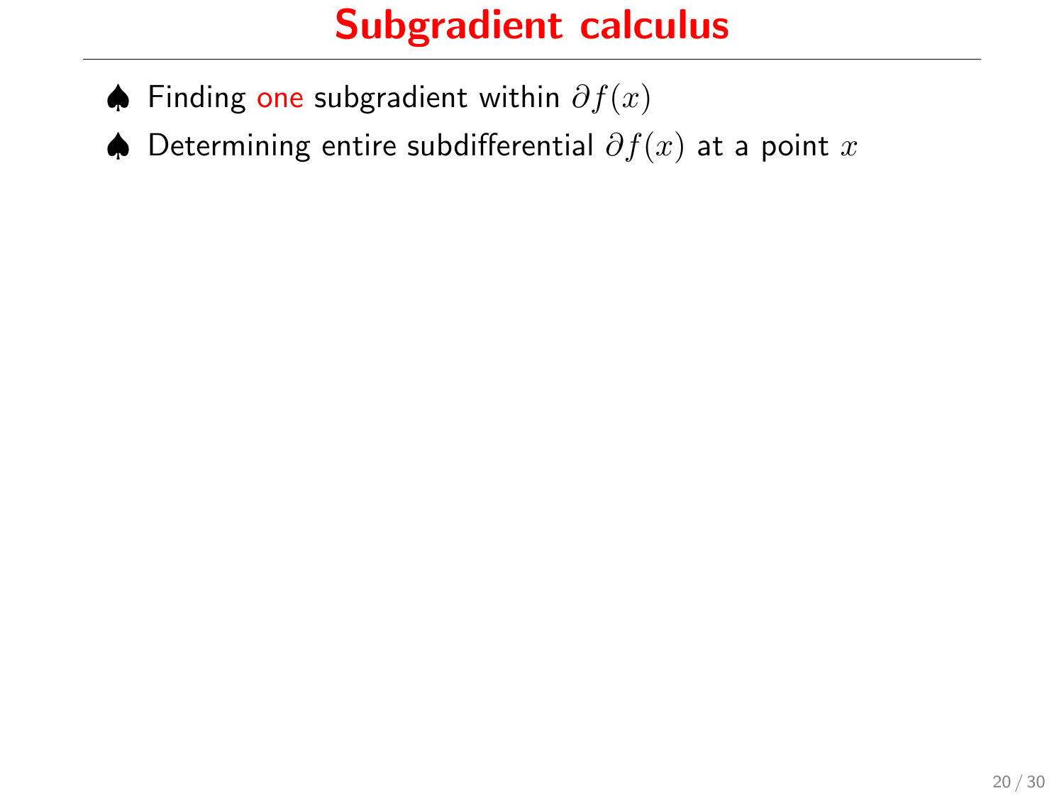# Subgradient calculus

- ♠ Finding one subgradient within $\partial f(x)$
- ♠ Determining entire subdifferential $\partial f(x)$ at a point $x$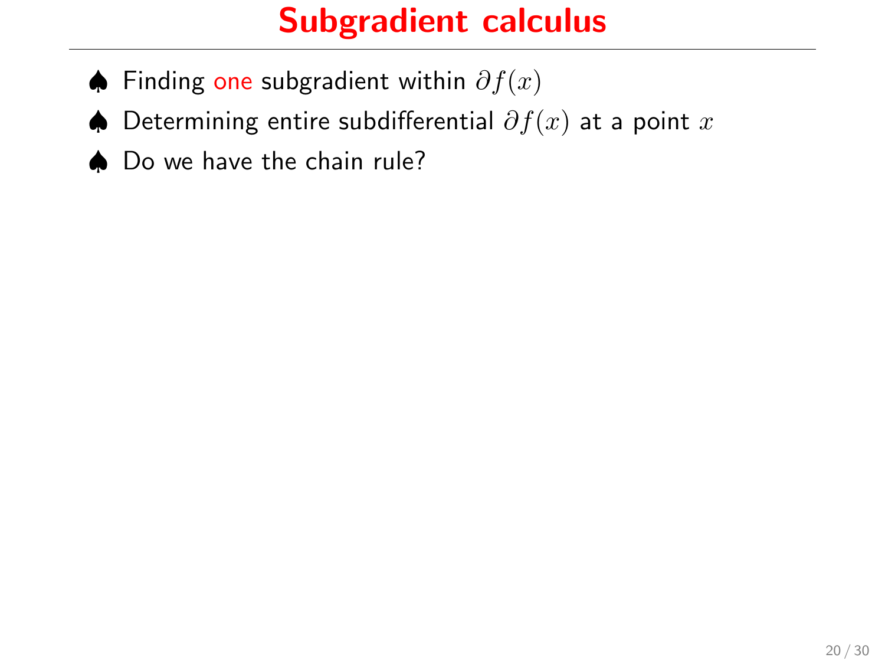# Subgradient calculus

- ♠ Finding one subgradient within $\partial f(x)$
- ♠ Determining entire subdifferential $\partial f(x)$ at a point $x$
- ♠ Do we have the chain rule?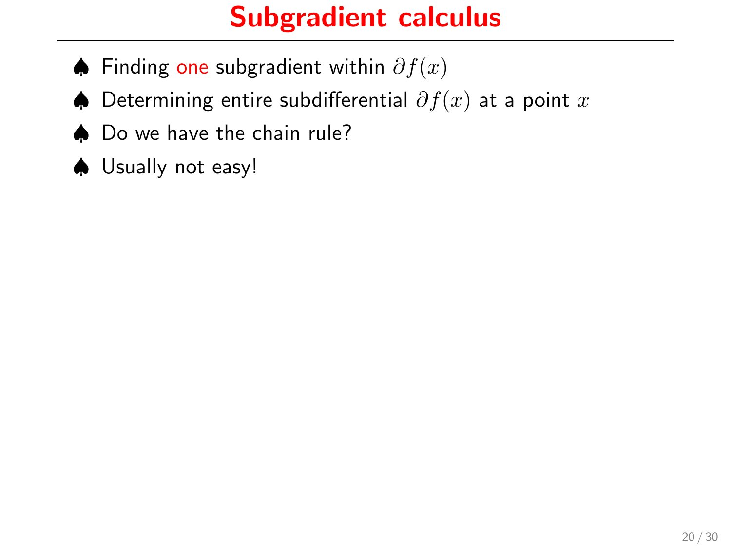# Subgradient calculus

- Finding one subgradient within $\partial f(x)$
- Determining entire subdifferential $\partial f(x)$ at a point $x$
- Do we have the chain rule?
- Usually not easy!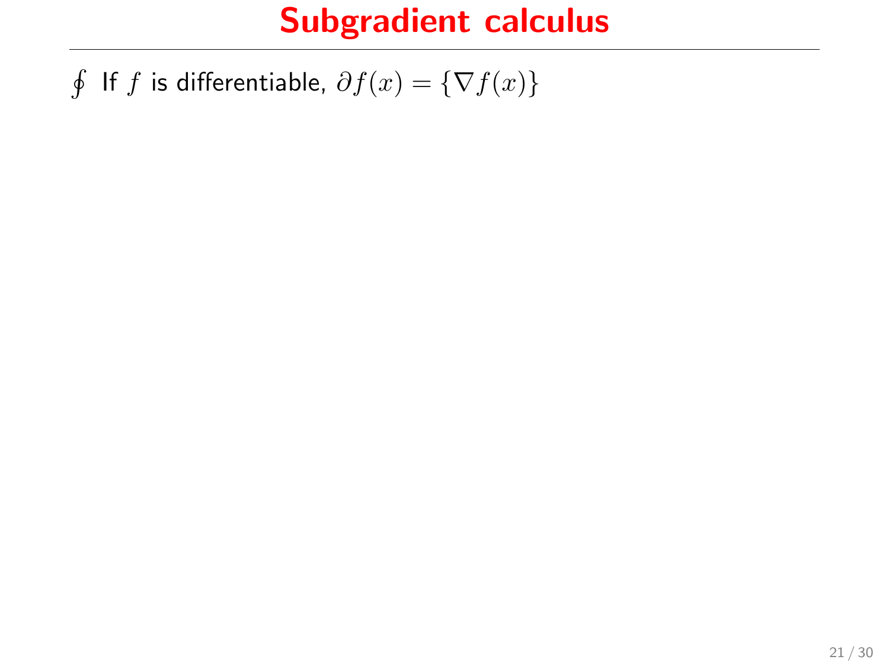# Subgradient calculus

- If $f$ is differentiable, $\partial f(x) = \{\nabla f(x)\}$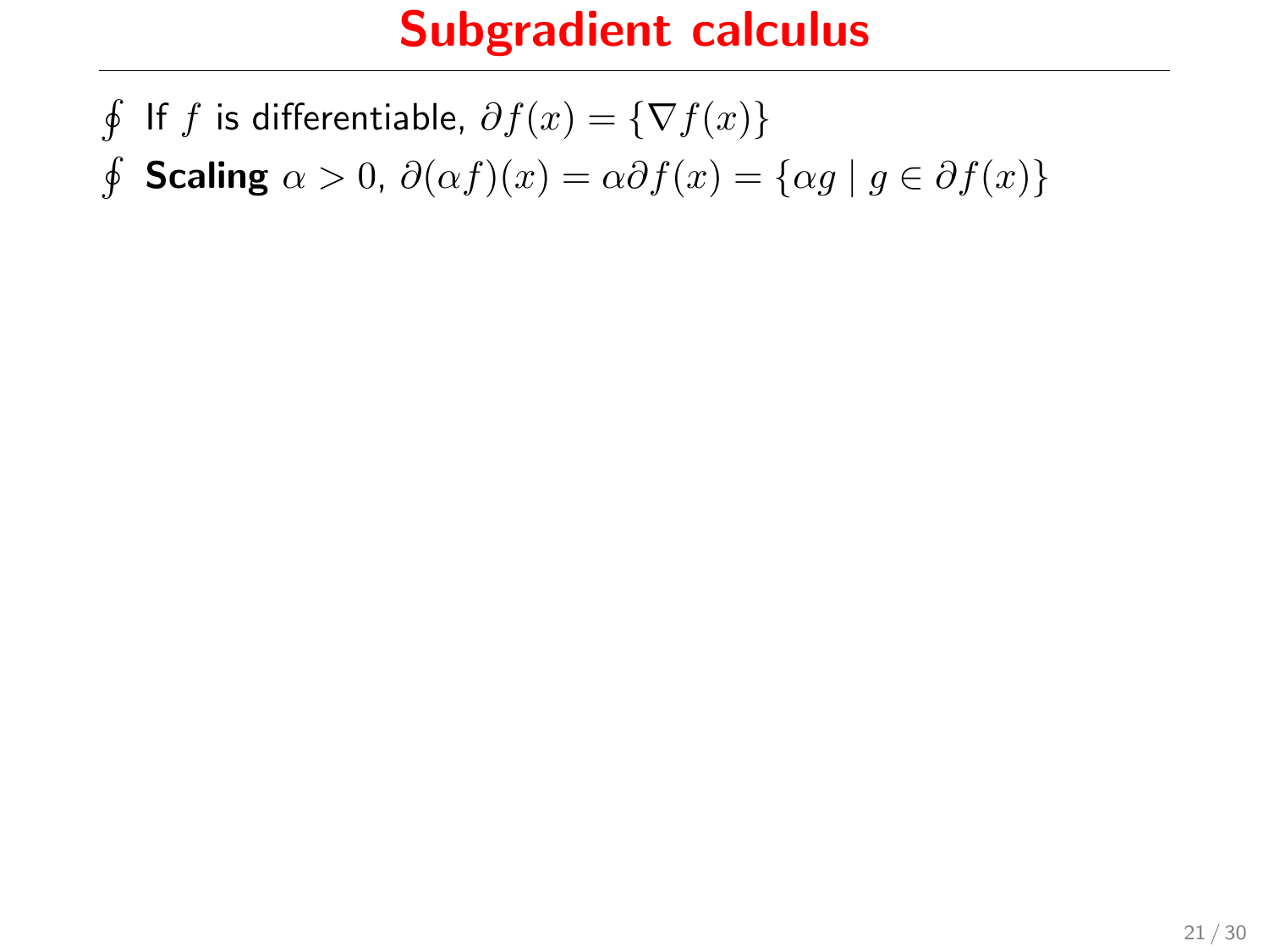# Subgradient calculus

- If $f$ is differentiable, $\partial f(x) = \{\nabla f(x)\}$
- **Scaling** $\alpha > 0$, $\partial(\alpha f)(x) = \alpha \partial f(x) = \{\alpha g \mid g \in \partial f(x)\}$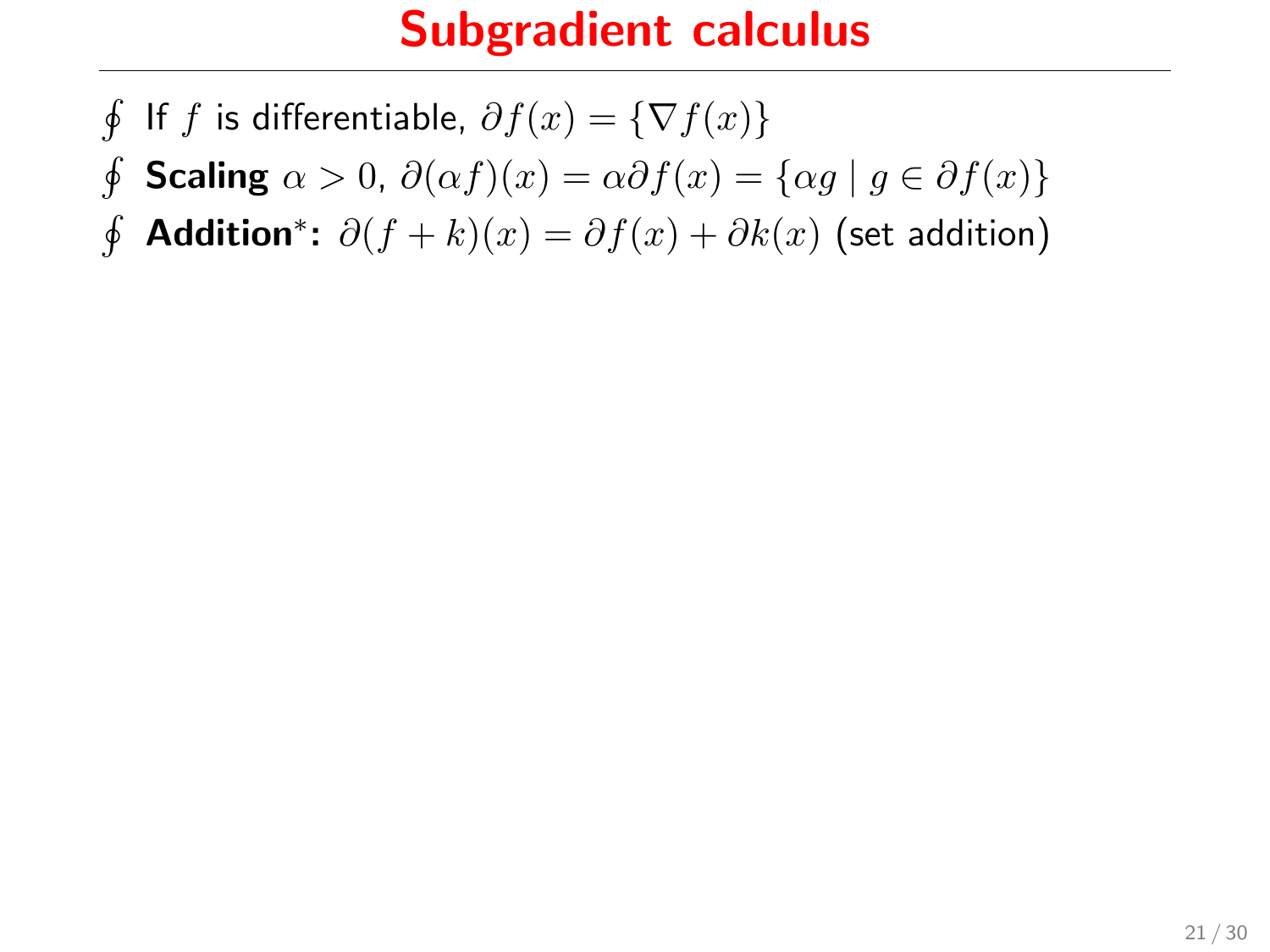# Subgradient calculus

- If $f$ is differentiable, $\partial f(x) = \{\nabla f(x)\}$
- **Scaling** $\alpha > 0$, $\partial(\alpha f)(x) = \alpha \partial f(x) = \{\alpha g \mid g \in \partial f(x)\}$
- **Addition***: $\partial(f + k)(x) = \partial f(x) + \partial k(x)$ (set addition)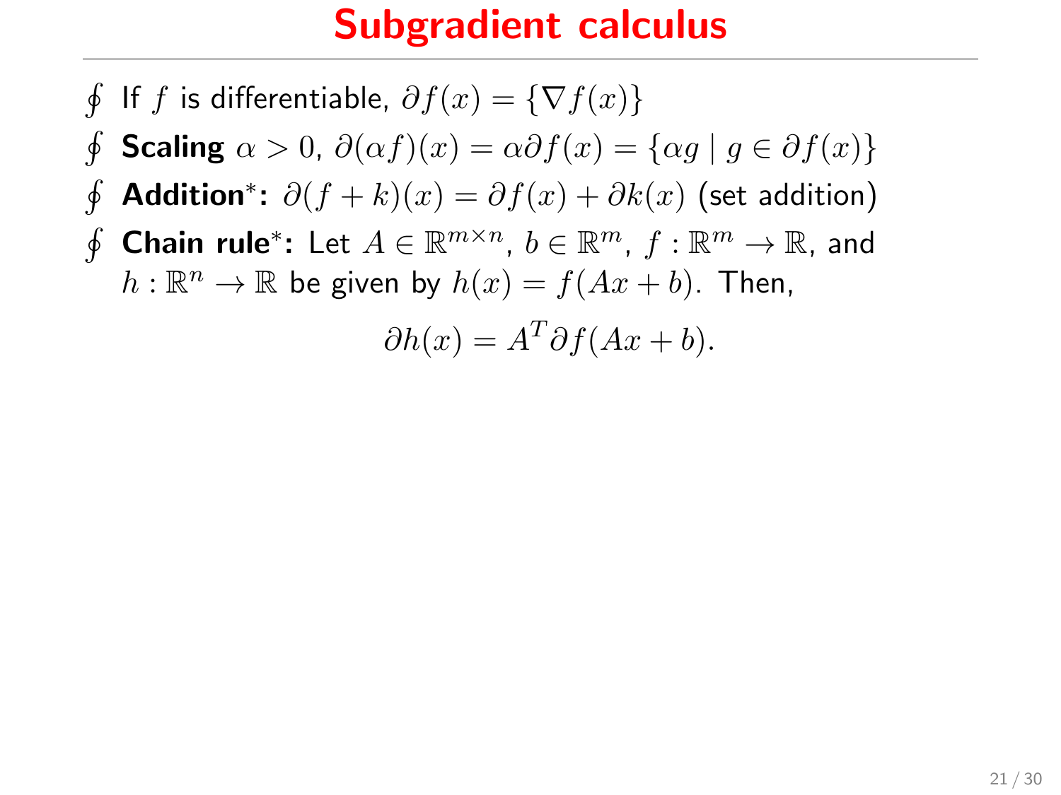# Subgradient calculus

- If $f$ is differentiable, $\partial f(x) = \{\nabla f(x)\}$
- **Scaling** $\alpha > 0$, $\partial(\alpha f)(x) = \alpha \partial f(x) = \{\alpha g \mid g \in \partial f(x)\}$
- **Addition*:** $\partial(f + k)(x) = \partial f(x) + \partial k(x)$ (set addition)
- **Chain rule*:** Let $A \in \mathbb{R}^{m \times n}$, $b \in \mathbb{R}^m$, $f : \mathbb{R}^m \to \mathbb{R}$, and $h : \mathbb{R}^n \to \mathbb{R}$ be given by $h(x) = f(Ax + b)$. Then,

$$\partial h(x) = A^T \partial f(Ax + b).$$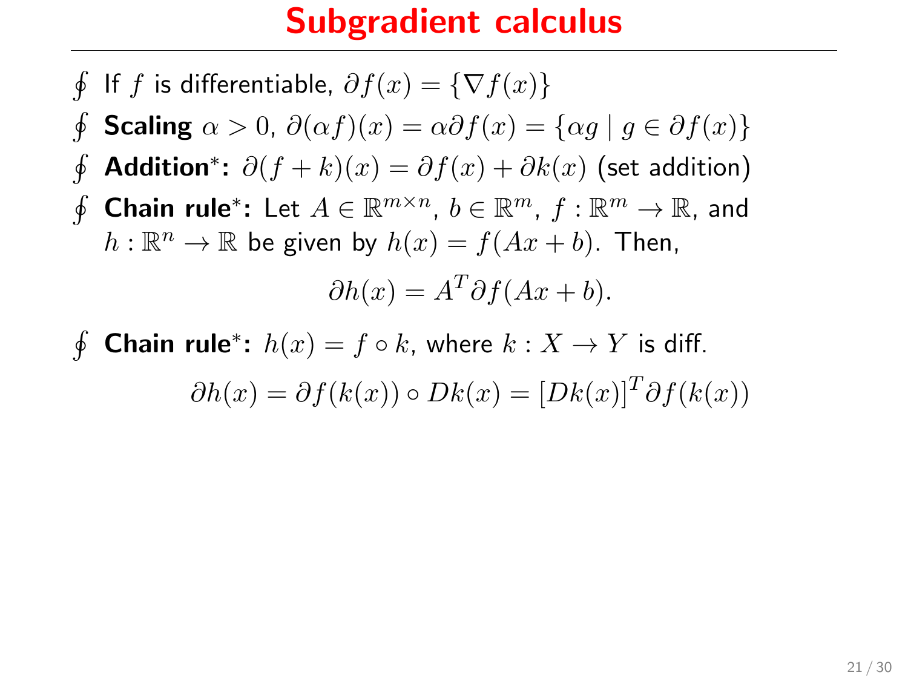# Subgradient calculus

- If $f$ is differentiable, $\partial f(x) = \{\nabla f(x)\}$
- **Scaling** $\alpha > 0$, $\partial(\alpha f)(x) = \alpha \partial f(x) = \{\alpha g \mid g \in \partial f(x)\}$
- **Addition***: $\partial(f + k)(x) = \partial f(x) + \partial k(x)$ (set addition)
- **Chain rule***: Let $A \in \mathbb{R}^{m \times n}$, $b \in \mathbb{R}^m$, $f : \mathbb{R}^m \to \mathbb{R}$, and $h : \mathbb{R}^n \to \mathbb{R}$ be given by $h(x) = f(Ax + b)$. Then,

$$\partial h(x) = A^T \partial f(Ax + b).$$

- **Chain rule***: $h(x) = f \circ k$, where $k : X \to Y$ is diff.

$$\partial h(x) = \partial f(k(x)) \circ Dk(x) = [Dk(x)]^T \partial f(k(x))$$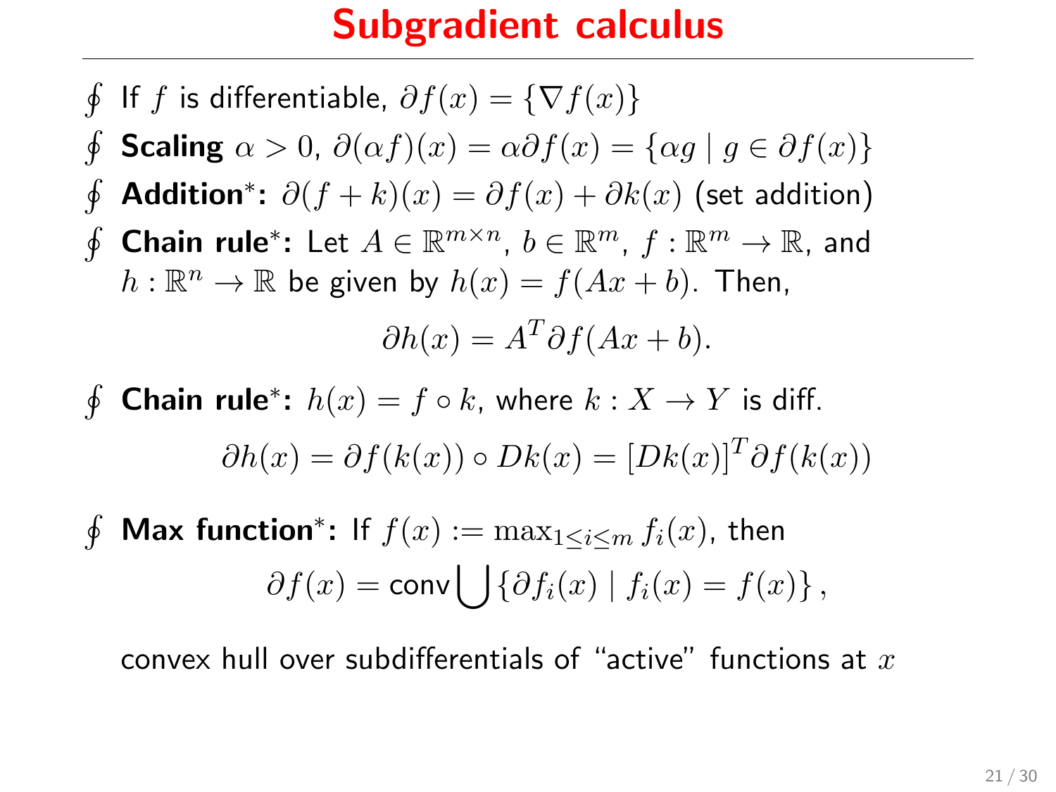# Subgradient calculus

- If $f$ is differentiable, $\partial f(x) = \{\nabla f(x)\}$
- **Scaling** $\alpha > 0$, $\partial(\alpha f)(x) = \alpha \partial f(x) = \{\alpha g \mid g \in \partial f(x)\}$
- **Addition*:** $\partial(f + k)(x) = \partial f(x) + \partial k(x)$ (set addition)
- **Chain rule*:** Let $A \in \mathbb{R}^{m \times n}$, $b \in \mathbb{R}^m$, $f : \mathbb{R}^m \to \mathbb{R}$, and $h : \mathbb{R}^n \to \mathbb{R}$ be given by $h(x) = f(Ax + b)$. Then,

$$\partial h(x) = A^T \partial f(Ax + b).$$

- **Chain rule*:** $h(x) = f \circ k$, where $k : X \to Y$ is diff.

$$\partial h(x) = \partial f(k(x)) \circ Dk(x) = [Dk(x)]^T \partial f(k(x))$$

- **Max function*:** If $f(x) := \max_{1 \le i \le m} f_i(x)$, then

$$\partial f(x) = \text{conv} \bigcup \{\partial f_i(x) \mid f_i(x) = f(x)\},$$

convex hull over subdifferentials of "active" functions at $x$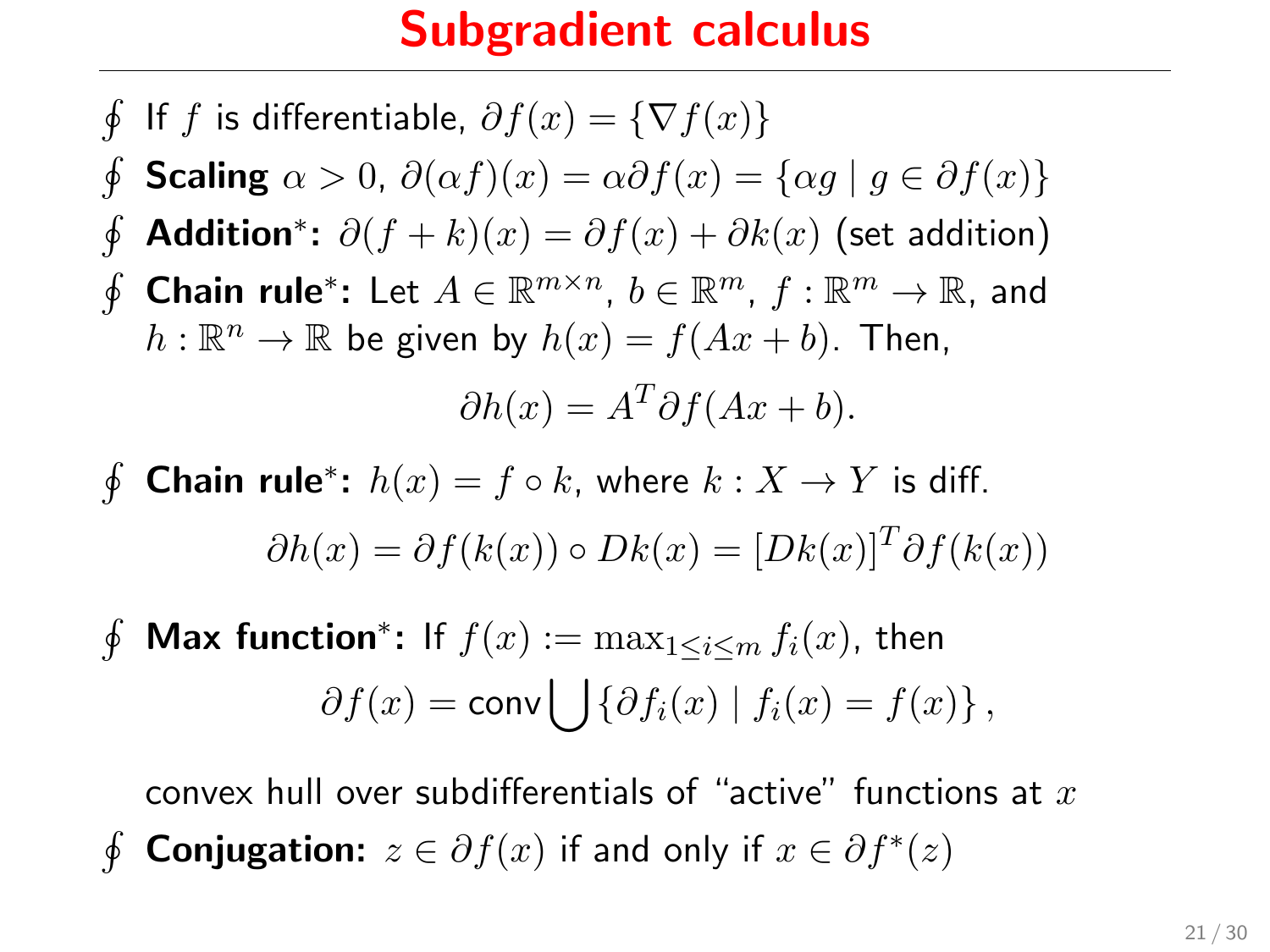# Subgradient calculus

- If $f$ is differentiable, $\partial f(x) = \{\nabla f(x)\}$
- **Scaling** $\alpha > 0$, $\partial(\alpha f)(x) = \alpha \partial f(x) = \{\alpha g \mid g \in \partial f(x)\}$
- **Addition***: $\partial(f + k)(x) = \partial f(x) + \partial k(x)$ (set addition)
- **Chain rule***: Let $A \in \mathbb{R}^{m \times n}$, $b \in \mathbb{R}^m$, $f : \mathbb{R}^m \to \mathbb{R}$, and $h : \mathbb{R}^n \to \mathbb{R}$ be given by $h(x) = f(Ax + b)$. Then,

$$\partial h(x) = A^T \partial f(Ax + b).$$

- **Chain rule***: $h(x) = f \circ k$, where $k : X \to Y$ is diff.

$$\partial h(x) = \partial f(k(x)) \circ Dk(x) = [Dk(x)]^T \partial f(k(x))$$

- **Max function***: If $f(x) := \max_{1 \leq i \leq m} f_i(x)$, then

$$\partial f(x) = \text{conv} \bigcup \{\partial f_i(x) \mid f_i(x) = f(x)\},$$

  convex hull over subdifferentials of "active" functions at $x$
- **Conjugation:** $z \in \partial f(x)$ if and only if $x \in \partial f^*(z)$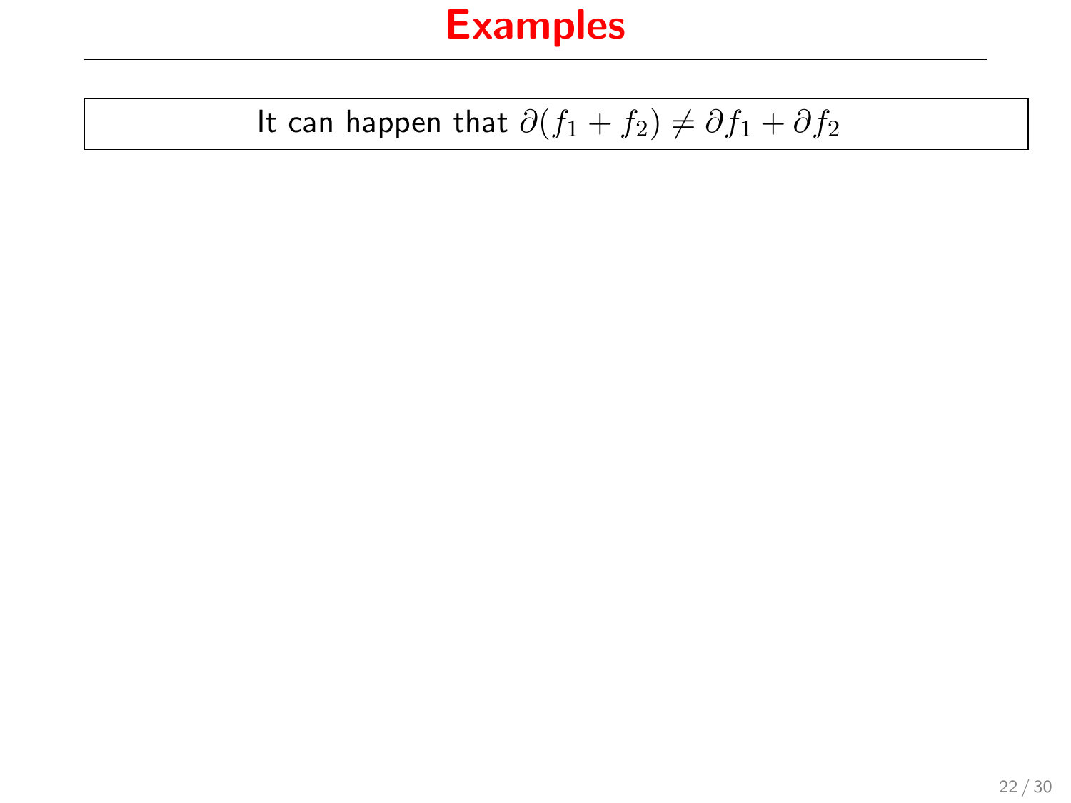# Examples

It can happen that $\partial(f_1 + f_2) \neq \partial f_1 + \partial f_2$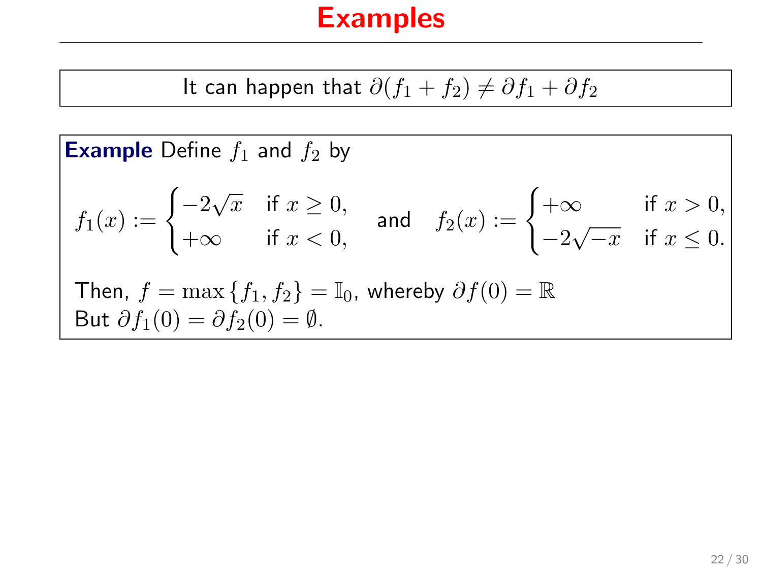# Examples

It can happen that $\partial(f_1 + f_2) \neq \partial f_1 + \partial f_2$

**Example** Define $f_1$ and $f_2$ by

$$f_1(x) := \begin{cases} -2\sqrt{x} & \text{if } x \geq 0, \\ +\infty & \text{if } x < 0, \end{cases} \quad \text{and} \quad f_2(x) := \begin{cases} +\infty & \text{if } x > 0, \\ -2\sqrt{-x} & \text{if } x \leq 0. \end{cases}$$

Then, $f = \max\{f_1, f_2\} = \mathbb{I}_0$, whereby $\partial f(0) = \mathbb{R}$
But $\partial f_1(0) = \partial f_2(0) = \emptyset$.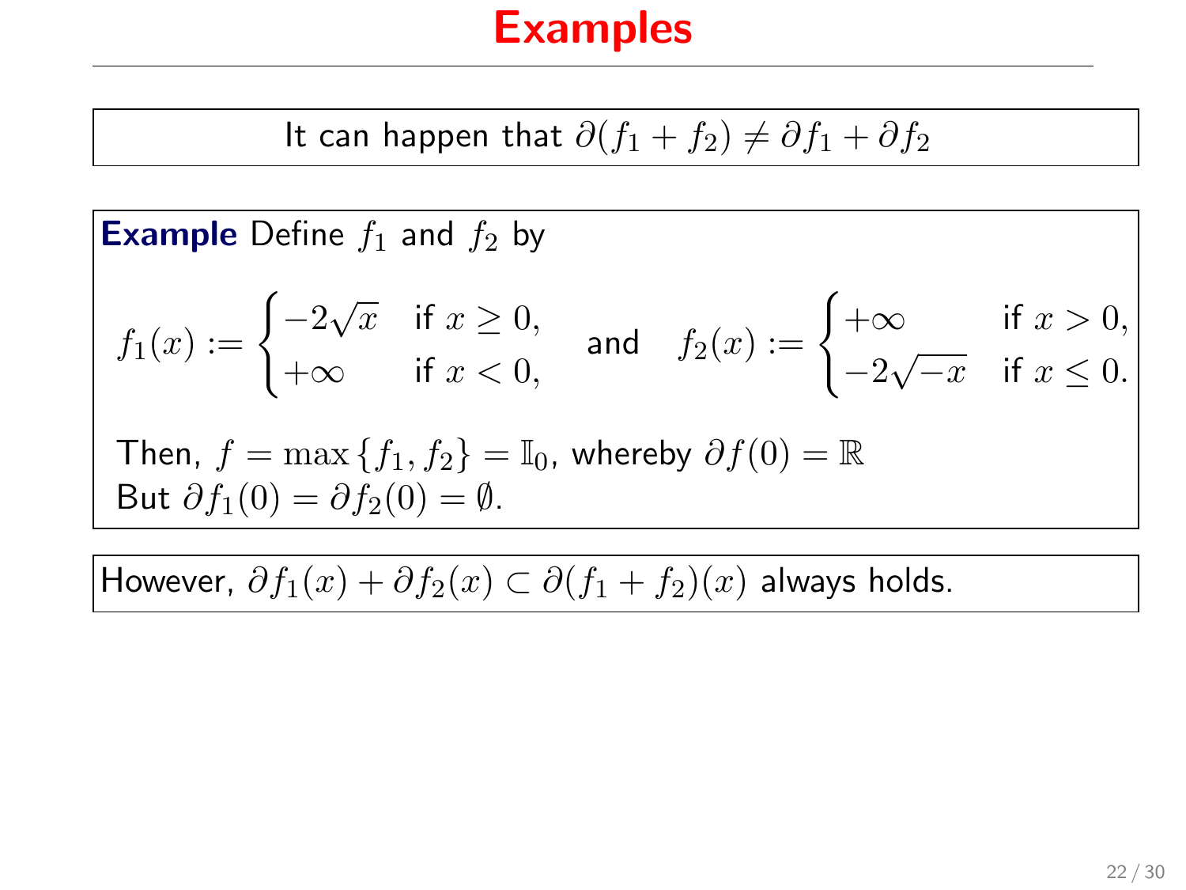# Examples

It can happen that $\partial(f_1 + f_2) \neq \partial f_1 + \partial f_2$

**Example** Define $f_1$ and $f_2$ by

$$f_1(x) := \begin{cases} -2\sqrt{x} & \text{if } x \geq 0, \\ +\infty & \text{if } x < 0, \end{cases} \quad \text{and} \quad f_2(x) := \begin{cases} +\infty & \text{if } x > 0, \\ -2\sqrt{-x} & \text{if } x \leq 0. \end{cases}$$

Then, $f = \max\{f_1, f_2\} = \mathbb{I}_0$, whereby $\partial f(0) = \mathbb{R}$
But $\partial f_1(0) = \partial f_2(0) = \emptyset$.

However, $\partial f_1(x) + \partial f_2(x) \subset \partial(f_1 + f_2)(x)$ always holds.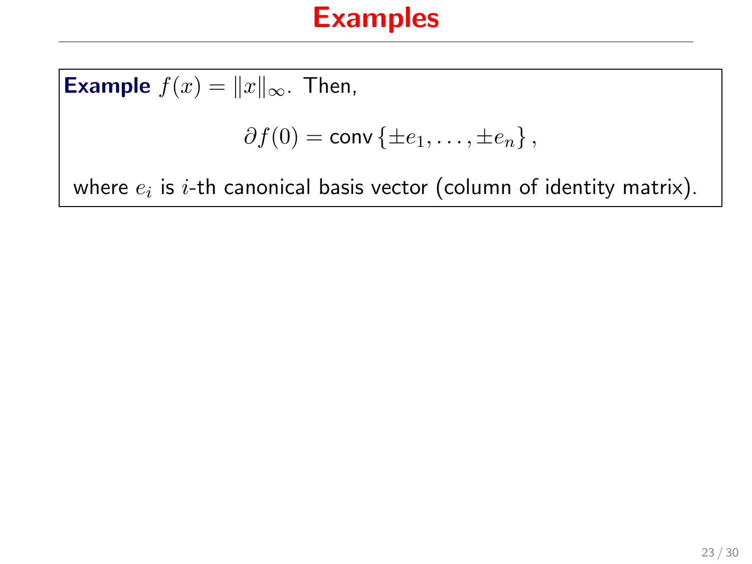# Examples

**Example** $f(x) = \|x\|_\infty$. Then,

$$\partial f(0) = \mathrm{conv}\left\{\pm e_1, \ldots, \pm e_n\right\},$$

where $e_i$ is $i$-th canonical basis vector (column of identity matrix).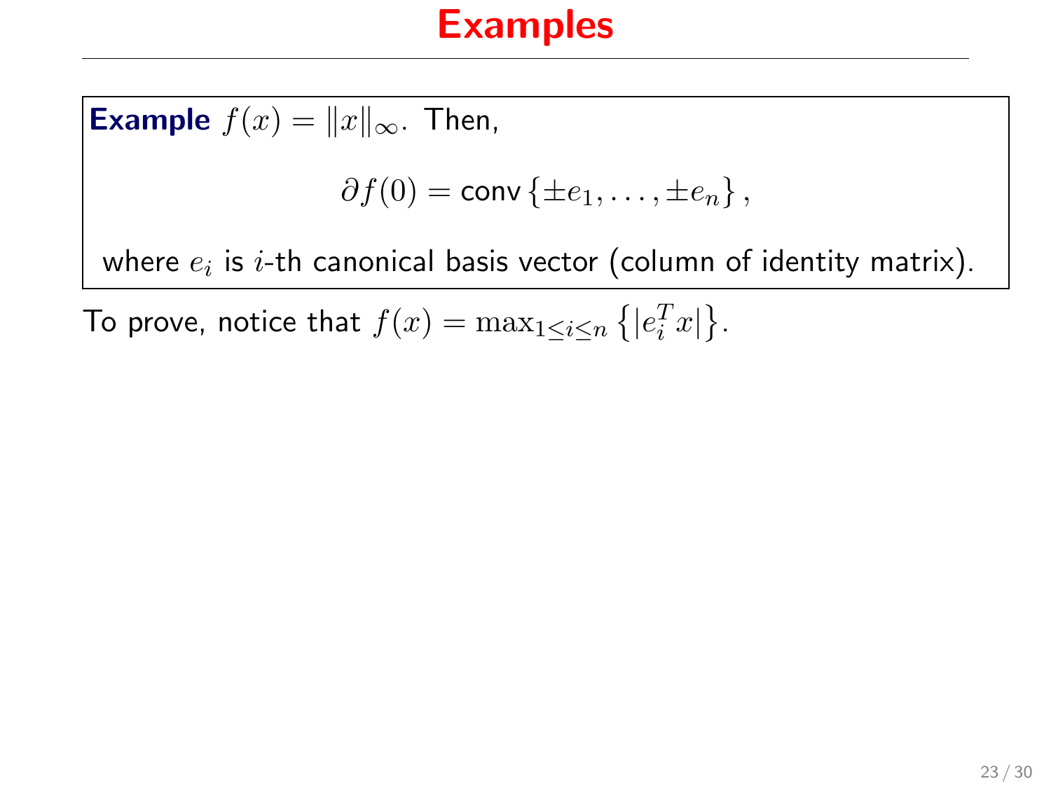# Examples

**Example** $f(x) = \|x\|_\infty$. Then,

$$\partial f(0) = \text{conv}\{\pm e_1, \ldots, \pm e_n\},$$

where $e_i$ is $i$-th canonical basis vector (column of identity matrix).

To prove, notice that $f(x) = \max_{1 \leq i \leq n} \{|e_i^T x|\}$.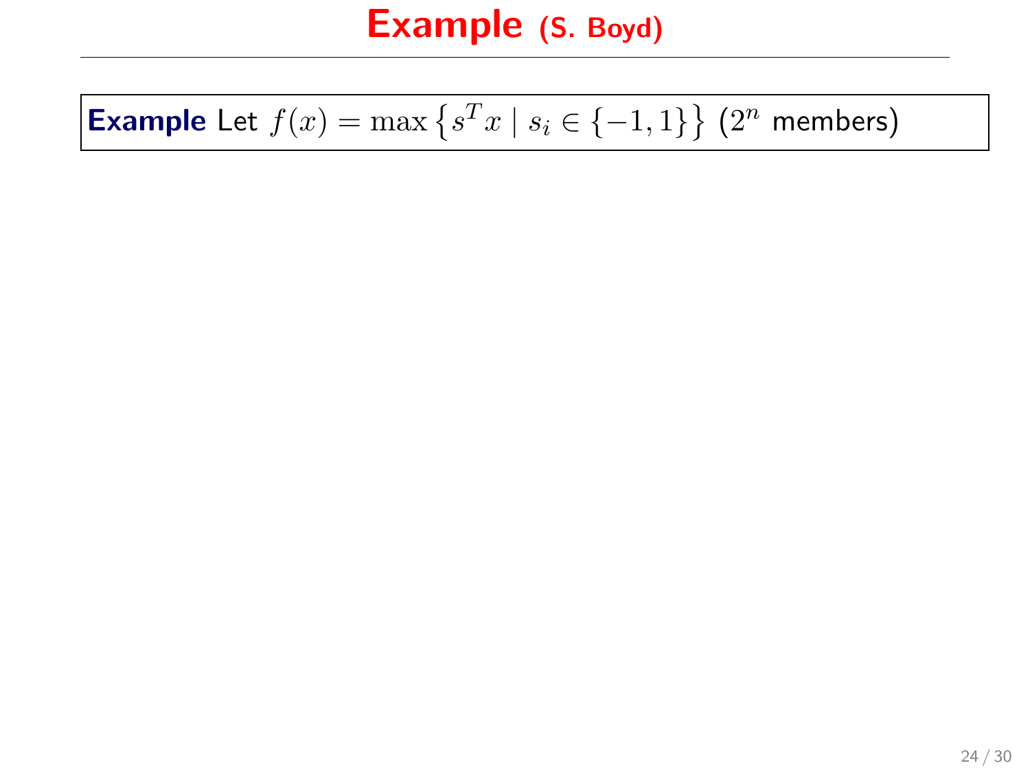# Example (S. Boyd)

**Example** Let $f(x) = \max\left\{s^T x \mid s_i \in \{-1, 1\}\right\}$ ($2^n$ members)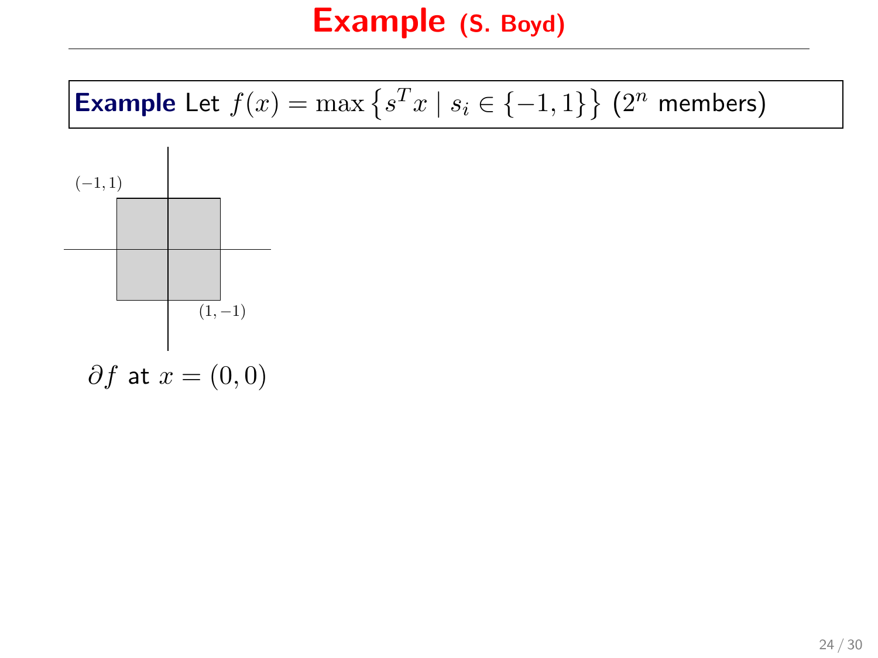# Example (S. Boyd)

**Example** Let $f(x) = \max\left\{s^T x \mid s_i \in \{-1, 1\}\right\}$ ($2^n$ members)

$(-1, 1)$

$(1, -1)$

$\partial f$ at $x = (0, 0)$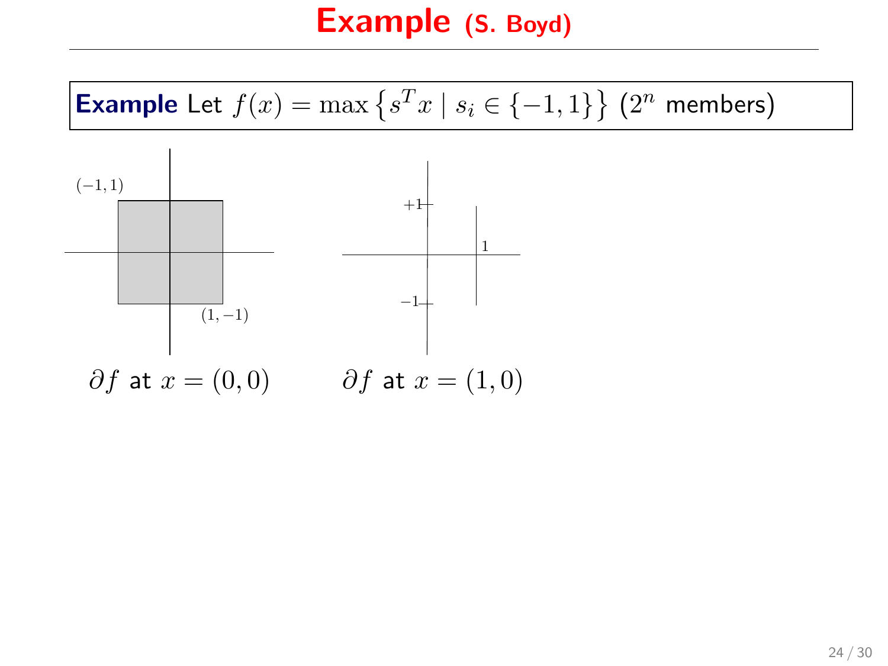# Example (S. Boyd)

**Example** Let $f(x) = \max\left\{s^T x \mid s_i \in \{-1, 1\}\right\}$ ($2^n$ members)

$(-1, 1)$

$(1, -1)$

$+1$

$1$

$-1$

$\partial f$ at $x = (0, 0)$ $\qquad$ $\partial f$ at $x = (1, 0)$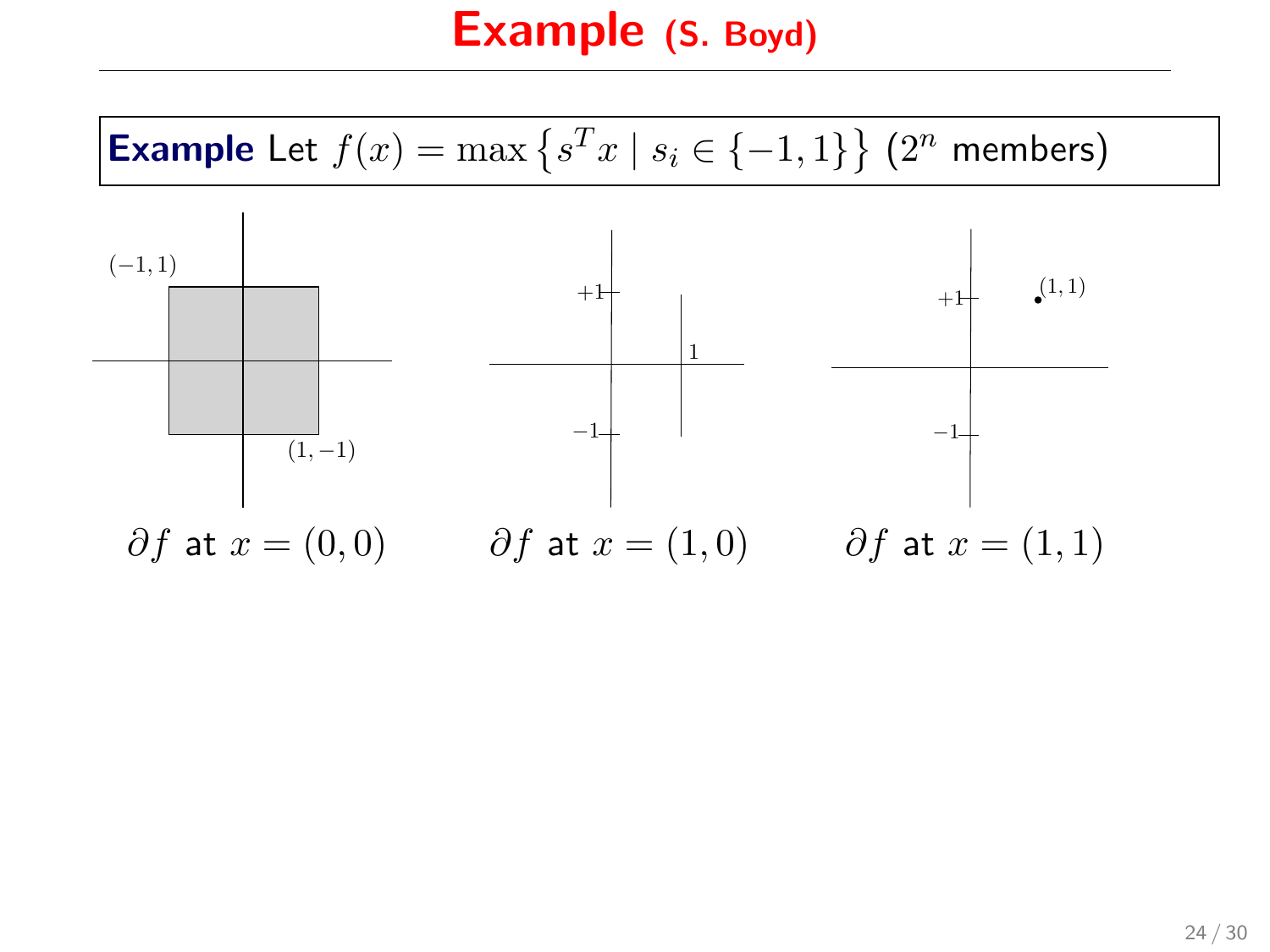# Example (S. Boyd)

**Example** Let $f(x) = \max\left\{s^T x \mid s_i \in \{-1, 1\}\right\}$ ($2^n$ members)

$(-1,1)$

$(1,-1)$

$+1$

$1$

$-1$

$+1$

$(1,1)$

$-1$

$\partial f$ at $x = (0,0)$ $\quad$ $\partial f$ at $x = (1,0)$ $\quad$ $\partial f$ at $x = (1,1)$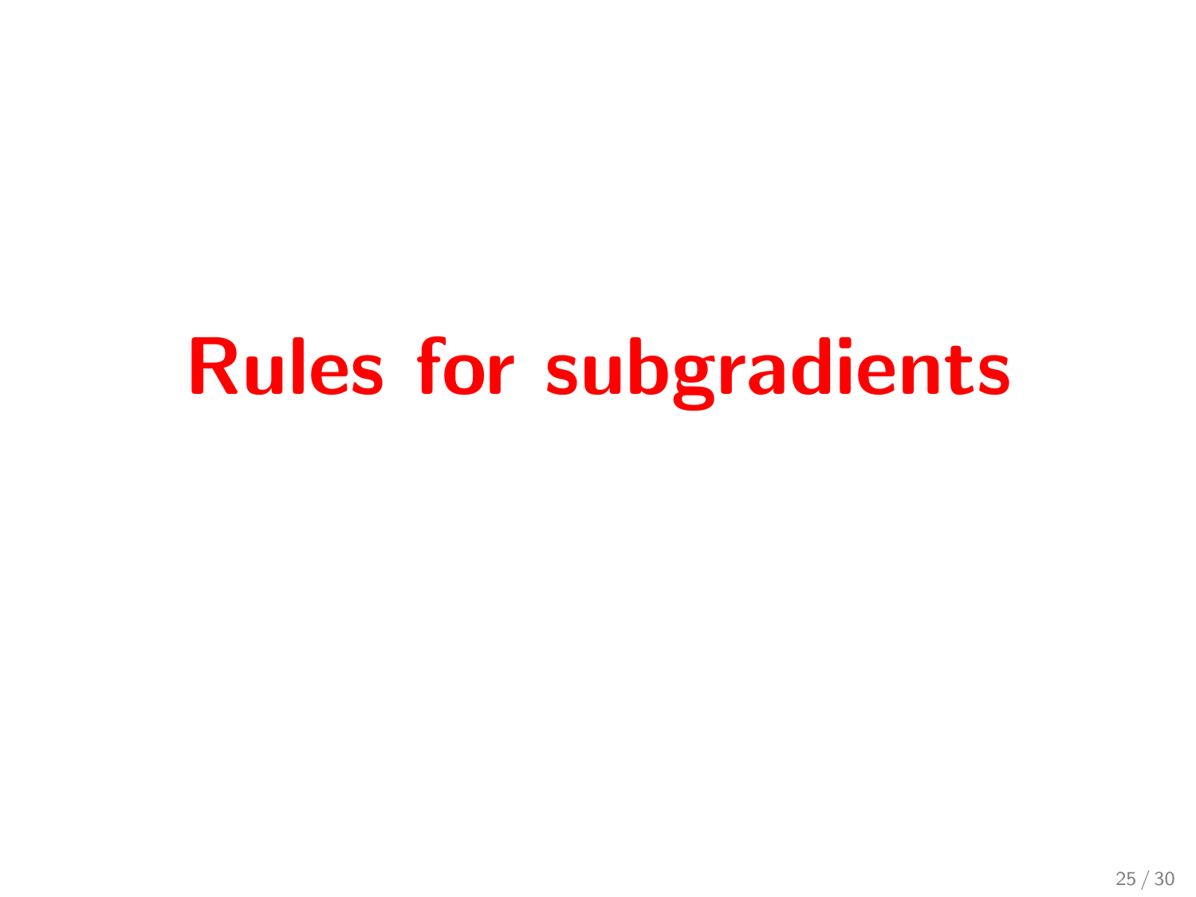# Rules for subgradients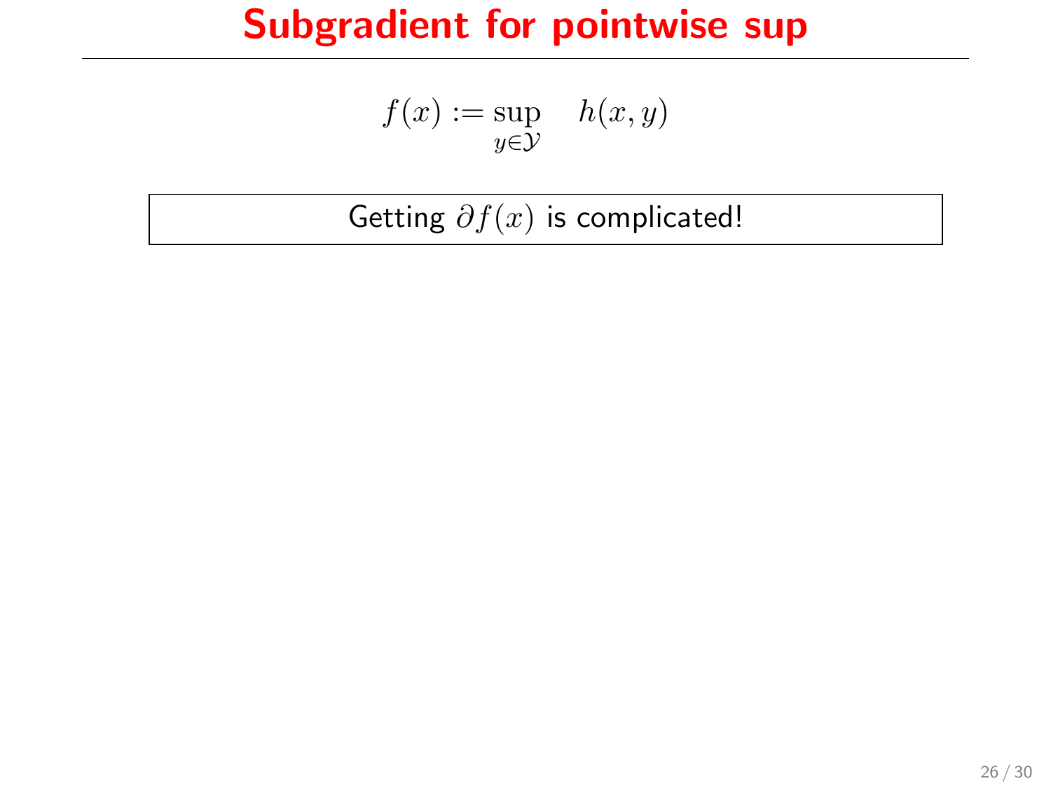# Subgradient for pointwise sup

$$f(x) := \sup_{y \in \mathcal{Y}} \quad h(x, y)$$

Getting $\partial f(x)$ is complicated!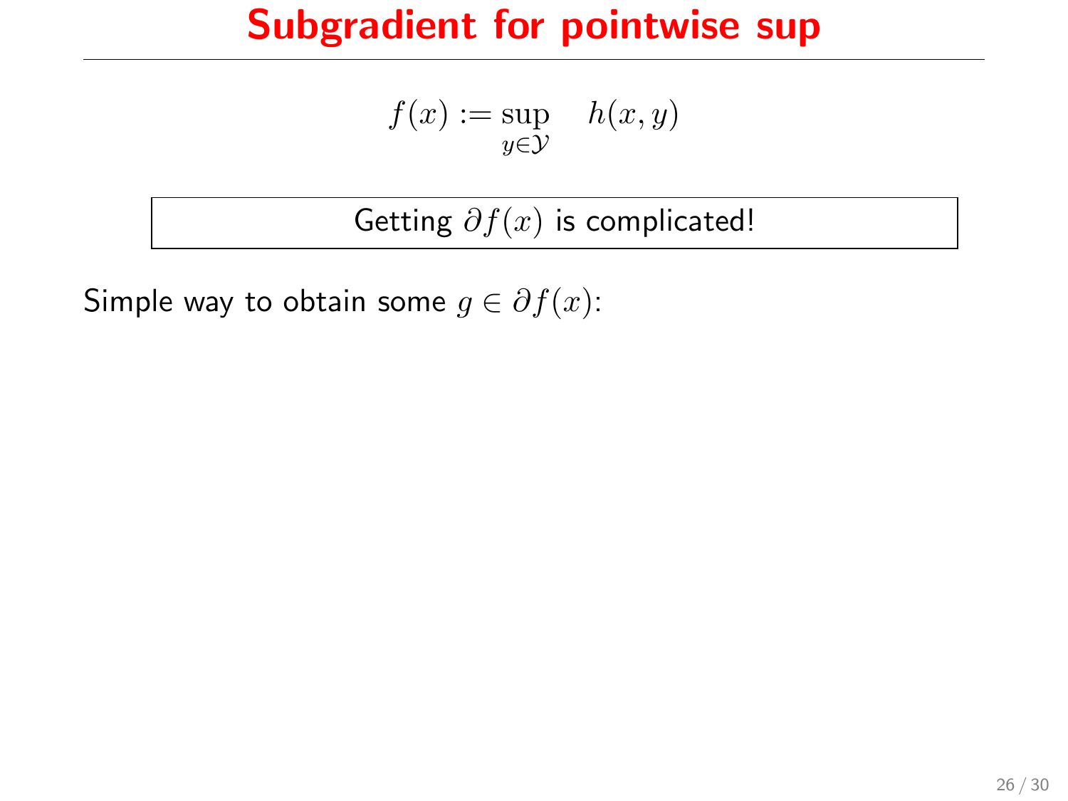# Subgradient for pointwise sup

$$f(x) := \sup_{y \in \mathcal{Y}} \quad h(x, y)$$

Getting $\partial f(x)$ is complicated!

Simple way to obtain some $g \in \partial f(x)$: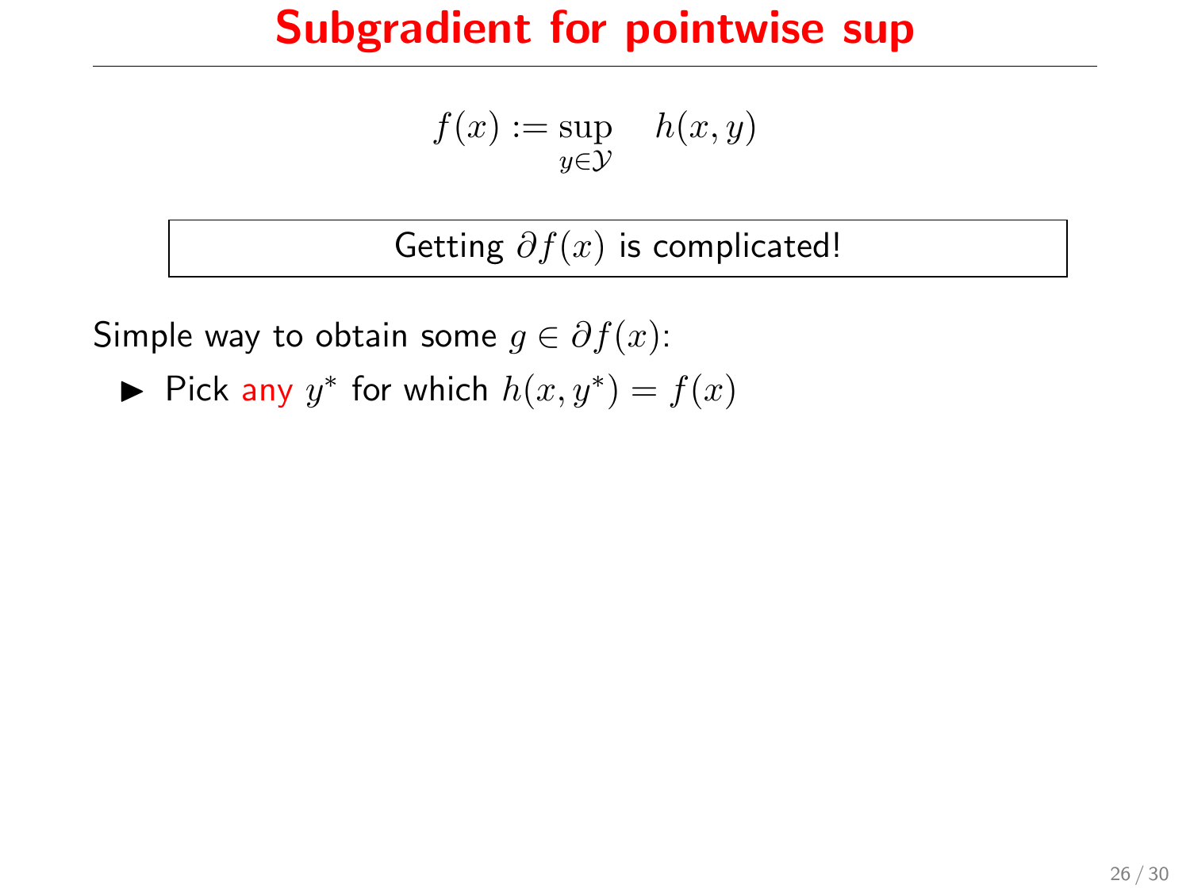# Subgradient for pointwise sup

$$f(x) := \sup_{y \in \mathcal{Y}} \quad h(x, y)$$

Getting $\partial f(x)$ is complicated!

Simple way to obtain some $g \in \partial f(x)$:

- Pick any $y^*$ for which $h(x, y^*) = f(x)$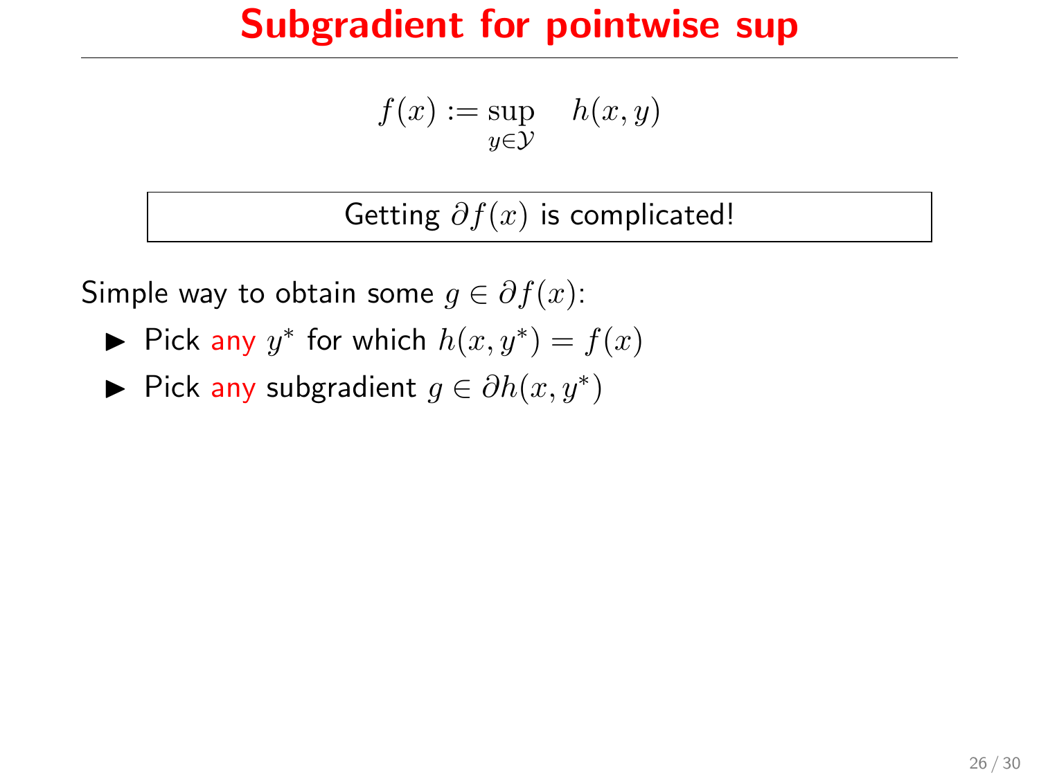# Subgradient for pointwise sup

$$f(x) := \sup_{y \in \mathcal{Y}} \quad h(x, y)$$

| Getting $\partial f(x)$ is complicated! |
|---|

Simple way to obtain some $g \in \partial f(x)$:

- Pick any $y^*$ for which $h(x, y^*) = f(x)$
- Pick any subgradient $g \in \partial h(x, y^*)$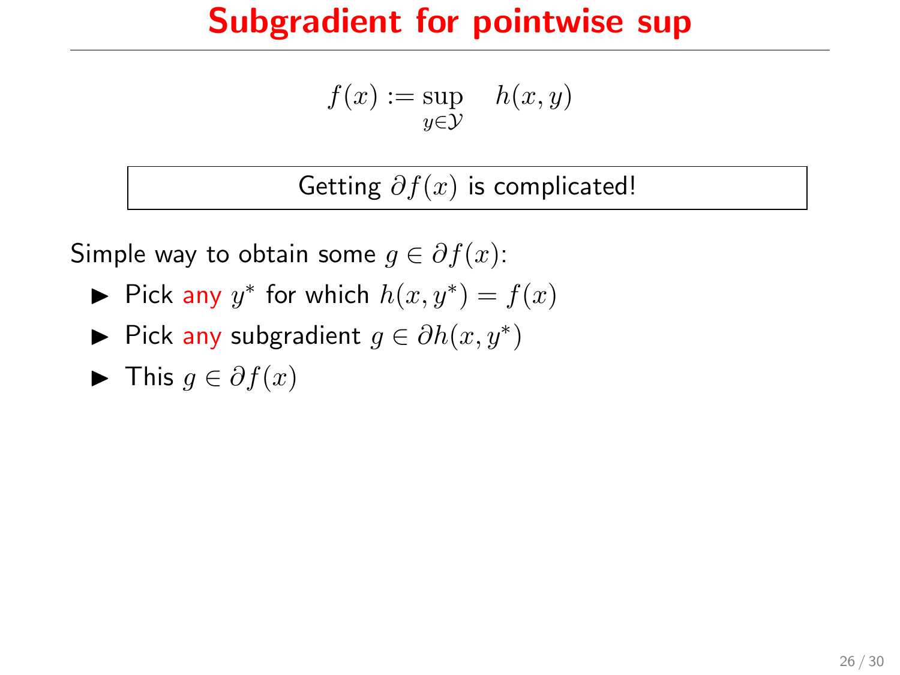# Subgradient for pointwise sup

$$f(x) := \sup_{y \in \mathcal{Y}} \quad h(x, y)$$

Getting $\partial f(x)$ is complicated!

Simple way to obtain some $g \in \partial f(x)$:

- Pick any $y^*$ for which $h(x, y^*) = f(x)$
- Pick any subgradient $g \in \partial h(x, y^*)$
- This $g \in \partial f(x)$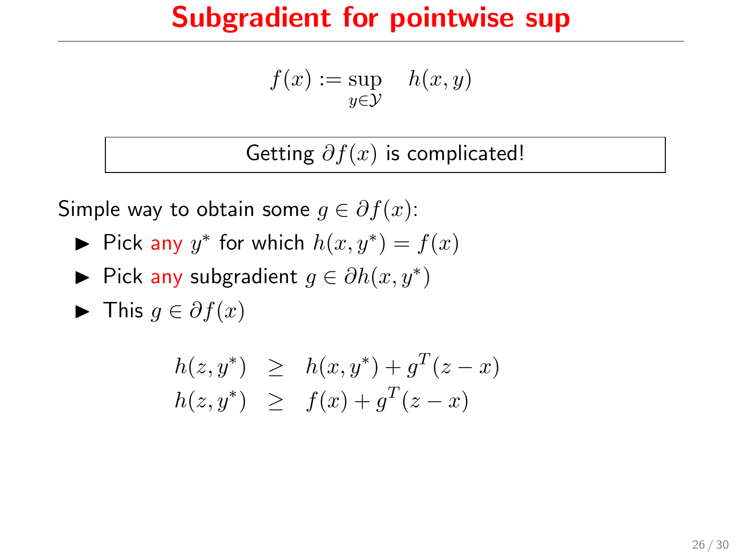# Subgradient for pointwise sup

$$f(x) := \sup_{y \in \mathcal{Y}} \quad h(x, y)$$

Getting $\partial f(x)$ is complicated!

Simple way to obtain some $g \in \partial f(x)$:

- Pick any $y^*$ for which $h(x, y^*) = f(x)$
- Pick any subgradient $g \in \partial h(x, y^*)$
- This $g \in \partial f(x)$

$$\begin{aligned}
h(z, y^*) &\geq h(x, y^*) + g^T(z - x) \\
h(z, y^*) &\geq f(x) + g^T(z - x)
\end{aligned}$$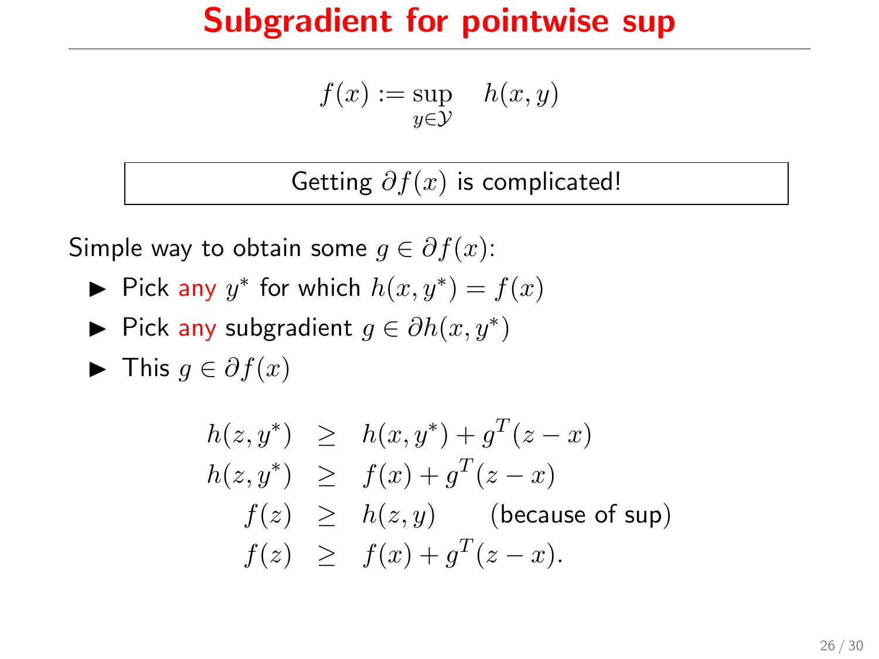# Subgradient for pointwise sup

$$f(x) := \sup_{y \in \mathcal{Y}} \quad h(x, y)$$

Getting $\partial f(x)$ is complicated!

Simple way to obtain some $g \in \partial f(x)$:

- Pick any $y^*$ for which $h(x, y^*) = f(x)$
- Pick any subgradient $g \in \partial h(x, y^*)$
- This $g \in \partial f(x)$

$$\begin{aligned}
h(z, y^*) &\geq h(x, y^*) + g^T(z - x) \\
h(z, y^*) &\geq f(x) + g^T(z - x) \\
f(z) &\geq h(z, y) \qquad \text{(because of sup)} \\
f(z) &\geq f(x) + g^T(z - x).
\end{aligned}$$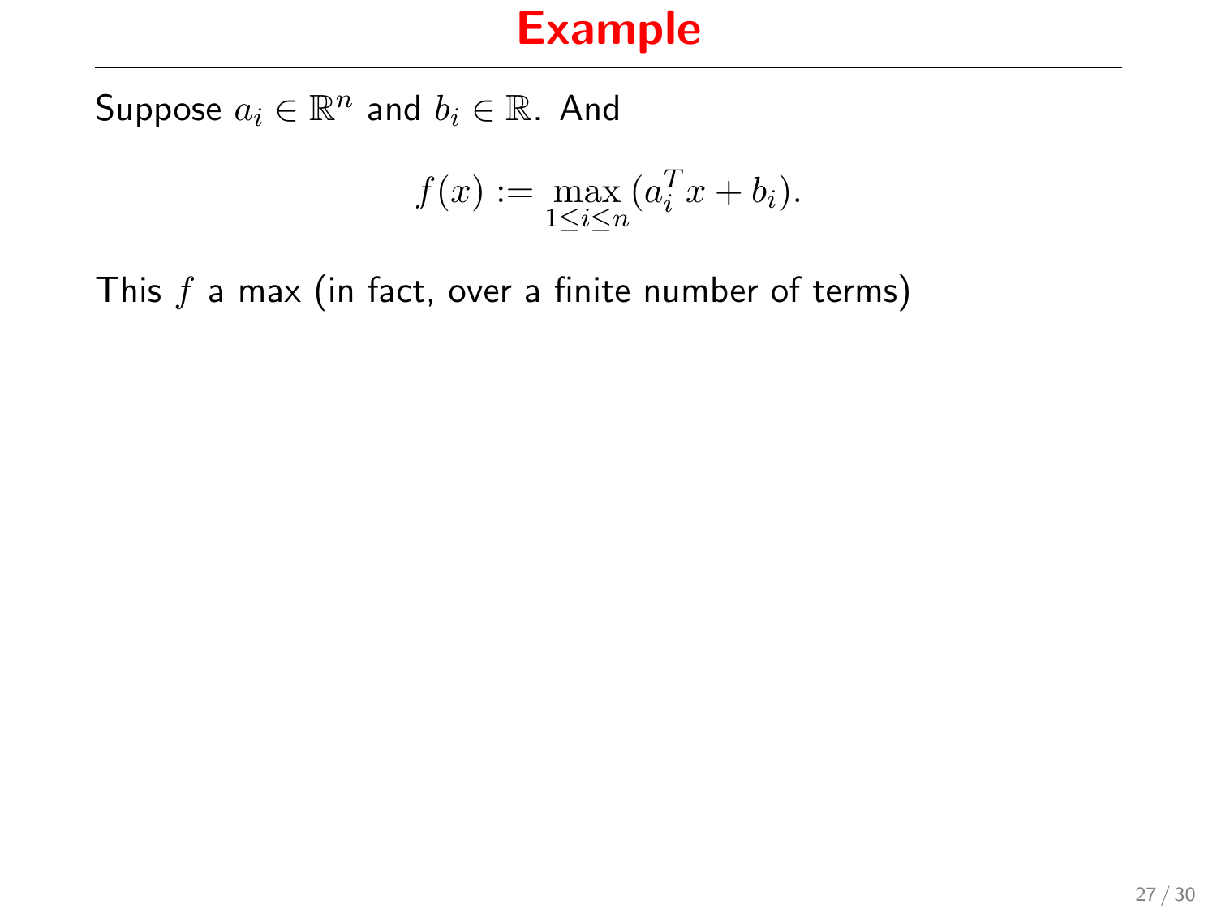# Example

Suppose $a_i \in \mathbb{R}^n$ and $b_i \in \mathbb{R}$. And

$$f(x) := \max_{1 \leq i \leq n} (a_i^T x + b_i).$$

This $f$ a max (in fact, over a finite number of terms)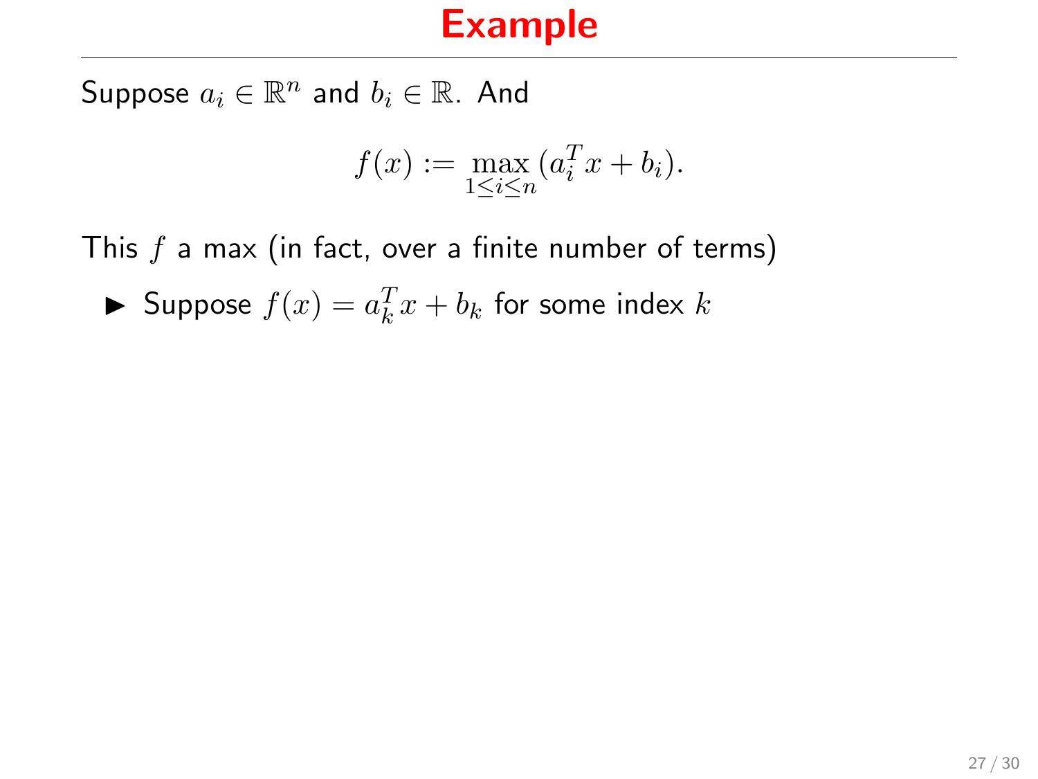# Example

Suppose $a_i \in \mathbb{R}^n$ and $b_i \in \mathbb{R}$. And

$$f(x) := \max_{1 \leq i \leq n} (a_i^T x + b_i).$$

This $f$ a max (in fact, over a finite number of terms)

- Suppose $f(x) = a_k^T x + b_k$ for some index $k$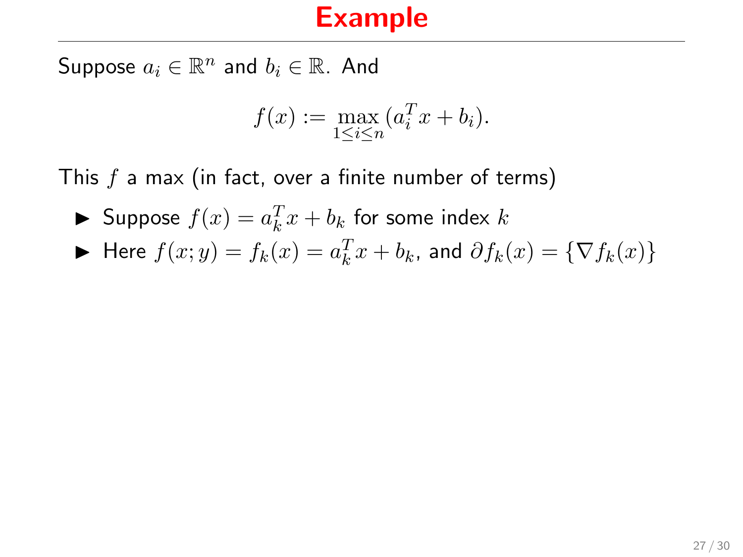# Example

Suppose $a_i \in \mathbb{R}^n$ and $b_i \in \mathbb{R}$. And

$$f(x) := \max_{1 \leq i \leq n} (a_i^T x + b_i).$$

This $f$ a max (in fact, over a finite number of terms)

- Suppose $f(x) = a_k^T x + b_k$ for some index $k$
- Here $f(x; y) = f_k(x) = a_k^T x + b_k$, and $\partial f_k(x) = \{\nabla f_k(x)\}$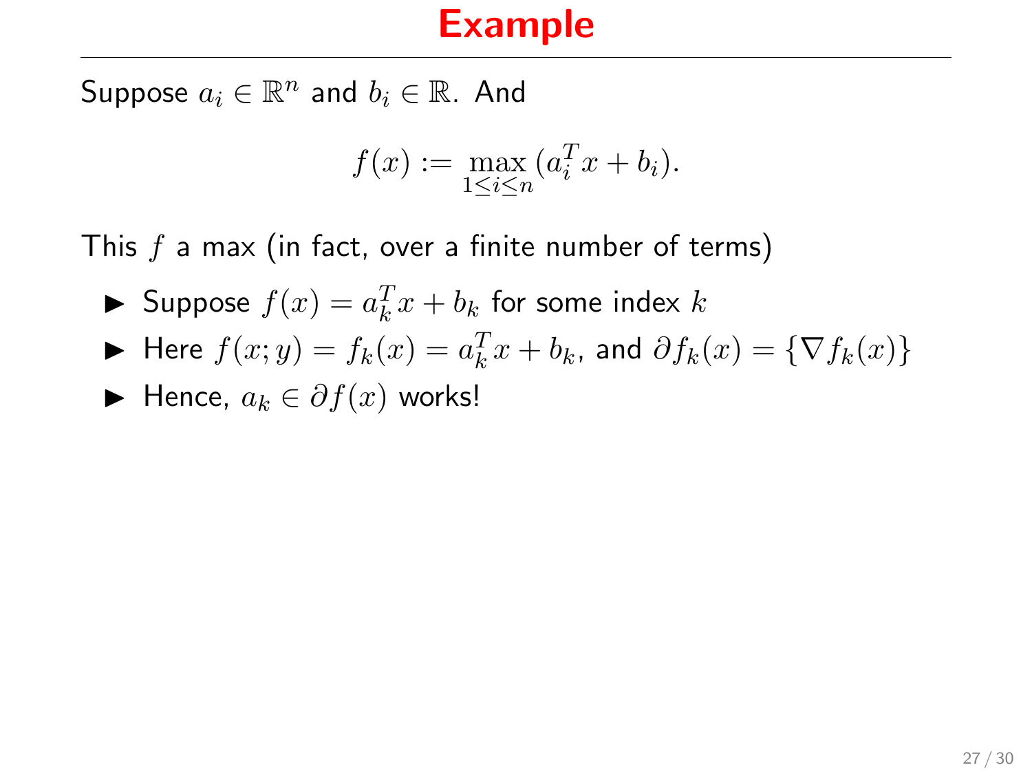# Example

Suppose $a_i \in \mathbb{R}^n$ and $b_i \in \mathbb{R}$. And

$$f(x) := \max_{1 \leq i \leq n} (a_i^T x + b_i).$$

This $f$ a max (in fact, over a finite number of terms)

- Suppose $f(x) = a_k^T x + b_k$ for some index $k$
- Here $f(x; y) = f_k(x) = a_k^T x + b_k$, and $\partial f_k(x) = \{\nabla f_k(x)\}$
- Hence, $a_k \in \partial f(x)$ works!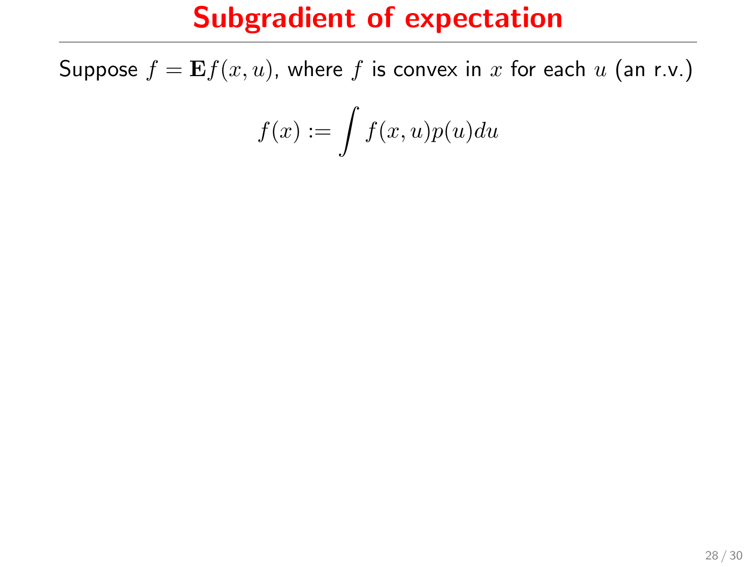# Subgradient of expectation

Suppose $f = \mathbf{E} f(x, u)$, where $f$ is convex in $x$ for each $u$ (an r.v.)

$$f(x) := \int f(x, u) p(u) du$$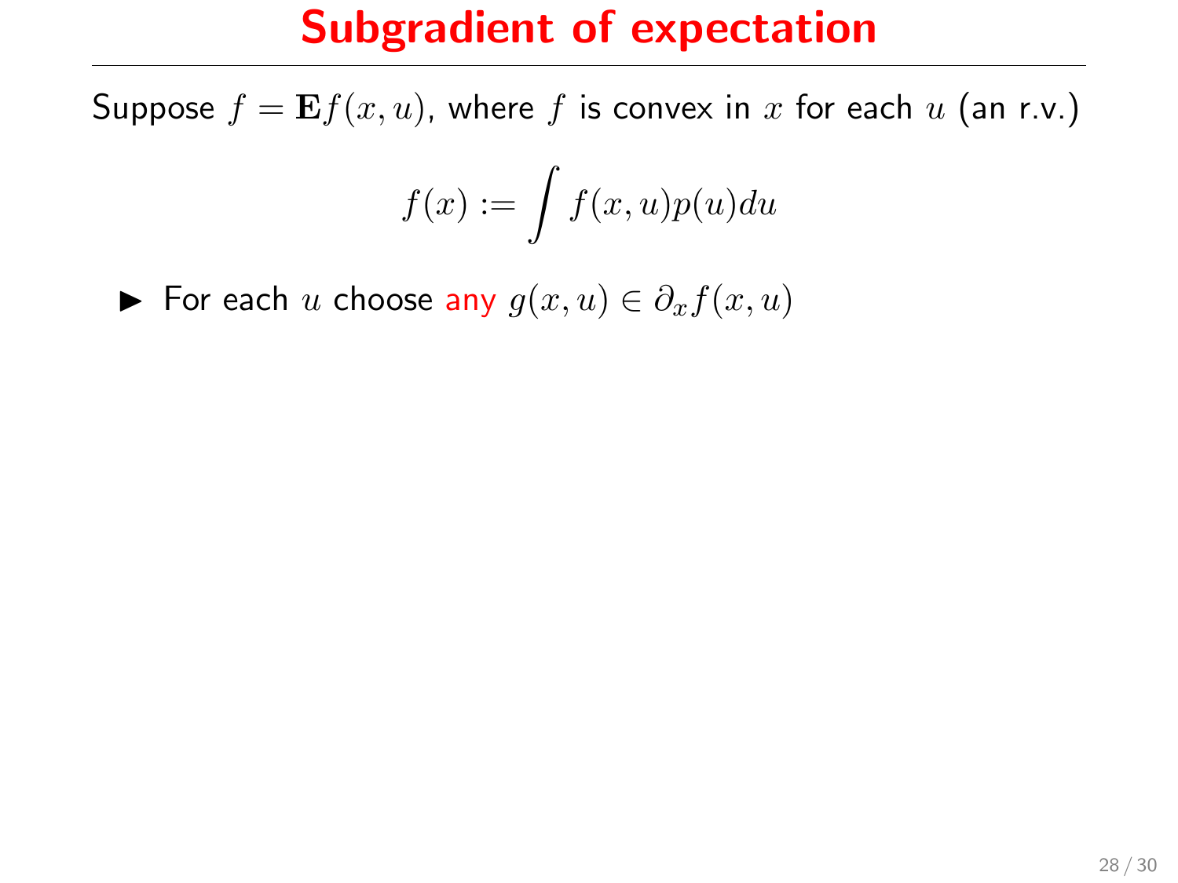# Subgradient of expectation

Suppose $f = \mathbf{E}f(x,u)$, where $f$ is convex in $x$ for each $u$ (an r.v.)

$$f(x) := \int f(x,u)p(u)du$$

- For each $u$ choose any $g(x,u) \in \partial_x f(x,u)$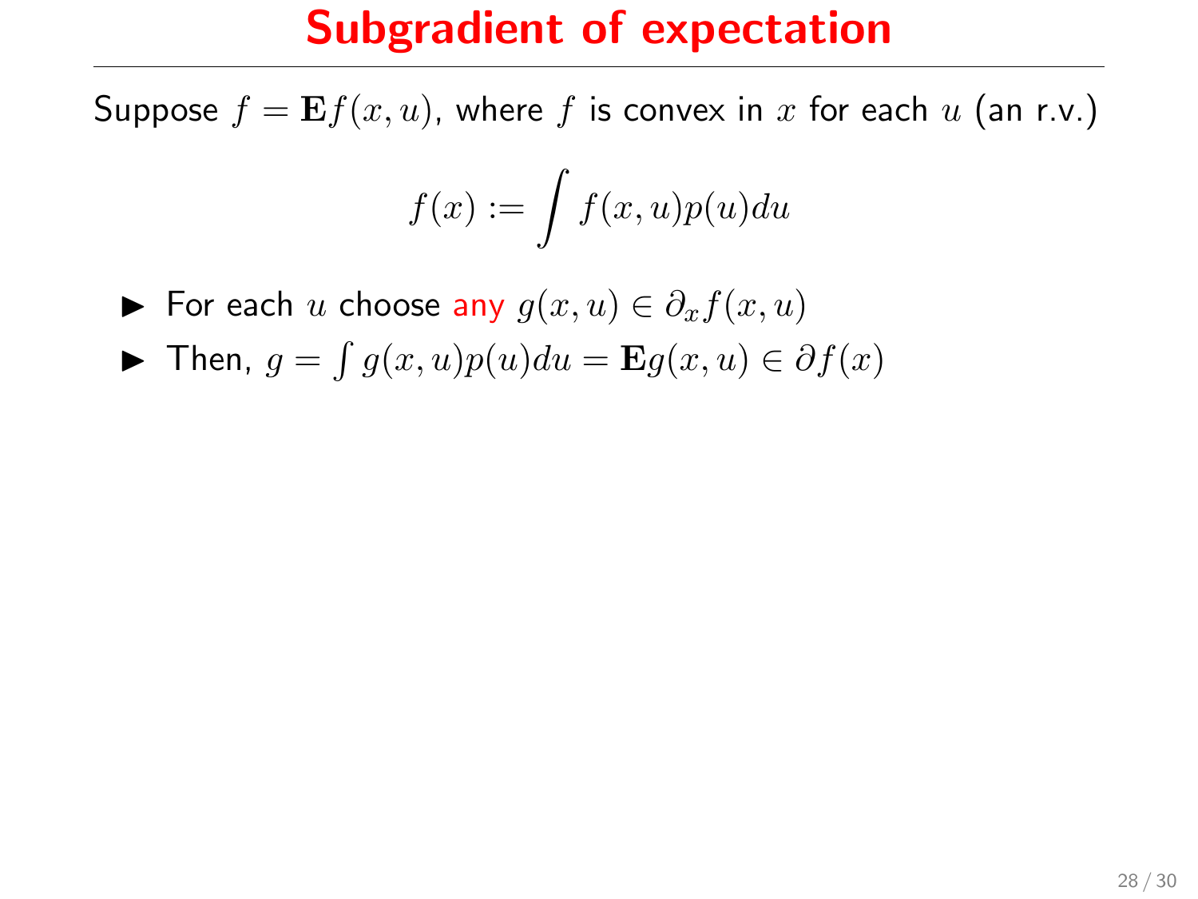# Subgradient of expectation

Suppose $f = \mathbf{E} f(x,u)$, where $f$ is convex in $x$ for each $u$ (an r.v.)

$$f(x) := \int f(x,u) p(u) du$$

- For each $u$ choose any $g(x,u) \in \partial_x f(x,u)$
- Then, $g = \int g(x,u)p(u)du = \mathbf{E} g(x,u) \in \partial f(x)$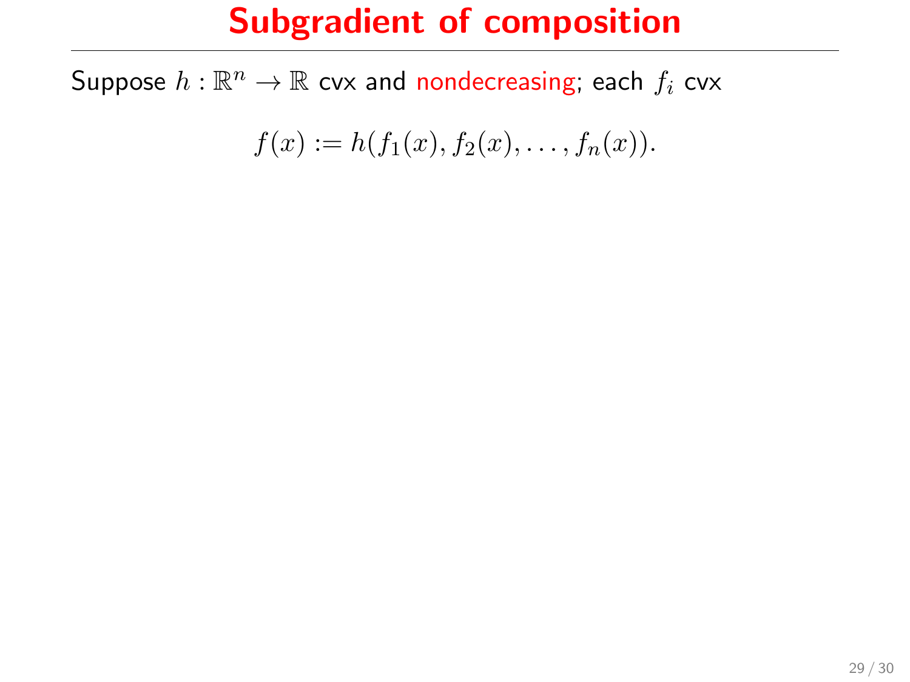# Subgradient of composition

Suppose $h : \mathbb{R}^n \to \mathbb{R}$ cvx and nondecreasing; each $f_i$ cvx

$$f(x) := h(f_1(x), f_2(x), \ldots, f_n(x)).$$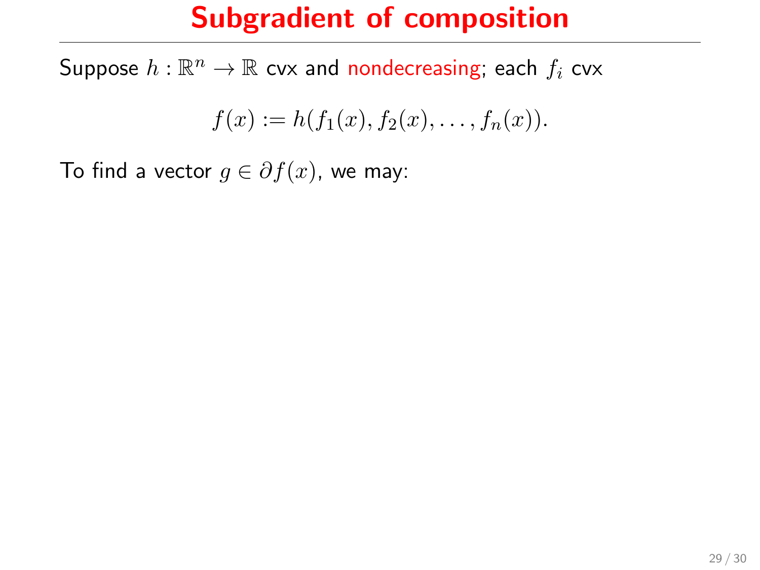# Subgradient of composition

Suppose $h : \mathbb{R}^n \to \mathbb{R}$ cvx and nondecreasing; each $f_i$ cvx

$$f(x) := h(f_1(x), f_2(x), \ldots, f_n(x)).$$

To find a vector $g \in \partial f(x)$, we may: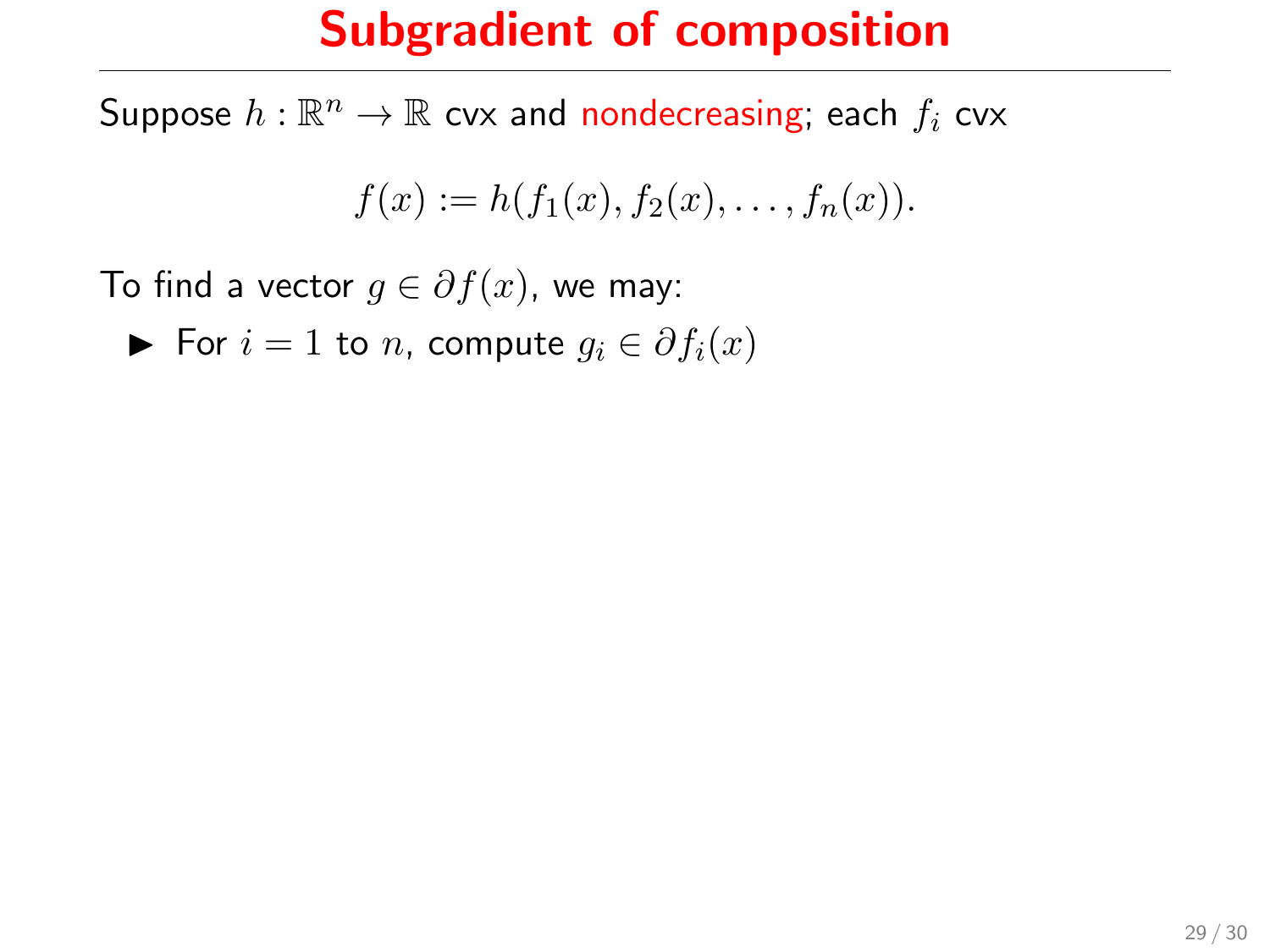# Subgradient of composition

Suppose $h : \mathbb{R}^n \to \mathbb{R}$ cvx and nondecreasing; each $f_i$ cvx

$$f(x) := h(f_1(x), f_2(x), \ldots, f_n(x)).$$

To find a vector $g \in \partial f(x)$, we may:

- For $i = 1$ to $n$, compute $g_i \in \partial f_i(x)$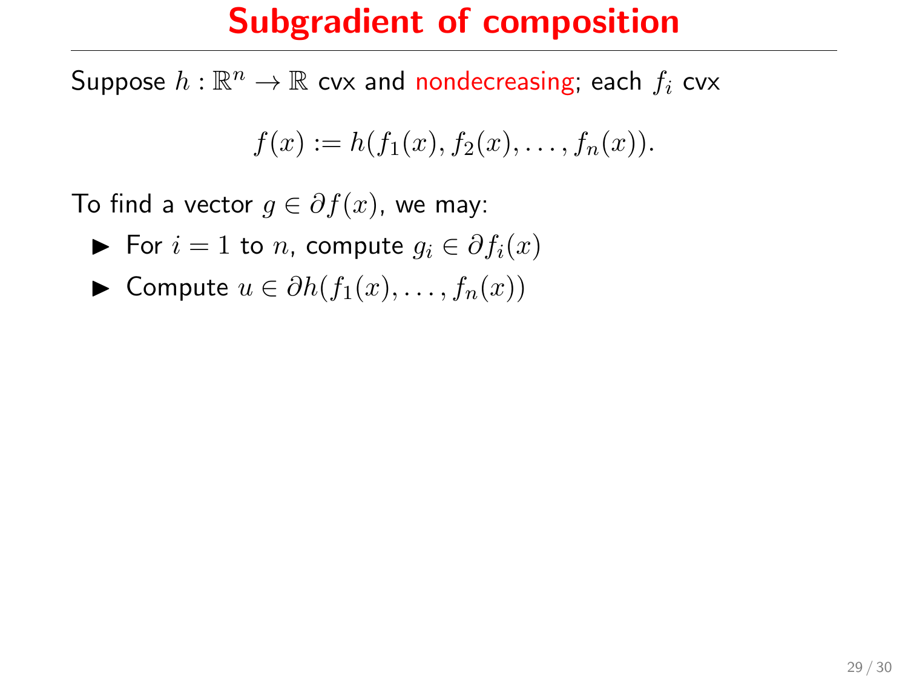# Subgradient of composition

Suppose $h : \mathbb{R}^n \to \mathbb{R}$ cvx and nondecreasing; each $f_i$ cvx

$$f(x) := h(f_1(x), f_2(x), \ldots, f_n(x)).$$

To find a vector $g \in \partial f(x)$, we may:

- For $i = 1$ to $n$, compute $g_i \in \partial f_i(x)$
- Compute $u \in \partial h(f_1(x), \ldots, f_n(x))$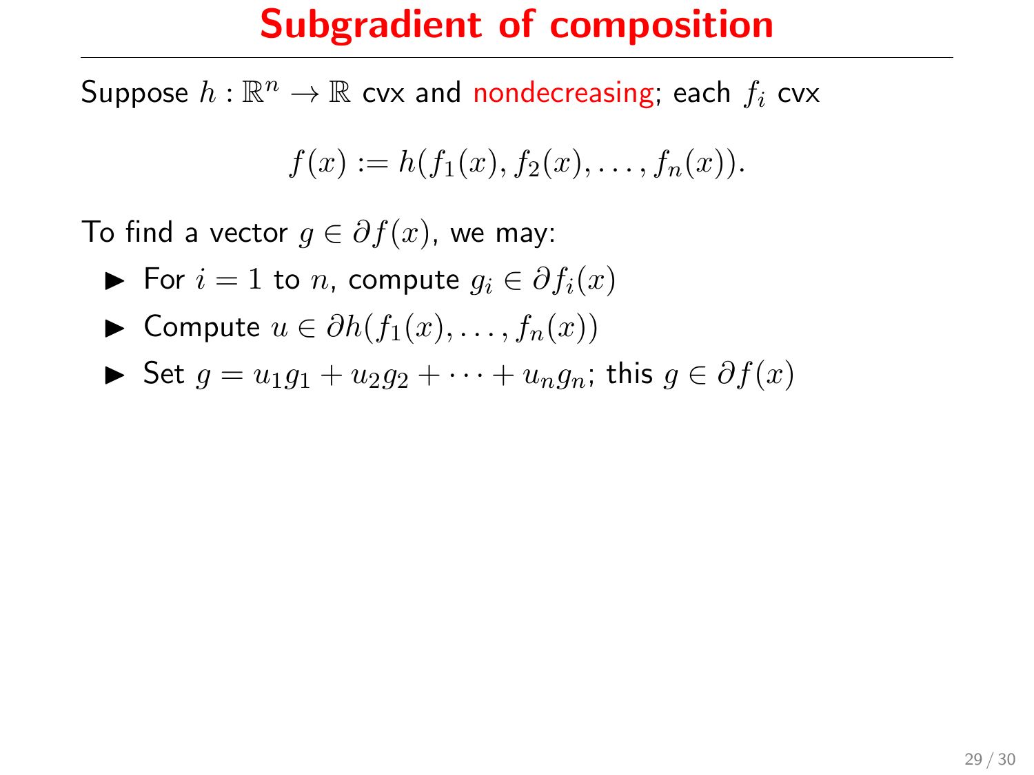# Subgradient of composition

Suppose $h : \mathbb{R}^n \to \mathbb{R}$ cvx and nondecreasing; each $f_i$ cvx

$$f(x) := h(f_1(x), f_2(x), \ldots, f_n(x)).$$

To find a vector $g \in \partial f(x)$, we may:

- For $i = 1$ to $n$, compute $g_i \in \partial f_i(x)$
- Compute $u \in \partial h(f_1(x), \ldots, f_n(x))$
- Set $g = u_1 g_1 + u_2 g_2 + \cdots + u_n g_n$; this $g \in \partial f(x)$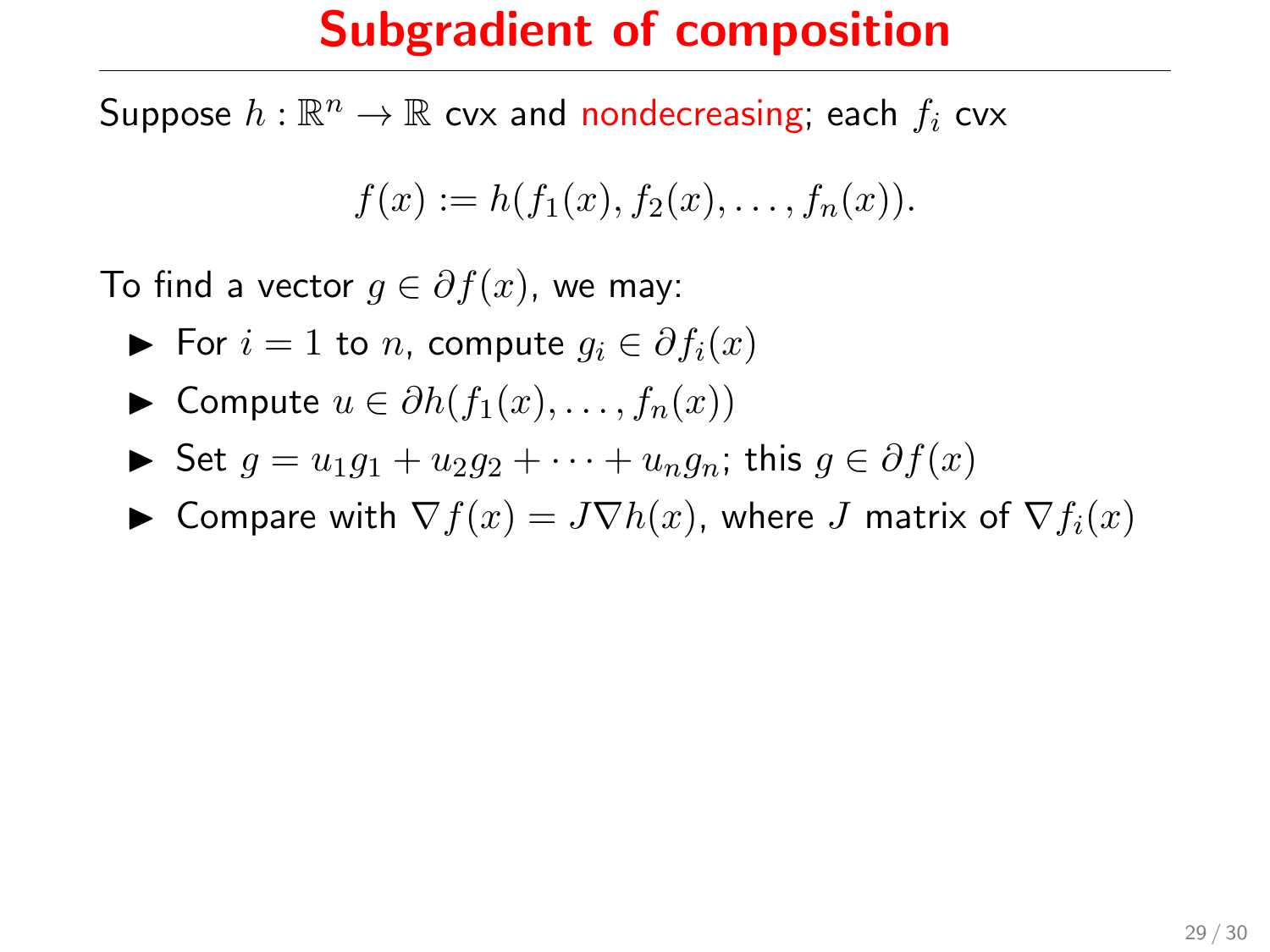# Subgradient of composition

Suppose $h : \mathbb{R}^n \to \mathbb{R}$ cvx and nondecreasing; each $f_i$ cvx

$$f(x) := h(f_1(x), f_2(x), \ldots, f_n(x)).$$

To find a vector $g \in \partial f(x)$, we may:

- For $i = 1$ to $n$, compute $g_i \in \partial f_i(x)$
- Compute $u \in \partial h(f_1(x), \ldots, f_n(x))$
- Set $g = u_1 g_1 + u_2 g_2 + \cdots + u_n g_n$; this $g \in \partial f(x)$
- Compare with $\nabla f(x) = J \nabla h(x)$, where $J$ matrix of $\nabla f_i(x)$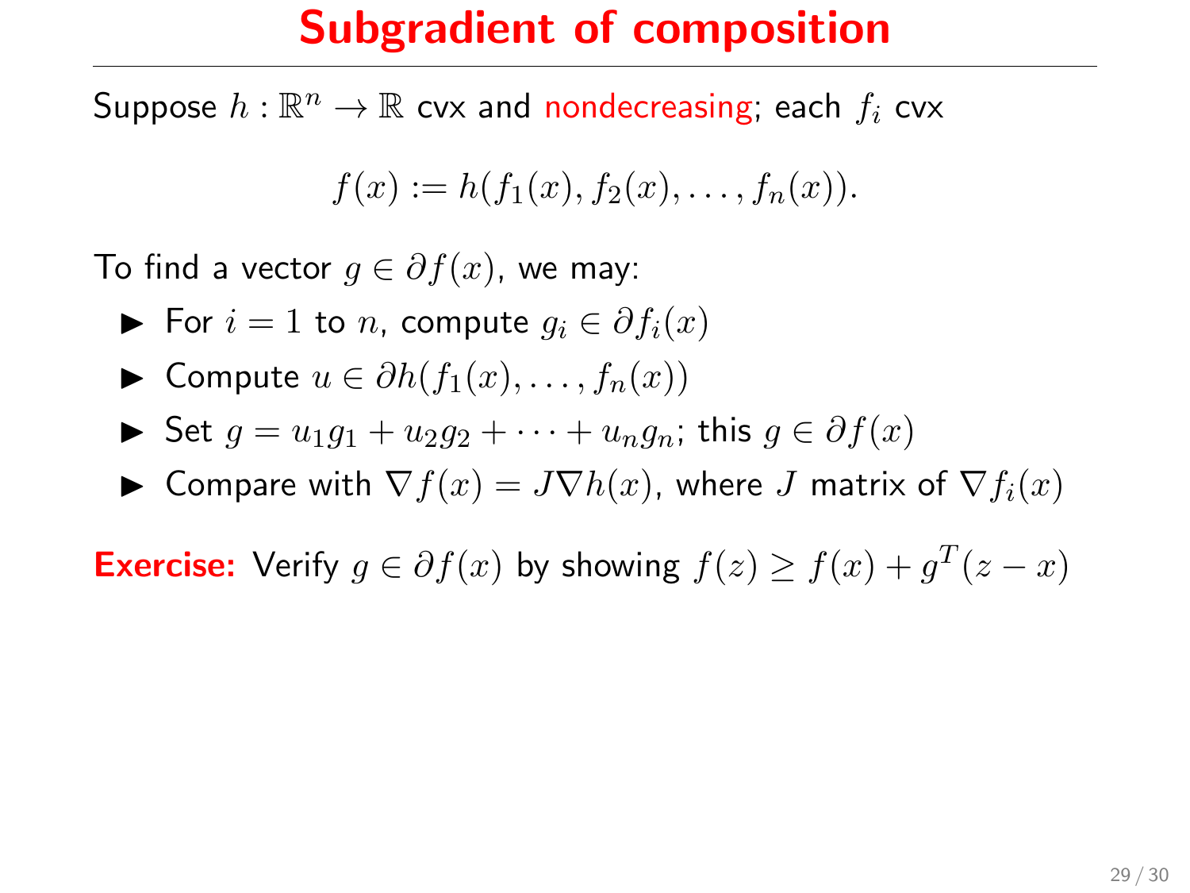# Subgradient of composition

Suppose $h : \mathbb{R}^n \to \mathbb{R}$ cvx and nondecreasing; each $f_i$ cvx

$$f(x) := h(f_1(x), f_2(x), \ldots, f_n(x)).$$

To find a vector $g \in \partial f(x)$, we may:

- For $i = 1$ to $n$, compute $g_i \in \partial f_i(x)$
- Compute $u \in \partial h(f_1(x), \ldots, f_n(x))$
- Set $g = u_1 g_1 + u_2 g_2 + \cdots + u_n g_n$; this $g \in \partial f(x)$
- Compare with $\nabla f(x) = J \nabla h(x)$, where $J$ matrix of $\nabla f_i(x)$

**Exercise:** Verify $g \in \partial f(x)$ by showing $f(z) \geq f(x) + g^T(z - x)$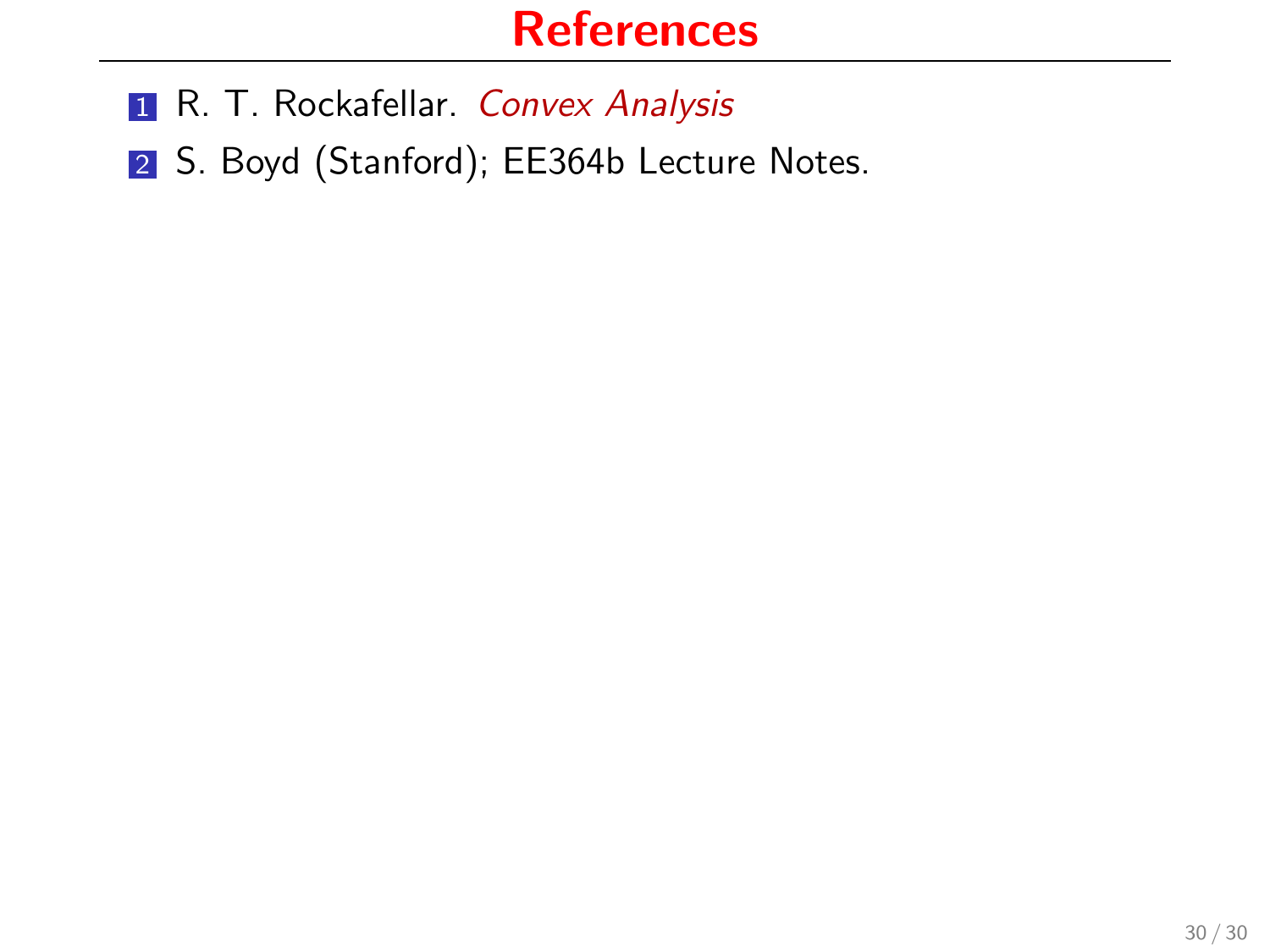# References

1. R. T. Rockafellar. *Convex Analysis*
2. S. Boyd (Stanford); EE364b Lecture Notes.